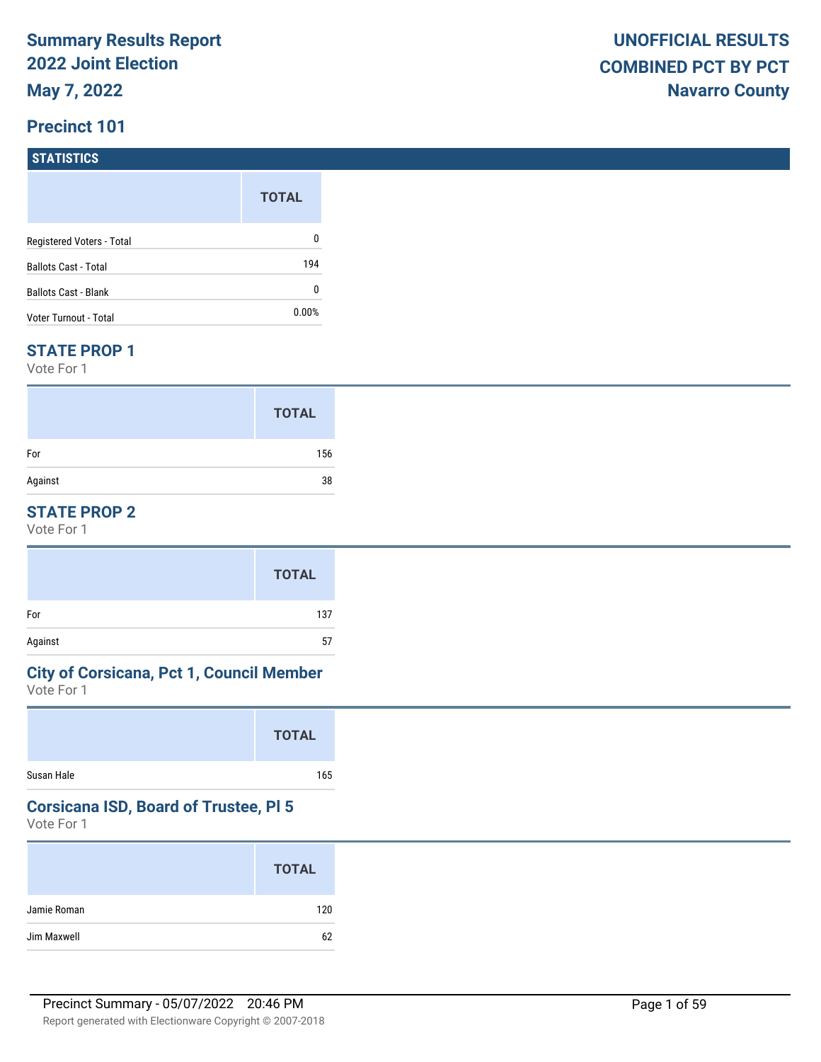# Summary Results Report
## 2022 Joint Election
## May 7, 2022

**UNOFFICIAL RESULTS**
**COMBINED PCT BY PCT**
**Navarro County**

## Precinct 101

### STATISTICS

| | TOTAL |
|---|---|
| Registered Voters - Total | 0 |
| Ballots Cast - Total | 194 |
| Ballots Cast - Blank | 0 |
| Voter Turnout - Total | 0.00% |

### STATE PROP 1

Vote For 1

| | TOTAL |
|---|---|
| For | 156 |
| Against | 38 |

### STATE PROP 2

Vote For 1

| | TOTAL |
|---|---|
| For | 137 |
| Against | 57 |

### City of Corsicana, Pct 1, Council Member

Vote For 1

| | TOTAL |
|---|---|
| Susan Hale | 165 |

### Corsicana ISD, Board of Trustee, Pl 5

Vote For 1

| | TOTAL |
|---|---|
| Jamie Roman | 120 |
| Jim Maxwell | 62 |

Precinct Summary - 05/07/2022 20:46 PM

Report generated with Electionware Copyright © 2007-2018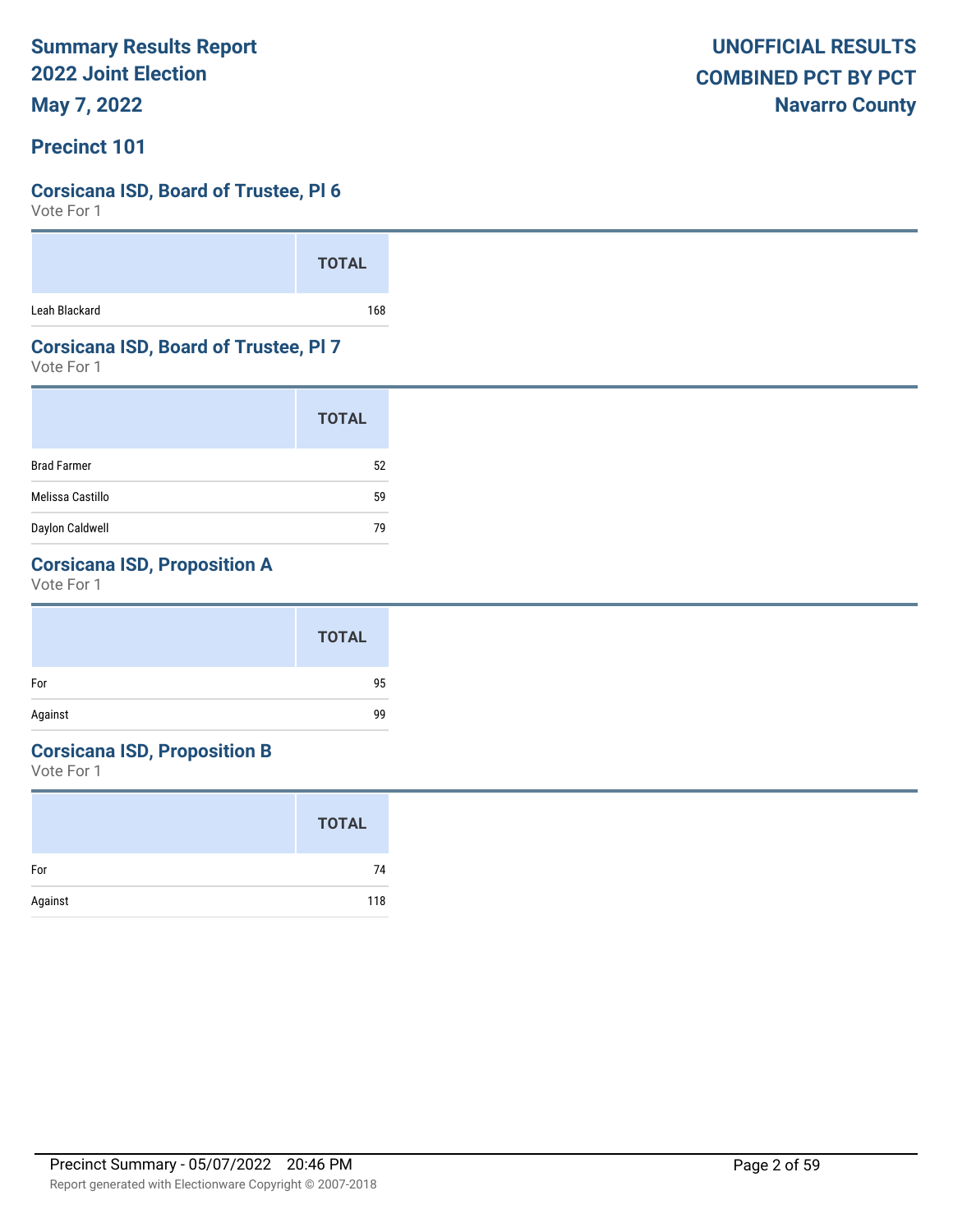# Summary Results Report
## 2022 Joint Election
## May 7, 2022

**UNOFFICIAL RESULTS**
**COMBINED PCT BY PCT**
**Navarro County**

## Precinct 101

### Corsicana ISD, Board of Trustee, Pl 6
Vote For 1

| | TOTAL |
|---|---|
| Leah Blackard | 168 |

### Corsicana ISD, Board of Trustee, Pl 7
Vote For 1

| | TOTAL |
|---|---|
| Brad Farmer | 52 |
| Melissa Castillo | 59 |
| Daylon Caldwell | 79 |

### Corsicana ISD, Proposition A
Vote For 1

| | TOTAL |
|---|---|
| For | 95 |
| Against | 99 |

### Corsicana ISD, Proposition B
Vote For 1

| | TOTAL |
|---|---|
| For | 74 |
| Against | 118 |

Precinct Summary - 05/07/2022 20:46 PM

Report generated with Electionware Copyright © 2007-2018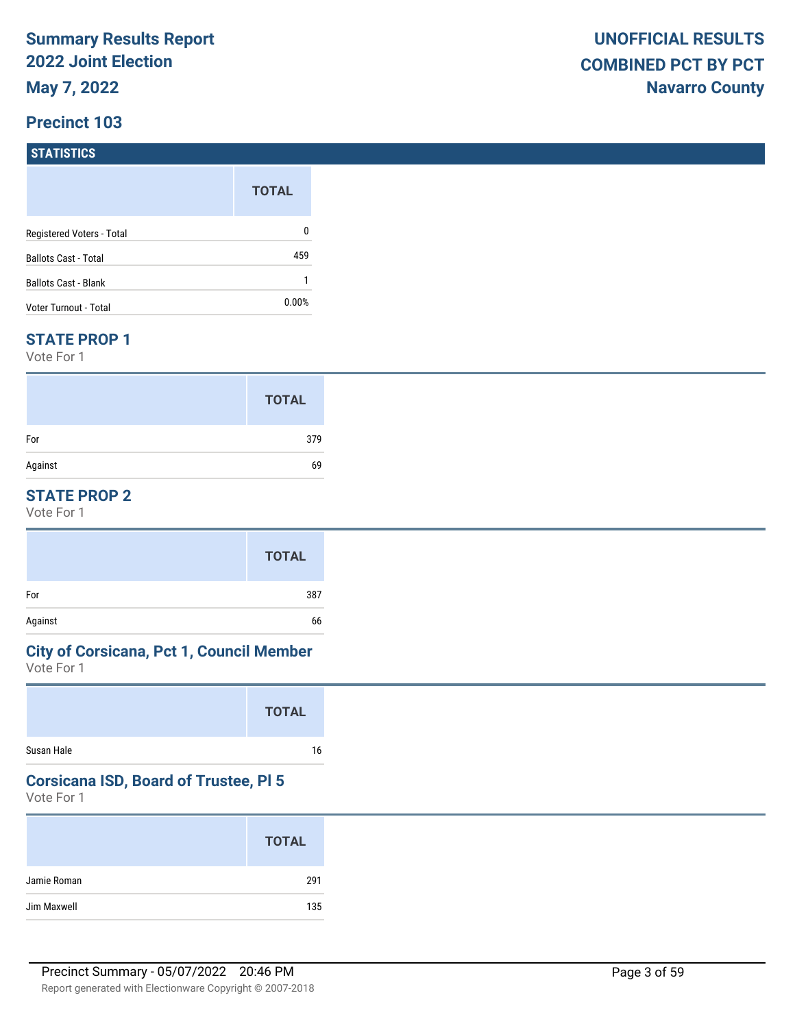# Summary Results Report
# 2022 Joint Election
# May 7, 2022

**UNOFFICIAL RESULTS**
**COMBINED PCT BY PCT**
**Navarro County**

## Precinct 103

### STATISTICS

| | TOTAL |
|---|---|
| Registered Voters - Total | 0 |
| Ballots Cast - Total | 459 |
| Ballots Cast - Blank | 1 |
| Voter Turnout - Total | 0.00% |

### STATE PROP 1

Vote For 1

| | TOTAL |
|---|---|
| For | 379 |
| Against | 69 |

### STATE PROP 2

Vote For 1

| | TOTAL |
|---|---|
| For | 387 |
| Against | 66 |

### City of Corsicana, Pct 1, Council Member

Vote For 1

| | TOTAL |
|---|---|
| Susan Hale | 16 |

### Corsicana ISD, Board of Trustee, Pl 5

Vote For 1

| | TOTAL |
|---|---|
| Jamie Roman | 291 |
| Jim Maxwell | 135 |

Precinct Summary - 05/07/2022 20:46 PM

Report generated with Electionware Copyright © 2007-2018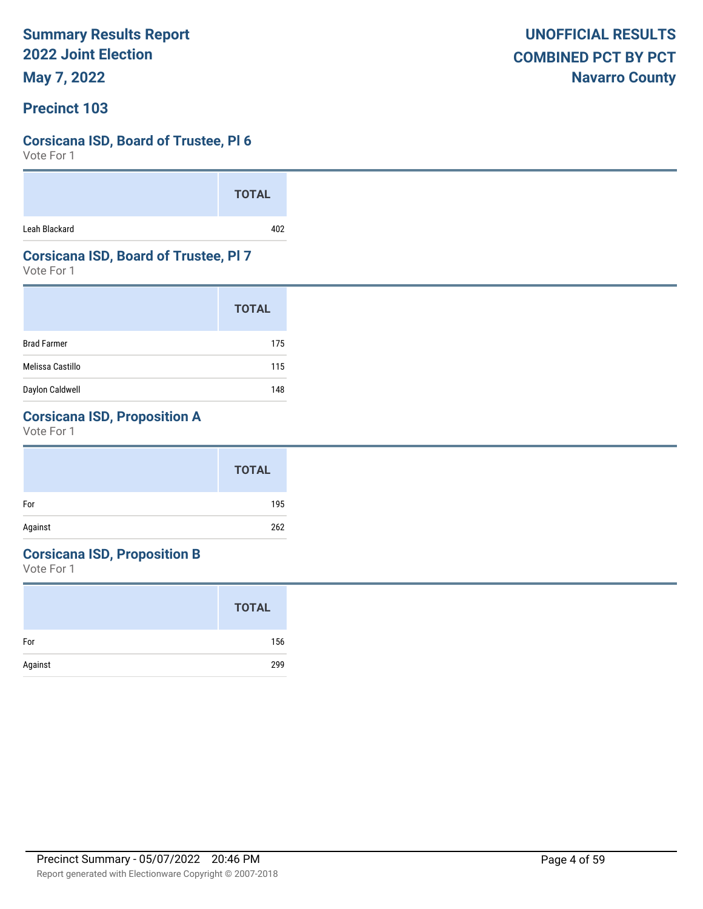# Summary Results Report
# 2022 Joint Election
# May 7, 2022

**UNOFFICIAL RESULTS**
**COMBINED PCT BY PCT**
**Navarro County**

## Precinct 103

### Corsicana ISD, Board of Trustee, Pl 6

Vote For 1

| | TOTAL |
|---|---|
| Leah Blackard | 402 |

### Corsicana ISD, Board of Trustee, Pl 7

Vote For 1

| | TOTAL |
|---|---|
| Brad Farmer | 175 |
| Melissa Castillo | 115 |
| Daylon Caldwell | 148 |

### Corsicana ISD, Proposition A

Vote For 1

| | TOTAL |
|---|---|
| For | 195 |
| Against | 262 |

### Corsicana ISD, Proposition B

Vote For 1

| | TOTAL |
|---|---|
| For | 156 |
| Against | 299 |

Precinct Summary - 05/07/2022 20:46 PM

Report generated with Electionware Copyright © 2007-2018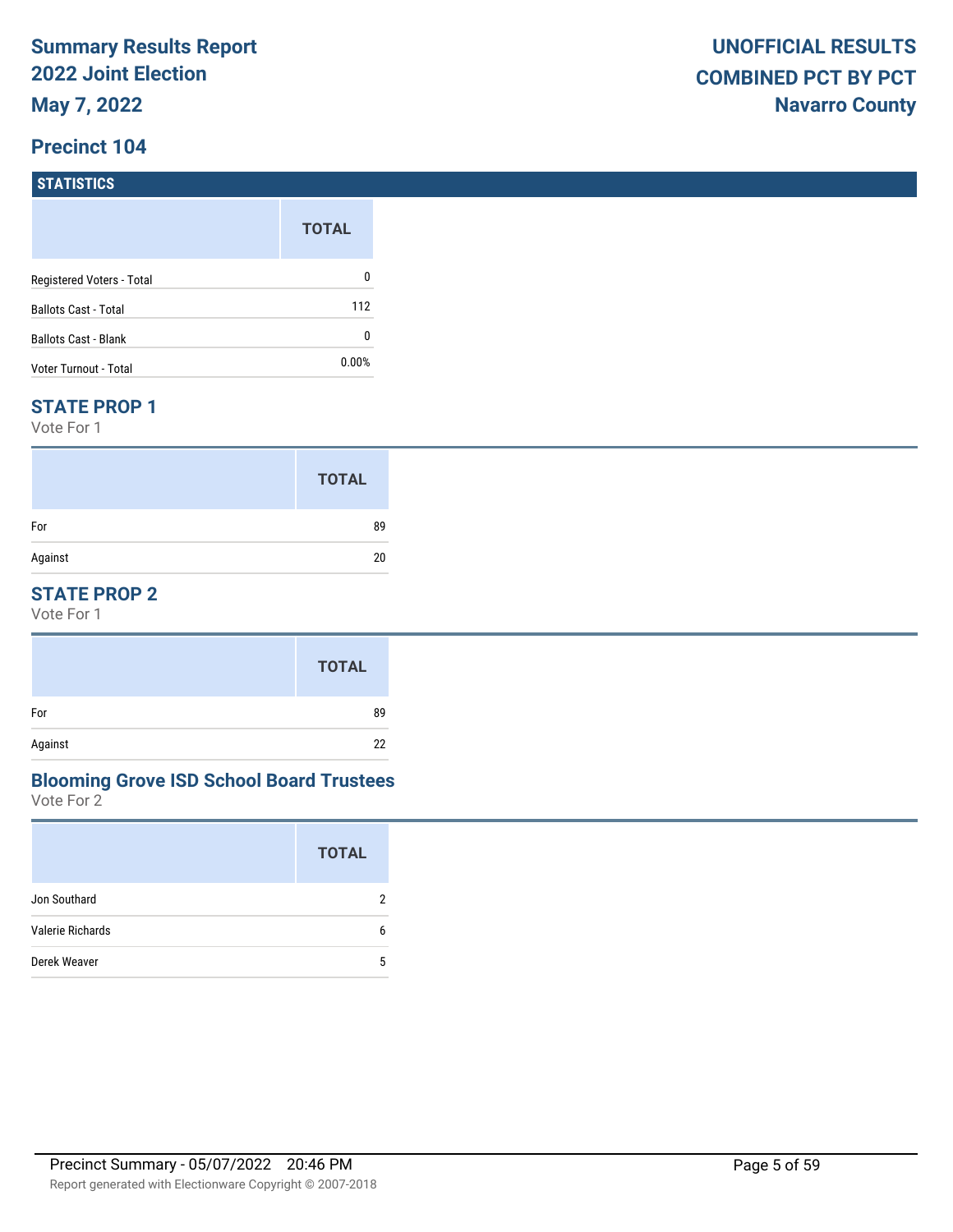# Summary Results Report
## 2022 Joint Election
## May 7, 2022

**UNOFFICIAL RESULTS**
**COMBINED PCT BY PCT**
**Navarro County**

## Precinct 104

### STATISTICS

| | TOTAL |
|---|---|
| Registered Voters - Total | 0 |
| Ballots Cast - Total | 112 |
| Ballots Cast - Blank | 0 |
| Voter Turnout - Total | 0.00% |

### STATE PROP 1

Vote For 1

| | TOTAL |
|---|---|
| For | 89 |
| Against | 20 |

### STATE PROP 2

Vote For 1

| | TOTAL |
|---|---|
| For | 89 |
| Against | 22 |

### Blooming Grove ISD School Board Trustees

Vote For 2

| | TOTAL |
|---|---|
| Jon Southard | 2 |
| Valerie Richards | 6 |
| Derek Weaver | 5 |

Precinct Summary - 05/07/2022 20:46 PM

Report generated with Electionware Copyright © 2007-2018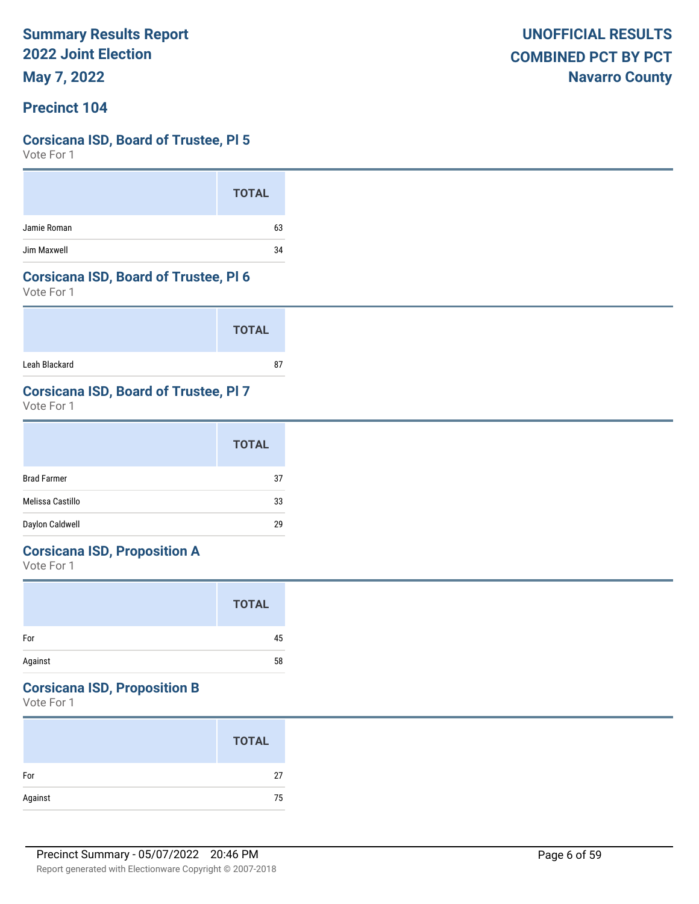**Summary Results Report**
**2022 Joint Election**
**May 7, 2022**

**UNOFFICIAL RESULTS**
**COMBINED PCT BY PCT**
**Navarro County**

## Precinct 104

### Corsicana ISD, Board of Trustee, Pl 5

Vote For 1

| | TOTAL |
|---|---|
| Jamie Roman | 63 |
| Jim Maxwell | 34 |

### Corsicana ISD, Board of Trustee, Pl 6

Vote For 1

| | TOTAL |
|---|---|
| Leah Blackard | 87 |

### Corsicana ISD, Board of Trustee, Pl 7

Vote For 1

| | TOTAL |
|---|---|
| Brad Farmer | 37 |
| Melissa Castillo | 33 |
| Daylon Caldwell | 29 |

### Corsicana ISD, Proposition A

Vote For 1

| | TOTAL |
|---|---|
| For | 45 |
| Against | 58 |

### Corsicana ISD, Proposition B

Vote For 1

| | TOTAL |
|---|---|
| For | 27 |
| Against | 75 |

Precinct Summary - 05/07/2022 20:46 PM

Report generated with Electionware Copyright © 2007-2018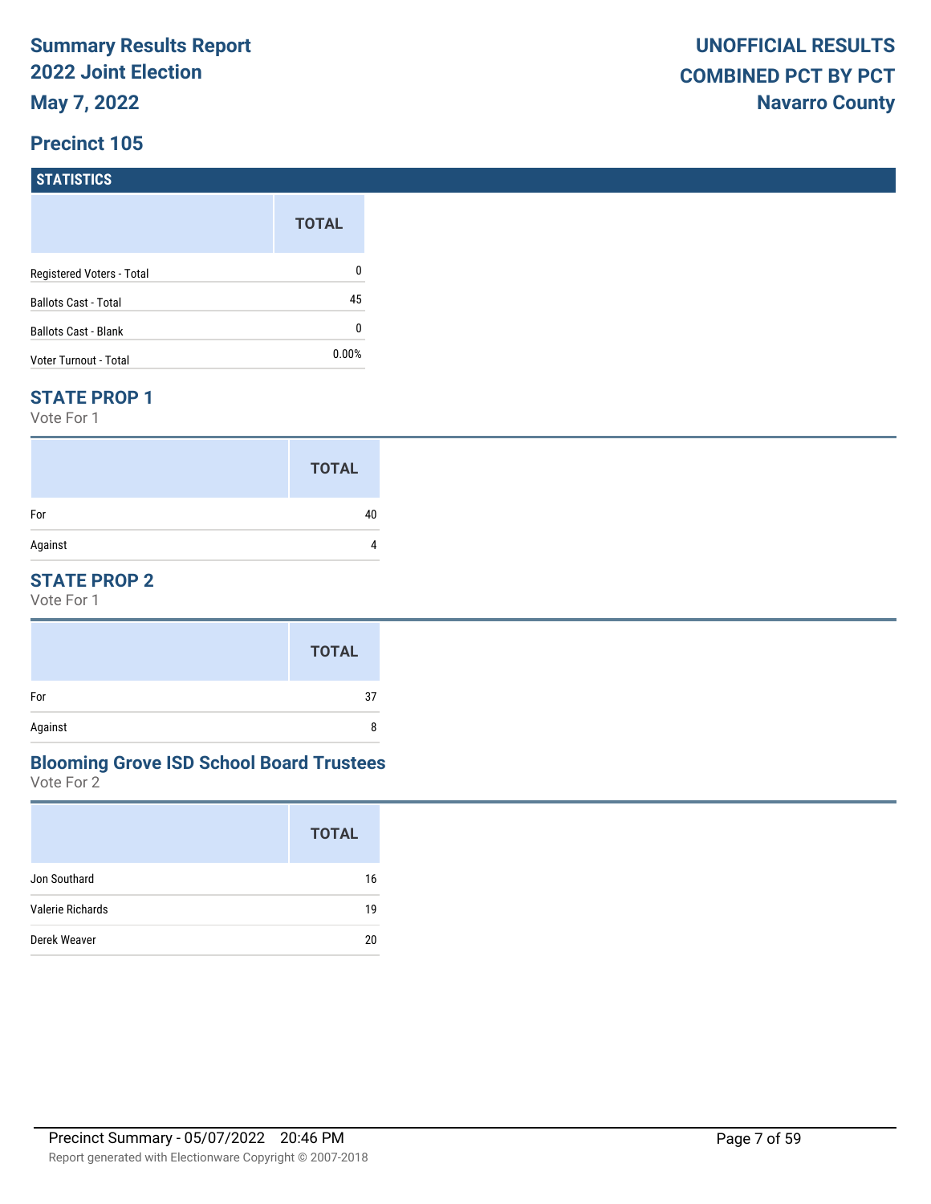# Summary Results Report
# 2022 Joint Election
# May 7, 2022

**UNOFFICIAL RESULTS**
**COMBINED PCT BY PCT**
**Navarro County**

## Precinct 105

### STATISTICS

| | TOTAL |
|---|---|
| Registered Voters - Total | 0 |
| Ballots Cast - Total | 45 |
| Ballots Cast - Blank | 0 |
| Voter Turnout - Total | 0.00% |

### STATE PROP 1

Vote For 1

| | TOTAL |
|---|---|
| For | 40 |
| Against | 4 |

### STATE PROP 2

Vote For 1

| | TOTAL |
|---|---|
| For | 37 |
| Against | 8 |

### Blooming Grove ISD School Board Trustees

Vote For 2

| | TOTAL |
|---|---|
| Jon Southard | 16 |
| Valerie Richards | 19 |
| Derek Weaver | 20 |

Precinct Summary - 05/07/2022 20:46 PM

Report generated with Electionware Copyright © 2007-2018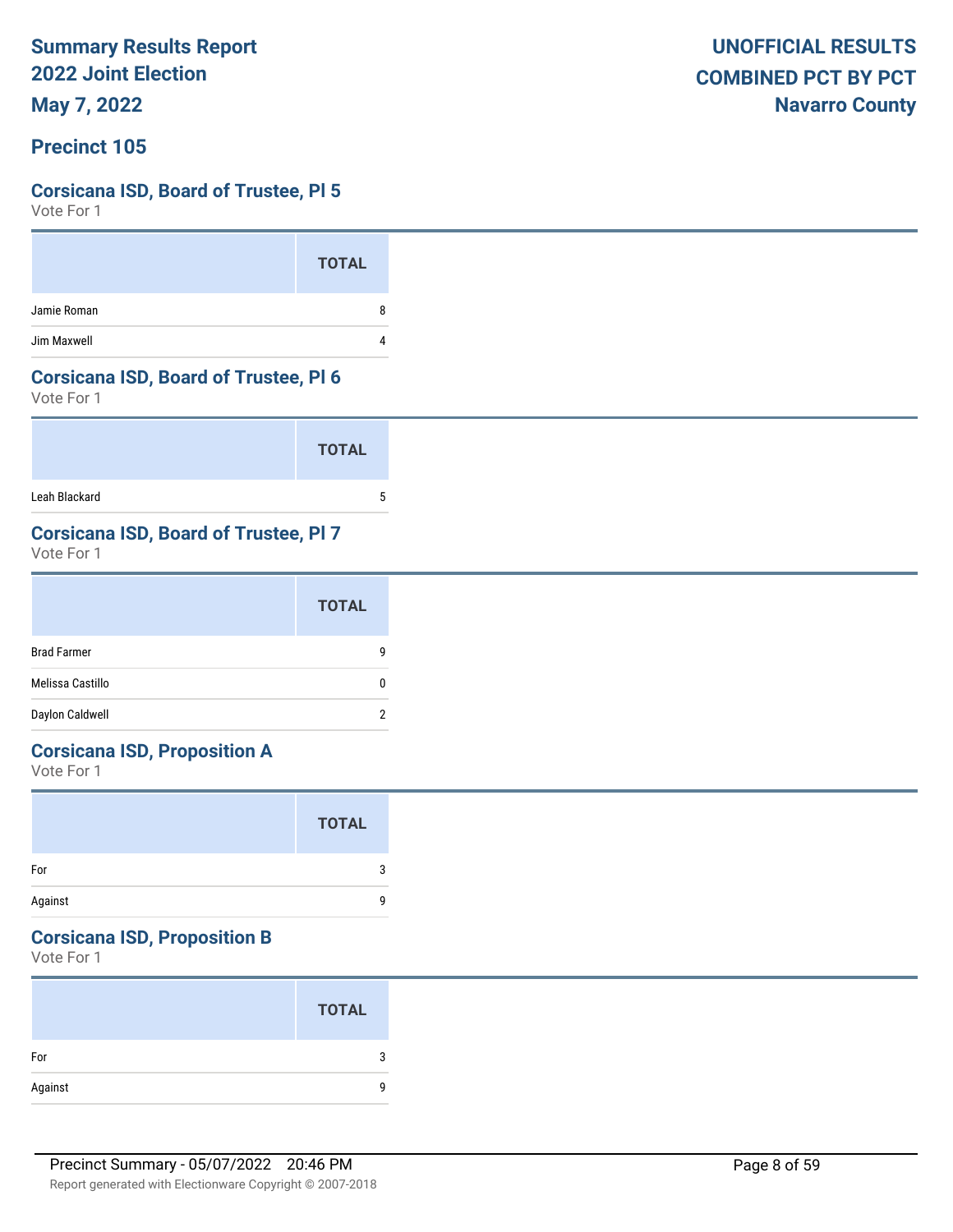# Precinct 105

## Corsicana ISD, Board of Trustee, Pl 5

Vote For 1

| | TOTAL |
|---|---|
| Jamie Roman | 8 |
| Jim Maxwell | 4 |

## Corsicana ISD, Board of Trustee, Pl 6

Vote For 1

| | TOTAL |
|---|---|
| Leah Blackard | 5 |

## Corsicana ISD, Board of Trustee, Pl 7

Vote For 1

| | TOTAL |
|---|---|
| Brad Farmer | 9 |
| Melissa Castillo | 0 |
| Daylon Caldwell | 2 |

## Corsicana ISD, Proposition A

Vote For 1

| | TOTAL |
|---|---|
| For | 3 |
| Against | 9 |

## Corsicana ISD, Proposition B

Vote For 1

| | TOTAL |
|---|---|
| For | 3 |
| Against | 9 |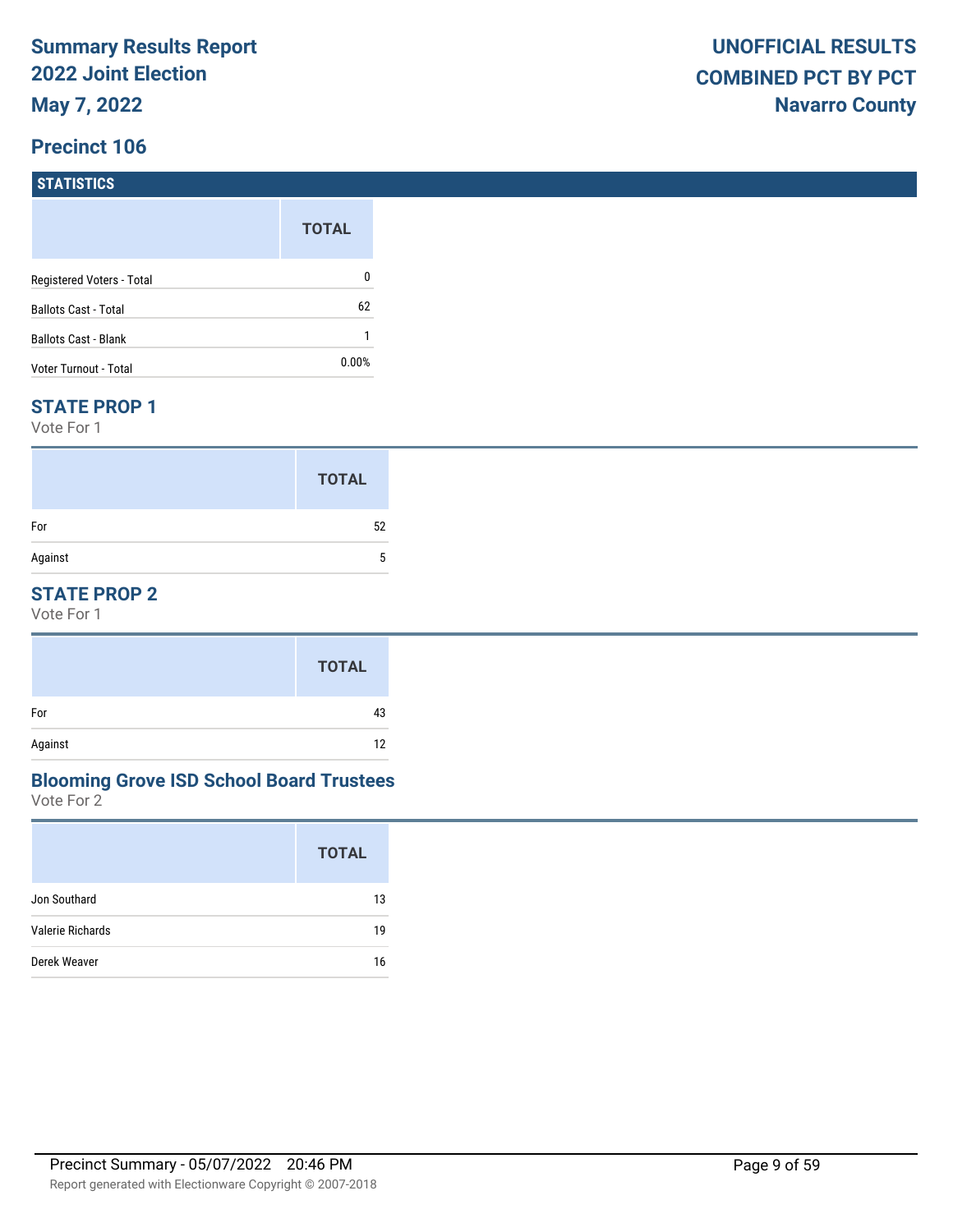**Summary Results Report**
**2022 Joint Election**
**May 7, 2022**

**UNOFFICIAL RESULTS**
**COMBINED PCT BY PCT**
**Navarro County**

## Precinct 106

### STATISTICS

| | TOTAL |
|---|---|
| Registered Voters - Total | 0 |
| Ballots Cast - Total | 62 |
| Ballots Cast - Blank | 1 |
| Voter Turnout - Total | 0.00% |

### STATE PROP 1

Vote For 1

| | TOTAL |
|---|---|
| For | 52 |
| Against | 5 |

### STATE PROP 2

Vote For 1

| | TOTAL |
|---|---|
| For | 43 |
| Against | 12 |

### Blooming Grove ISD School Board Trustees

Vote For 2

| | TOTAL |
|---|---|
| Jon Southard | 13 |
| Valerie Richards | 19 |
| Derek Weaver | 16 |

Precinct Summary - 05/07/2022 20:46 PM

Report generated with Electionware Copyright © 2007-2018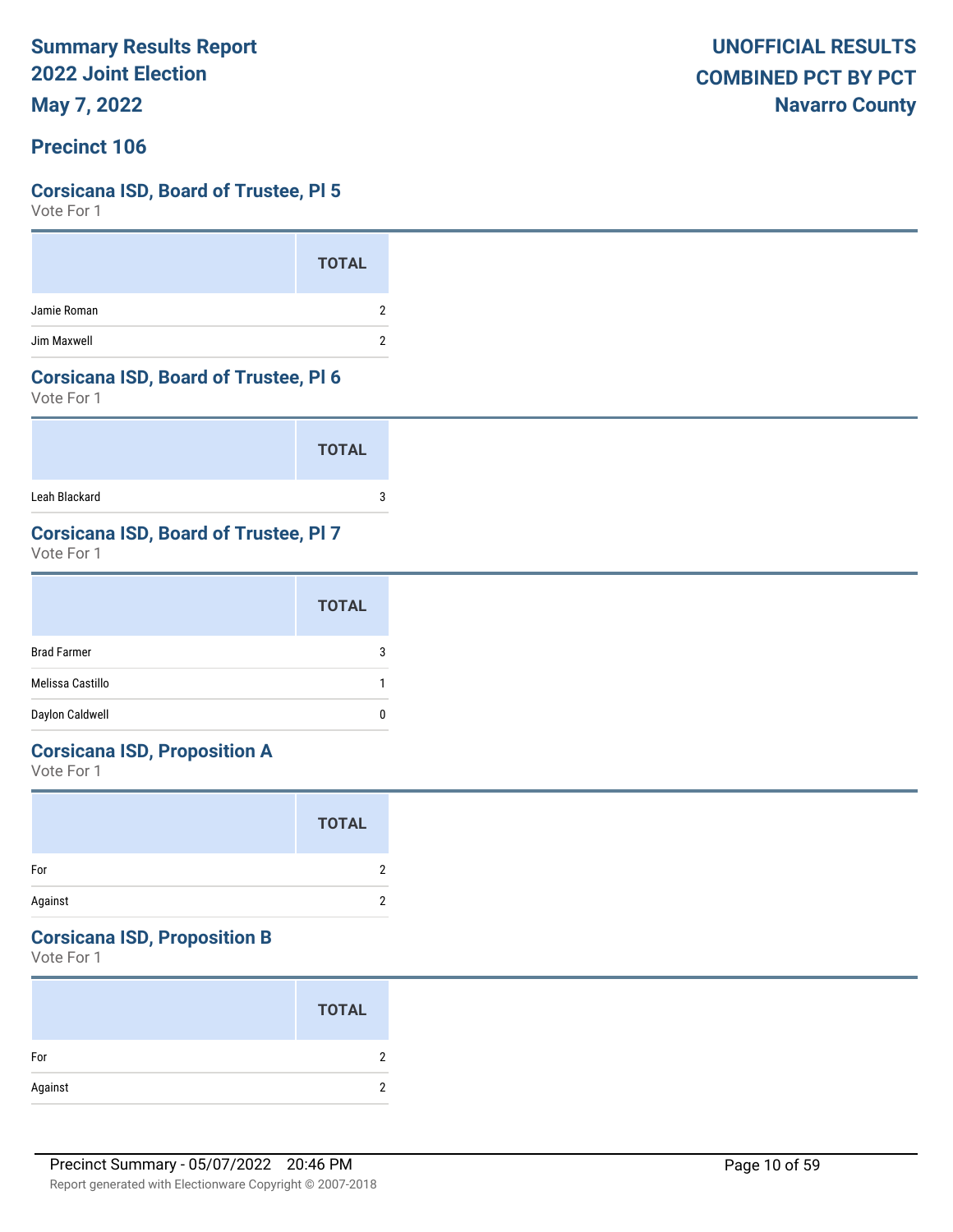# Summary Results Report
# 2022 Joint Election
# May 7, 2022

**UNOFFICIAL RESULTS**
**COMBINED PCT BY PCT**
**Navarro County**

## Precinct 106

### Corsicana ISD, Board of Trustee, Pl 5
Vote For 1

| | TOTAL |
|---|---|
| Jamie Roman | 2 |
| Jim Maxwell | 2 |

### Corsicana ISD, Board of Trustee, Pl 6
Vote For 1

| | TOTAL |
|---|---|
| Leah Blackard | 3 |

### Corsicana ISD, Board of Trustee, Pl 7
Vote For 1

| | TOTAL |
|---|---|
| Brad Farmer | 3 |
| Melissa Castillo | 1 |
| Daylon Caldwell | 0 |

### Corsicana ISD, Proposition A
Vote For 1

| | TOTAL |
|---|---|
| For | 2 |
| Against | 2 |

### Corsicana ISD, Proposition B
Vote For 1

| | TOTAL |
|---|---|
| For | 2 |
| Against | 2 |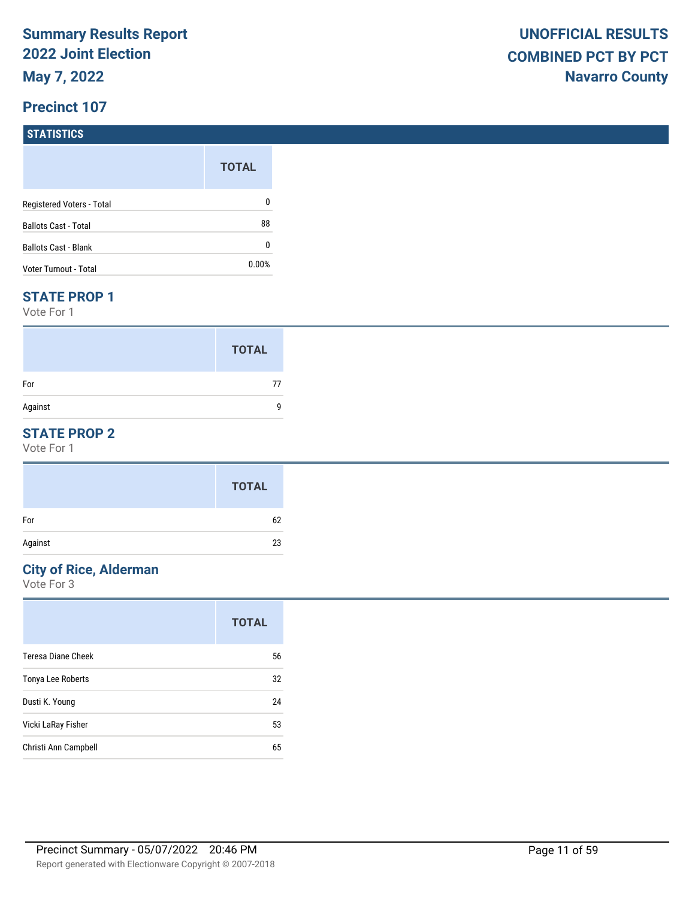# Summary Results Report
## 2022 Joint Election
## May 7, 2022

**UNOFFICIAL RESULTS**
**COMBINED PCT BY PCT**
**Navarro County**

## Precinct 107

### STATISTICS

| | TOTAL |
|---|---|
| Registered Voters - Total | 0 |
| Ballots Cast - Total | 88 |
| Ballots Cast - Blank | 0 |
| Voter Turnout - Total | 0.00% |

### STATE PROP 1

Vote For 1

| | TOTAL |
|---|---|
| For | 77 |
| Against | 9 |

### STATE PROP 2

Vote For 1

| | TOTAL |
|---|---|
| For | 62 |
| Against | 23 |

### City of Rice, Alderman

Vote For 3

| | TOTAL |
|---|---|
| Teresa Diane Cheek | 56 |
| Tonya Lee Roberts | 32 |
| Dusti K. Young | 24 |
| Vicki LaRay Fisher | 53 |
| Christi Ann Campbell | 65 |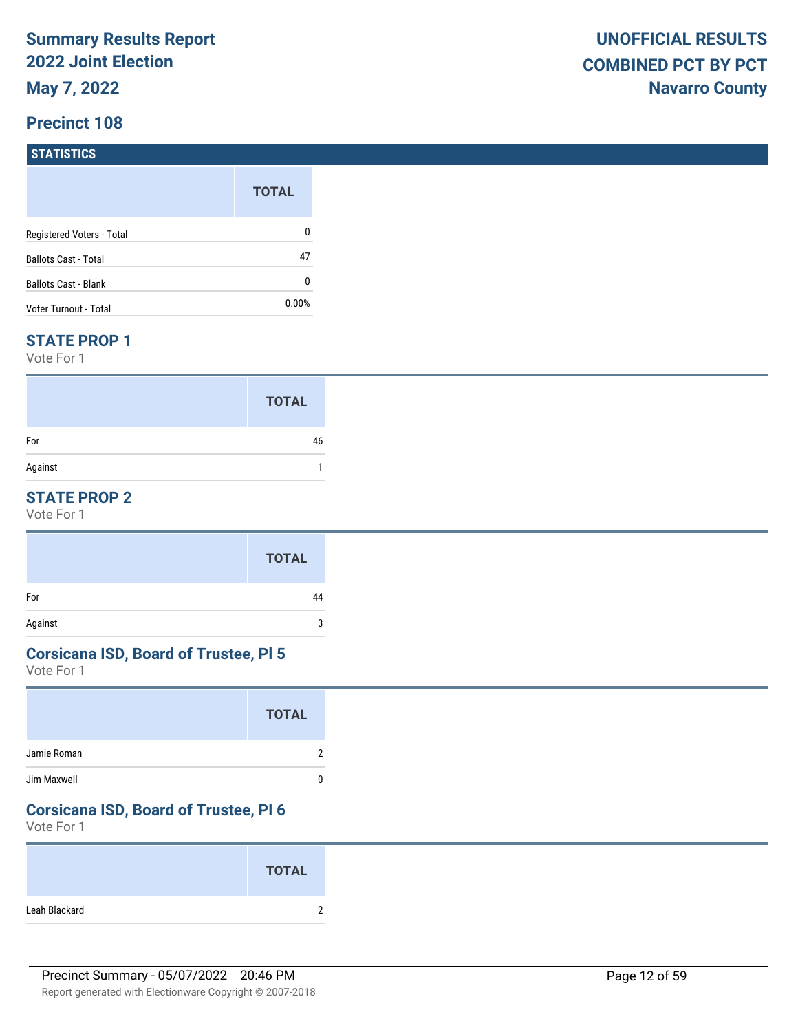**Summary Results Report**
**2022 Joint Election**
**May 7, 2022**

**UNOFFICIAL RESULTS**
**COMBINED PCT BY PCT**
**Navarro County**

## Precinct 108

### STATISTICS

| | TOTAL |
|---|---|
| Registered Voters - Total | 0 |
| Ballots Cast - Total | 47 |
| Ballots Cast - Blank | 0 |
| Voter Turnout - Total | 0.00% |

### STATE PROP 1

Vote For 1

| | TOTAL |
|---|---|
| For | 46 |
| Against | 1 |

### STATE PROP 2

Vote For 1

| | TOTAL |
|---|---|
| For | 44 |
| Against | 3 |

### Corsicana ISD, Board of Trustee, Pl 5

Vote For 1

| | TOTAL |
|---|---|
| Jamie Roman | 2 |
| Jim Maxwell | 0 |

### Corsicana ISD, Board of Trustee, Pl 6

Vote For 1

| | TOTAL |
|---|---|
| Leah Blackard | 2 |

Precinct Summary - 05/07/2022 20:46 PM

Report generated with Electionware Copyright © 2007-2018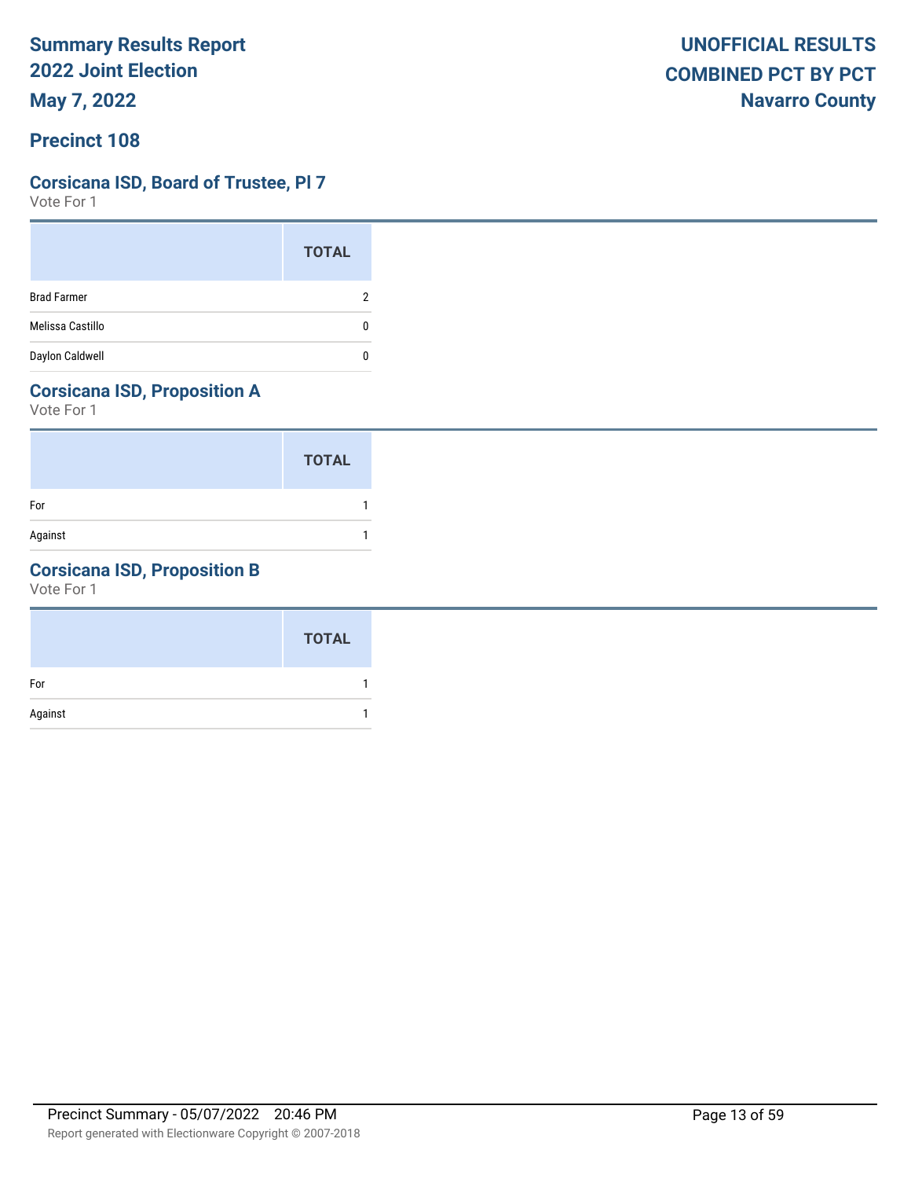**Summary Results Report**
**2022 Joint Election**
**May 7, 2022**

**UNOFFICIAL RESULTS**
**COMBINED PCT BY PCT**
**Navarro County**

## Precinct 108

### Corsicana ISD, Board of Trustee, Pl 7

Vote For 1

| | TOTAL |
|---|---|
| Brad Farmer | 2 |
| Melissa Castillo | 0 |
| Daylon Caldwell | 0 |

### Corsicana ISD, Proposition A

Vote For 1

| | TOTAL |
|---|---|
| For | 1 |
| Against | 1 |

### Corsicana ISD, Proposition B

Vote For 1

| | TOTAL |
|---|---|
| For | 1 |
| Against | 1 |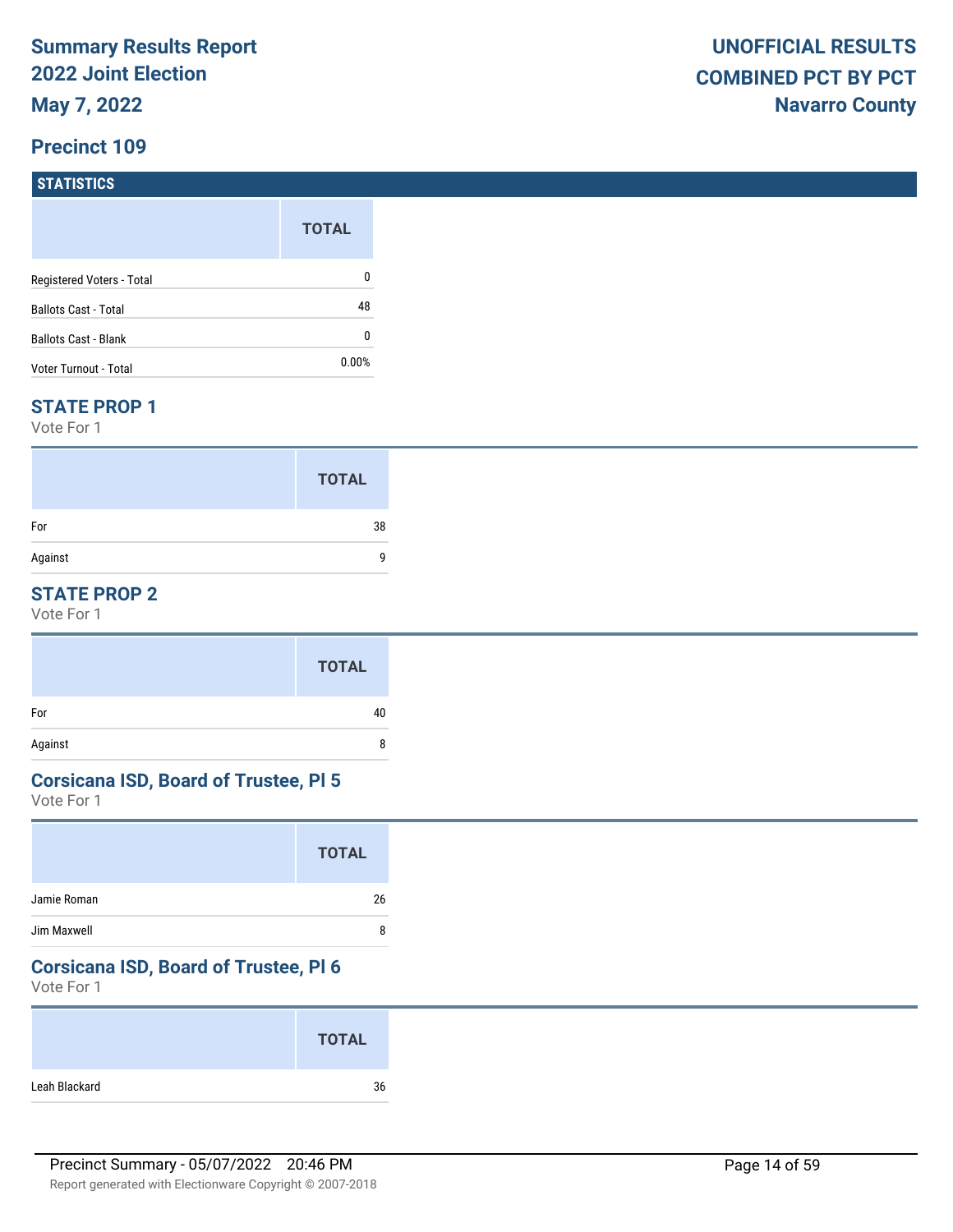# Summary Results Report
## 2022 Joint Election
## May 7, 2022

**UNOFFICIAL RESULTS**
**COMBINED PCT BY PCT**
**Navarro County**

## Precinct 109

### STATISTICS

| | TOTAL |
|---|---|
| Registered Voters - Total | 0 |
| Ballots Cast - Total | 48 |
| Ballots Cast - Blank | 0 |
| Voter Turnout - Total | 0.00% |

### STATE PROP 1
Vote For 1

| | TOTAL |
|---|---|
| For | 38 |
| Against | 9 |

### STATE PROP 2
Vote For 1

| | TOTAL |
|---|---|
| For | 40 |
| Against | 8 |

### Corsicana ISD, Board of Trustee, Pl 5
Vote For 1

| | TOTAL |
|---|---|
| Jamie Roman | 26 |
| Jim Maxwell | 8 |

### Corsicana ISD, Board of Trustee, Pl 6
Vote For 1

| | TOTAL |
|---|---|
| Leah Blackard | 36 |

Precinct Summary - 05/07/2022 20:46 PM

Report generated with Electionware Copyright © 2007-2018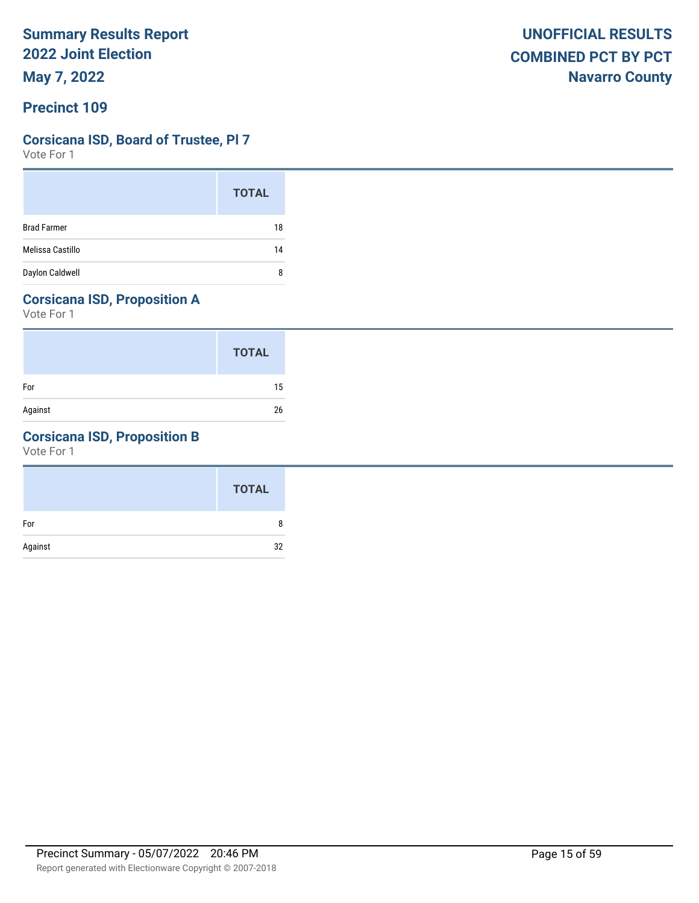**Summary Results Report**
**2022 Joint Election**
**May 7, 2022**

**UNOFFICIAL RESULTS**
**COMBINED PCT BY PCT**
**Navarro County**

## Precinct 109

### Corsicana ISD, Board of Trustee, Pl 7
Vote For 1

| | TOTAL |
|---|---|
| Brad Farmer | 18 |
| Melissa Castillo | 14 |
| Daylon Caldwell | 8 |

### Corsicana ISD, Proposition A
Vote For 1

| | TOTAL |
|---|---|
| For | 15 |
| Against | 26 |

### Corsicana ISD, Proposition B
Vote For 1

| | TOTAL |
|---|---|
| For | 8 |
| Against | 32 |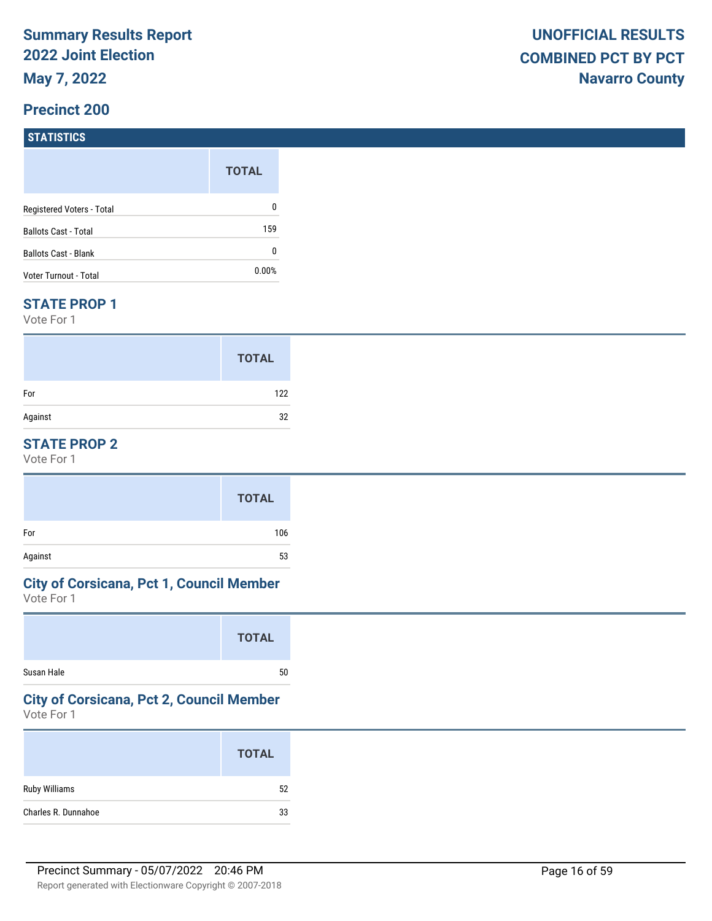**Summary Results Report**
**2022 Joint Election**
**May 7, 2022**

**UNOFFICIAL RESULTS**
**COMBINED PCT BY PCT**
**Navarro County**

## Precinct 200

### STATISTICS

| | TOTAL |
|---|---|
| Registered Voters - Total | 0 |
| Ballots Cast - Total | 159 |
| Ballots Cast - Blank | 0 |
| Voter Turnout - Total | 0.00% |

### STATE PROP 1

Vote For 1

| | TOTAL |
|---|---|
| For | 122 |
| Against | 32 |

### STATE PROP 2

Vote For 1

| | TOTAL |
|---|---|
| For | 106 |
| Against | 53 |

### City of Corsicana, Pct 1, Council Member

Vote For 1

| | TOTAL |
|---|---|
| Susan Hale | 50 |

### City of Corsicana, Pct 2, Council Member

Vote For 1

| | TOTAL |
|---|---|
| Ruby Williams | 52 |
| Charles R. Dunnahoe | 33 |

Precinct Summary - 05/07/2022 20:46 PM

Report generated with Electionware Copyright © 2007-2018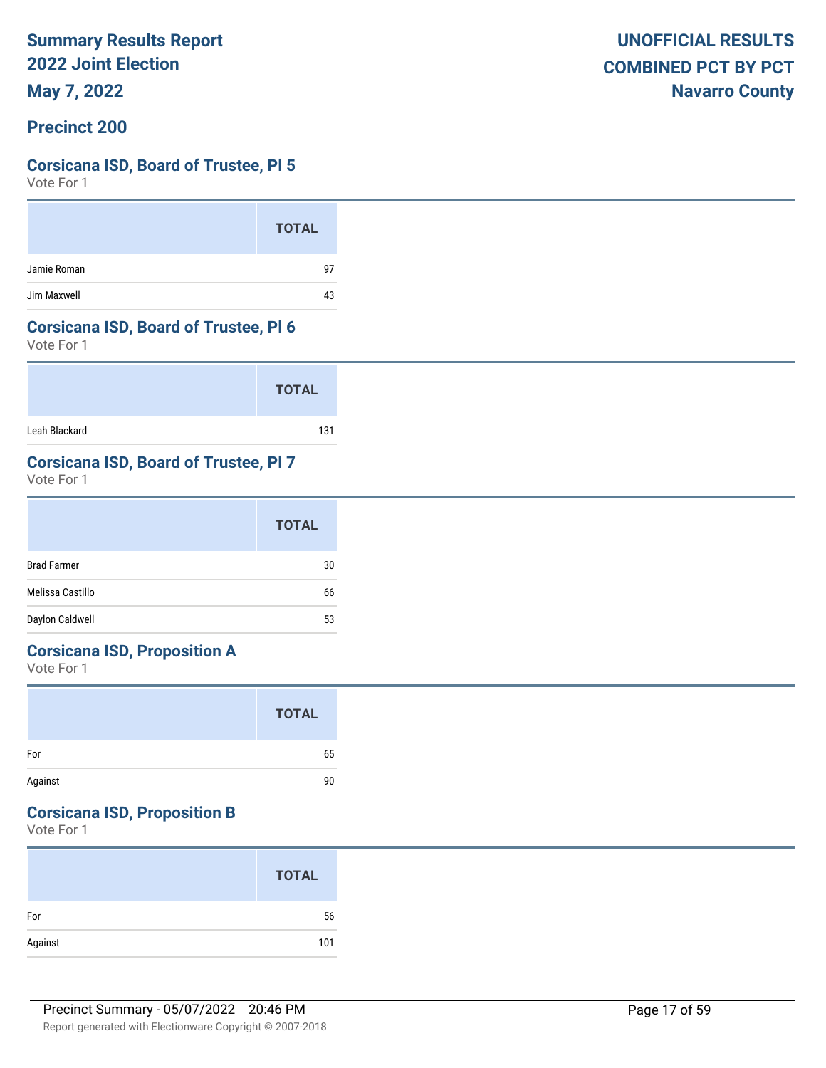**Summary Results Report**
**2022 Joint Election**
**May 7, 2022**

**UNOFFICIAL RESULTS**
**COMBINED PCT BY PCT**
**Navarro County**

## Precinct 200

### Corsicana ISD, Board of Trustee, Pl 5

Vote For 1

| | TOTAL |
|---|---|
| Jamie Roman | 97 |
| Jim Maxwell | 43 |

### Corsicana ISD, Board of Trustee, Pl 6

Vote For 1

| | TOTAL |
|---|---|
| Leah Blackard | 131 |

### Corsicana ISD, Board of Trustee, Pl 7

Vote For 1

| | TOTAL |
|---|---|
| Brad Farmer | 30 |
| Melissa Castillo | 66 |
| Daylon Caldwell | 53 |

### Corsicana ISD, Proposition A

Vote For 1

| | TOTAL |
|---|---|
| For | 65 |
| Against | 90 |

### Corsicana ISD, Proposition B

Vote For 1

| | TOTAL |
|---|---|
| For | 56 |
| Against | 101 |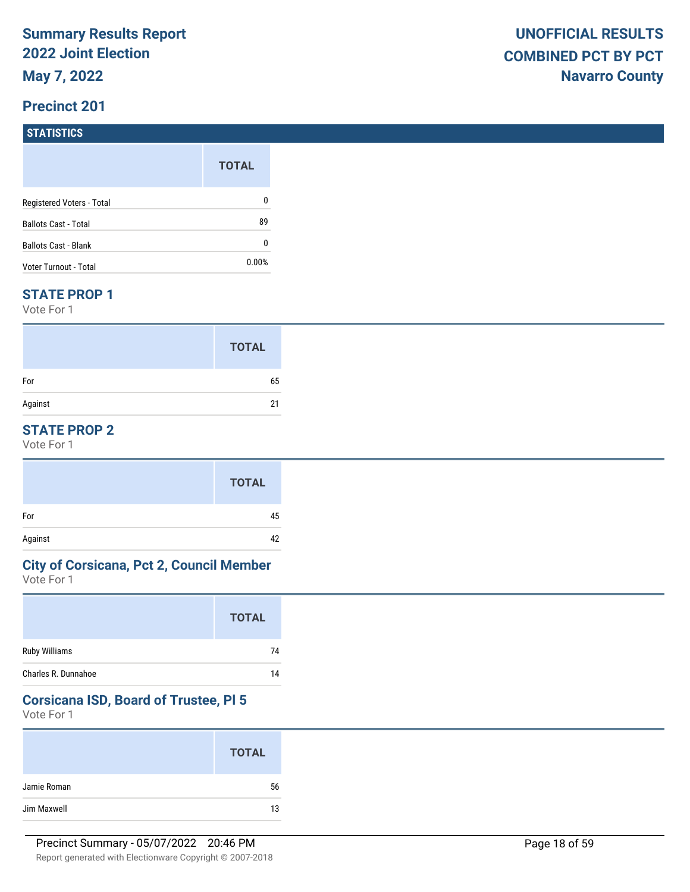**Summary Results Report**
**2022 Joint Election**
**May 7, 2022**

**UNOFFICIAL RESULTS**
**COMBINED PCT BY PCT**
**Navarro County**

## Precinct 201

### STATISTICS

| | TOTAL |
|---|---|
| Registered Voters - Total | 0 |
| Ballots Cast - Total | 89 |
| Ballots Cast - Blank | 0 |
| Voter Turnout - Total | 0.00% |

### STATE PROP 1

Vote For 1

| | TOTAL |
|---|---|
| For | 65 |
| Against | 21 |

### STATE PROP 2

Vote For 1

| | TOTAL |
|---|---|
| For | 45 |
| Against | 42 |

### City of Corsicana, Pct 2, Council Member

Vote For 1

| | TOTAL |
|---|---|
| Ruby Williams | 74 |
| Charles R. Dunnahoe | 14 |

### Corsicana ISD, Board of Trustee, Pl 5

Vote For 1

| | TOTAL |
|---|---|
| Jamie Roman | 56 |
| Jim Maxwell | 13 |

Precinct Summary - 05/07/2022 20:46 PM

Report generated with Electionware Copyright © 2007-2018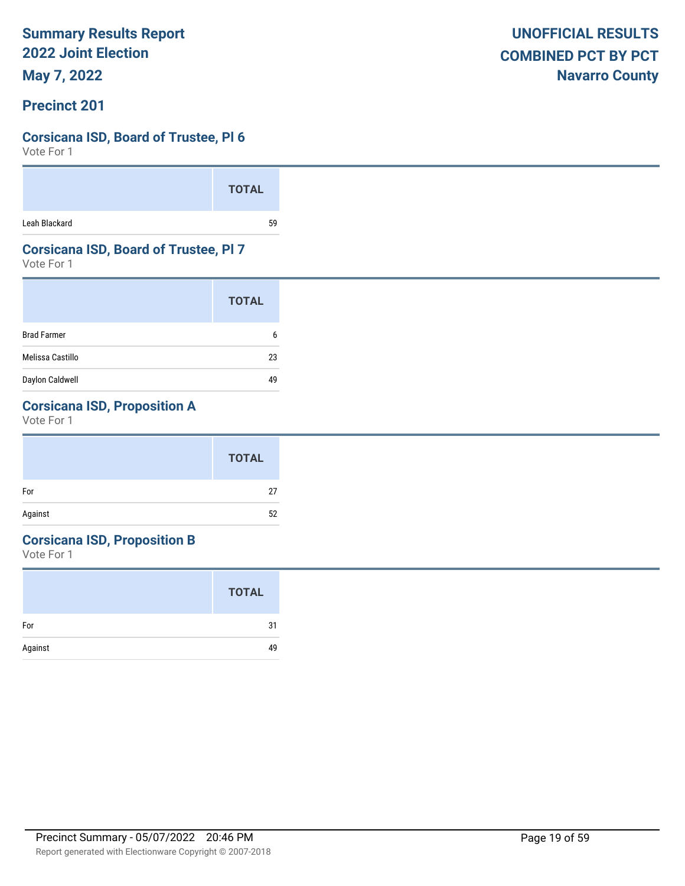Summary Results Report
2022 Joint Election
May 7, 2022

UNOFFICIAL RESULTS
COMBINED PCT BY PCT
Navarro County

## Precinct 201

### Corsicana ISD, Board of Trustee, Pl 6

Vote For 1

| | TOTAL |
|---|---|
| Leah Blackard | 59 |

### Corsicana ISD, Board of Trustee, Pl 7

Vote For 1

| | TOTAL |
|---|---|
| Brad Farmer | 6 |
| Melissa Castillo | 23 |
| Daylon Caldwell | 49 |

### Corsicana ISD, Proposition A

Vote For 1

| | TOTAL |
|---|---|
| For | 27 |
| Against | 52 |

### Corsicana ISD, Proposition B

Vote For 1

| | TOTAL |
|---|---|
| For | 31 |
| Against | 49 |

Precinct Summary - 05/07/2022 20:46 PM

Report generated with Electionware Copyright © 2007-2018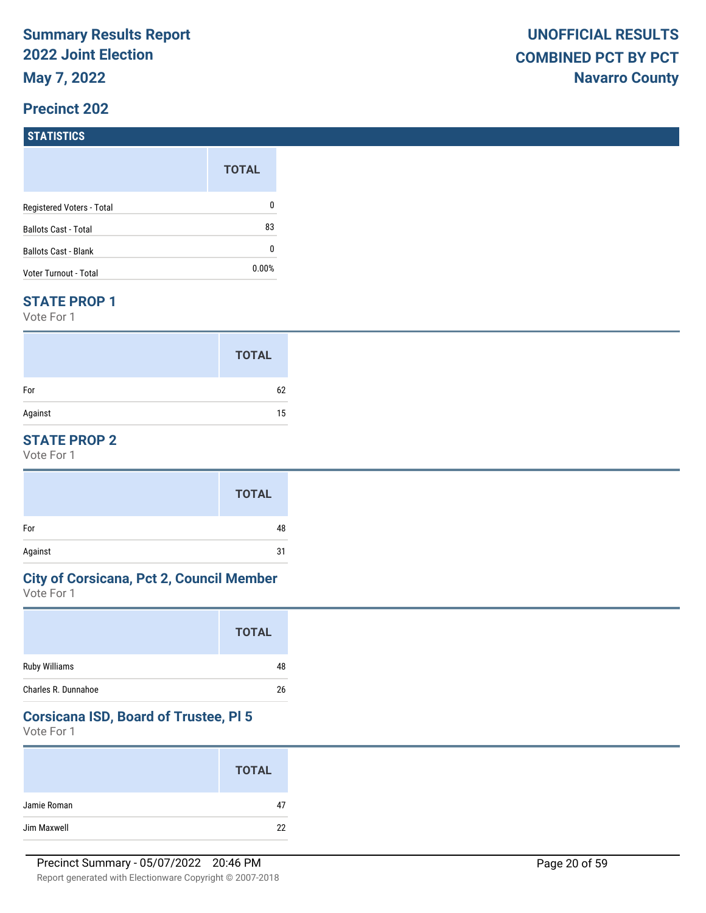**Summary Results Report**
**2022 Joint Election**
**May 7, 2022**

**UNOFFICIAL RESULTS**
**COMBINED PCT BY PCT**
**Navarro County**

## Precinct 202

### STATISTICS

| | TOTAL |
|---|---|
| Registered Voters - Total | 0 |
| Ballots Cast - Total | 83 |
| Ballots Cast - Blank | 0 |
| Voter Turnout - Total | 0.00% |

### STATE PROP 1

Vote For 1

| | TOTAL |
|---|---|
| For | 62 |
| Against | 15 |

### STATE PROP 2

Vote For 1

| | TOTAL |
|---|---|
| For | 48 |
| Against | 31 |

### City of Corsicana, Pct 2, Council Member

Vote For 1

| | TOTAL |
|---|---|
| Ruby Williams | 48 |
| Charles R. Dunnahoe | 26 |

### Corsicana ISD, Board of Trustee, Pl 5

Vote For 1

| | TOTAL |
|---|---|
| Jamie Roman | 47 |
| Jim Maxwell | 22 |

Precinct Summary - 05/07/2022 20:46 PM

Report generated with Electionware Copyright © 2007-2018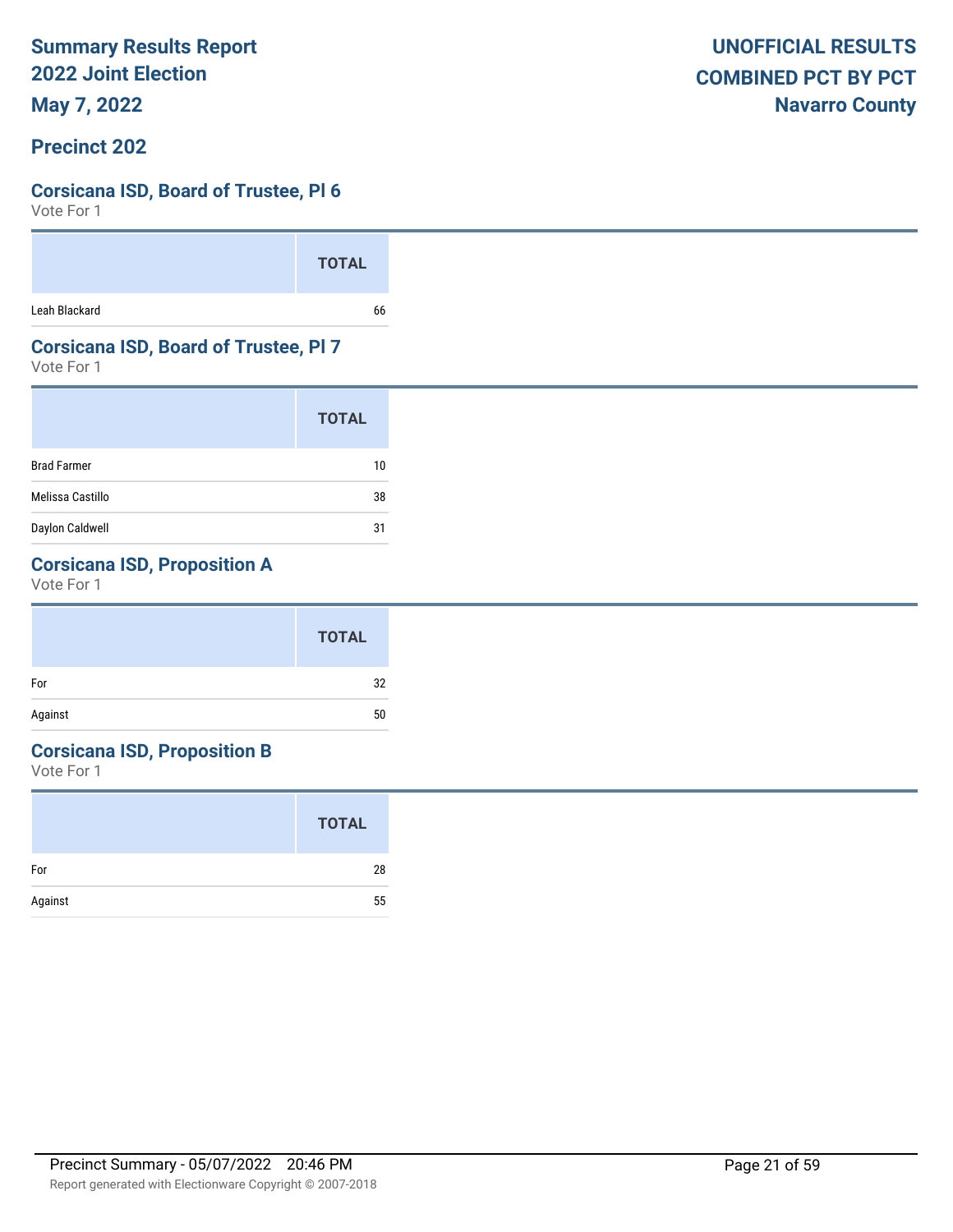**Summary Results Report**
**2022 Joint Election**
**May 7, 2022**

**UNOFFICIAL RESULTS**
**COMBINED PCT BY PCT**
**Navarro County**

## Precinct 202

### Corsicana ISD, Board of Trustee, Pl 6

Vote For 1

| | TOTAL |
|---|---|
| Leah Blackard | 66 |

### Corsicana ISD, Board of Trustee, Pl 7

Vote For 1

| | TOTAL |
|---|---|
| Brad Farmer | 10 |
| Melissa Castillo | 38 |
| Daylon Caldwell | 31 |

### Corsicana ISD, Proposition A

Vote For 1

| | TOTAL |
|---|---|
| For | 32 |
| Against | 50 |

### Corsicana ISD, Proposition B

Vote For 1

| | TOTAL |
|---|---|
| For | 28 |
| Against | 55 |

Precinct Summary - 05/07/2022 20:46 PM

Report generated with Electionware Copyright © 2007-2018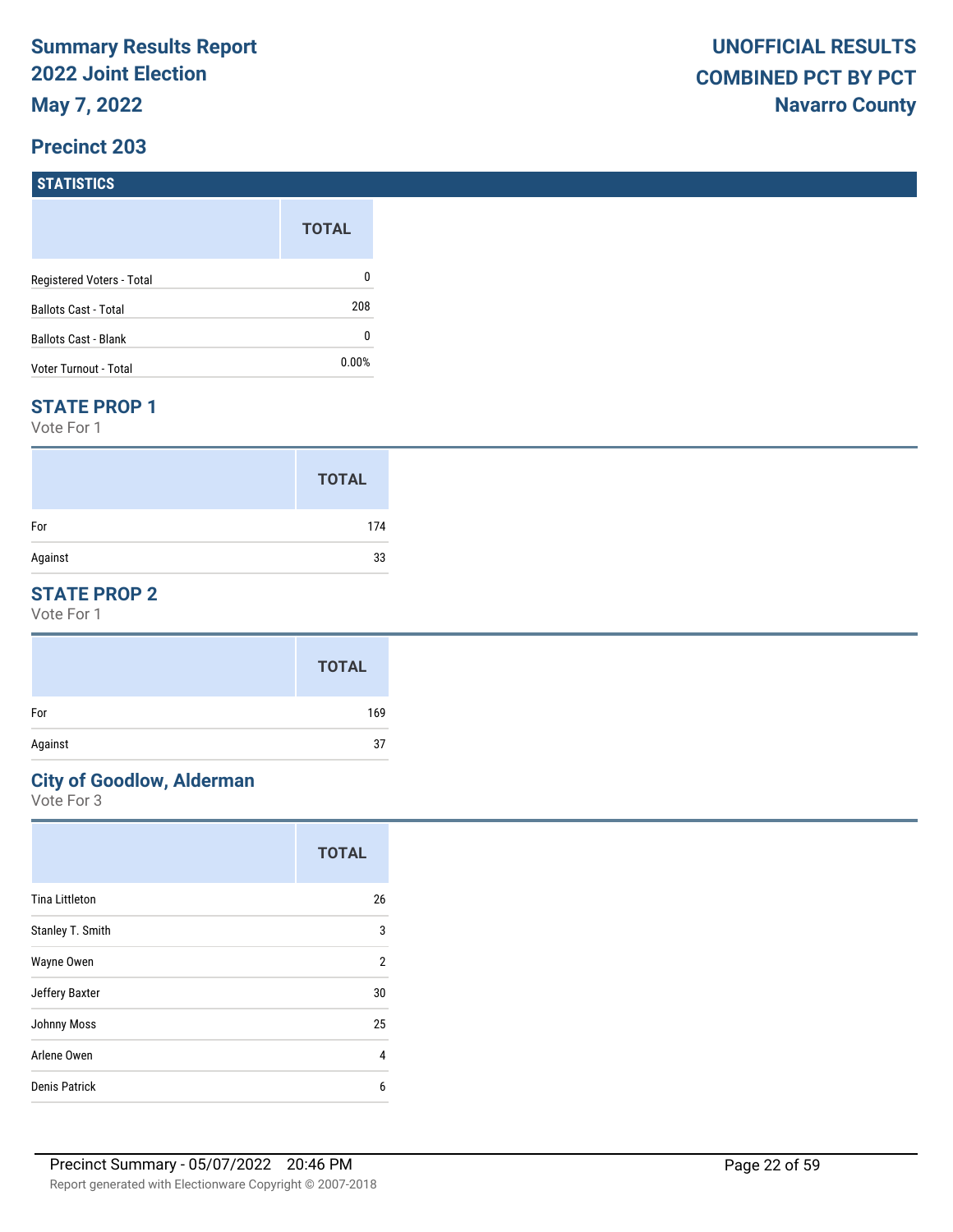# Summary Results Report
## 2022 Joint Election
## May 7, 2022

**UNOFFICIAL RESULTS**
**COMBINED PCT BY PCT**
**Navarro County**

## Precinct 203

### STATISTICS

| | TOTAL |
|---|---|
| Registered Voters - Total | 0 |
| Ballots Cast - Total | 208 |
| Ballots Cast - Blank | 0 |
| Voter Turnout - Total | 0.00% |

### STATE PROP 1

Vote For 1

| | TOTAL |
|---|---|
| For | 174 |
| Against | 33 |

### STATE PROP 2

Vote For 1

| | TOTAL |
|---|---|
| For | 169 |
| Against | 37 |

### City of Goodlow, Alderman

Vote For 3

| | TOTAL |
|---|---|
| Tina Littleton | 26 |
| Stanley T. Smith | 3 |
| Wayne Owen | 2 |
| Jeffery Baxter | 30 |
| Johnny Moss | 25 |
| Arlene Owen | 4 |
| Denis Patrick | 6 |

Precinct Summary - 05/07/2022 20:46 PM

Report generated with Electionware Copyright © 2007-2018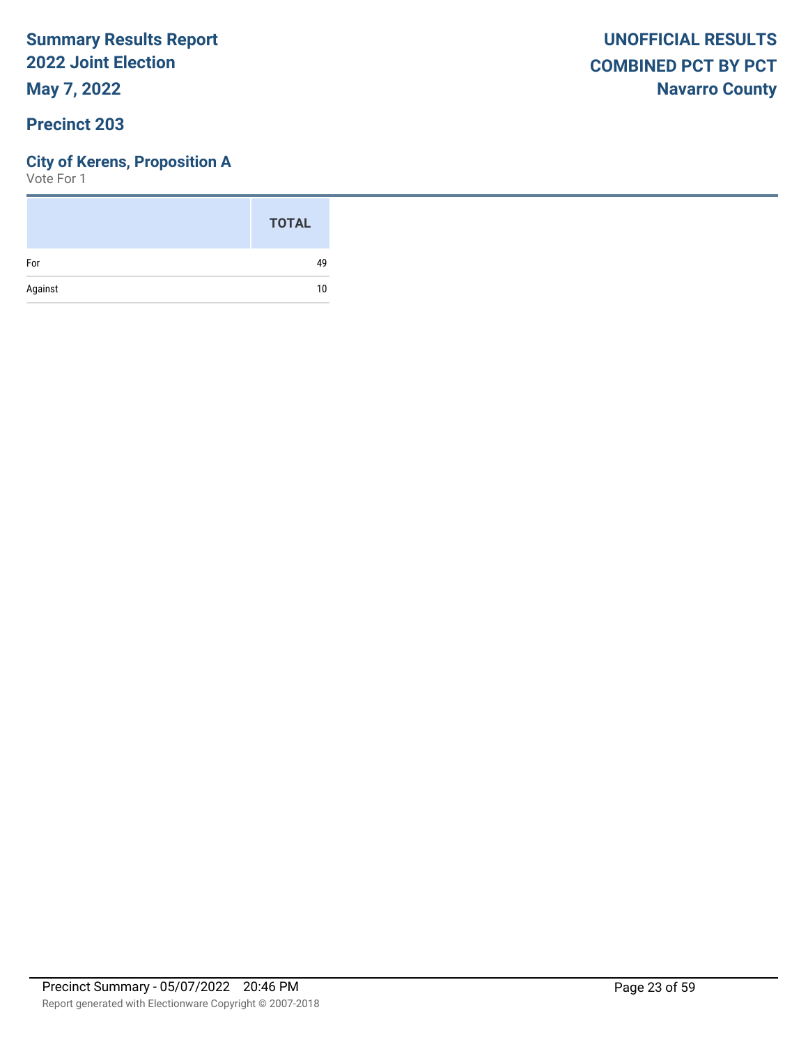**Summary Results Report**
**2022 Joint Election**
**May 7, 2022**

**UNOFFICIAL RESULTS**
**COMBINED PCT BY PCT**
**Navarro County**

## Precinct 203

### City of Kerens, Proposition A

Vote For 1

| | TOTAL |
|---|---|
| For | 49 |
| Against | 10 |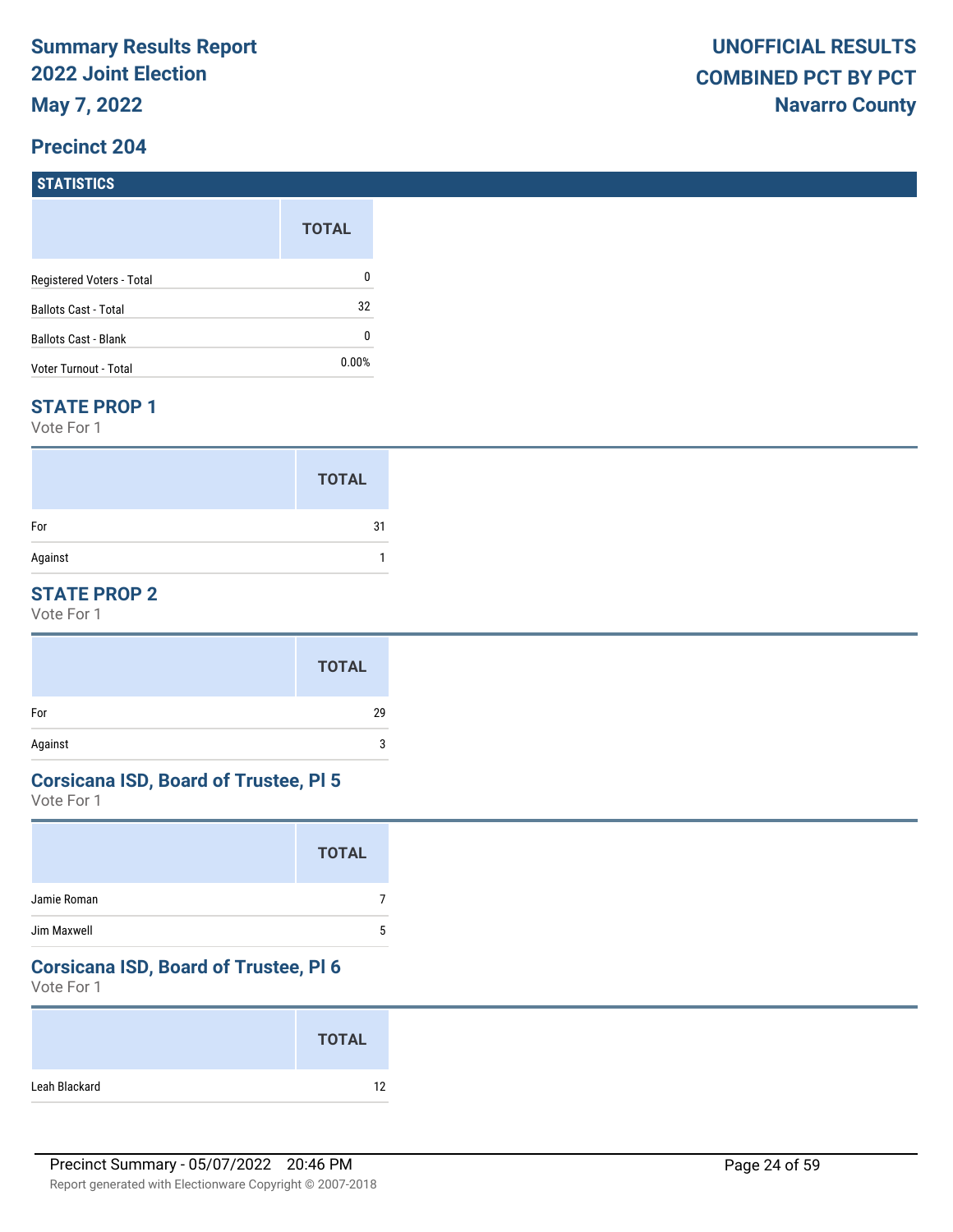**Summary Results Report**
**2022 Joint Election**
**May 7, 2022**

**UNOFFICIAL RESULTS**
**COMBINED PCT BY PCT**
**Navarro County**

## Precinct 204

### STATISTICS

| | TOTAL |
|---|---|
| Registered Voters - Total | 0 |
| Ballots Cast - Total | 32 |
| Ballots Cast - Blank | 0 |
| Voter Turnout - Total | 0.00% |

### STATE PROP 1

Vote For 1

| | TOTAL |
|---|---|
| For | 31 |
| Against | 1 |

### STATE PROP 2

Vote For 1

| | TOTAL |
|---|---|
| For | 29 |
| Against | 3 |

### Corsicana ISD, Board of Trustee, Pl 5

Vote For 1

| | TOTAL |
|---|---|
| Jamie Roman | 7 |
| Jim Maxwell | 5 |

### Corsicana ISD, Board of Trustee, Pl 6

Vote For 1

| | TOTAL |
|---|---|
| Leah Blackard | 12 |

Precinct Summary - 05/07/2022 20:46 PM

Report generated with Electionware Copyright © 2007-2018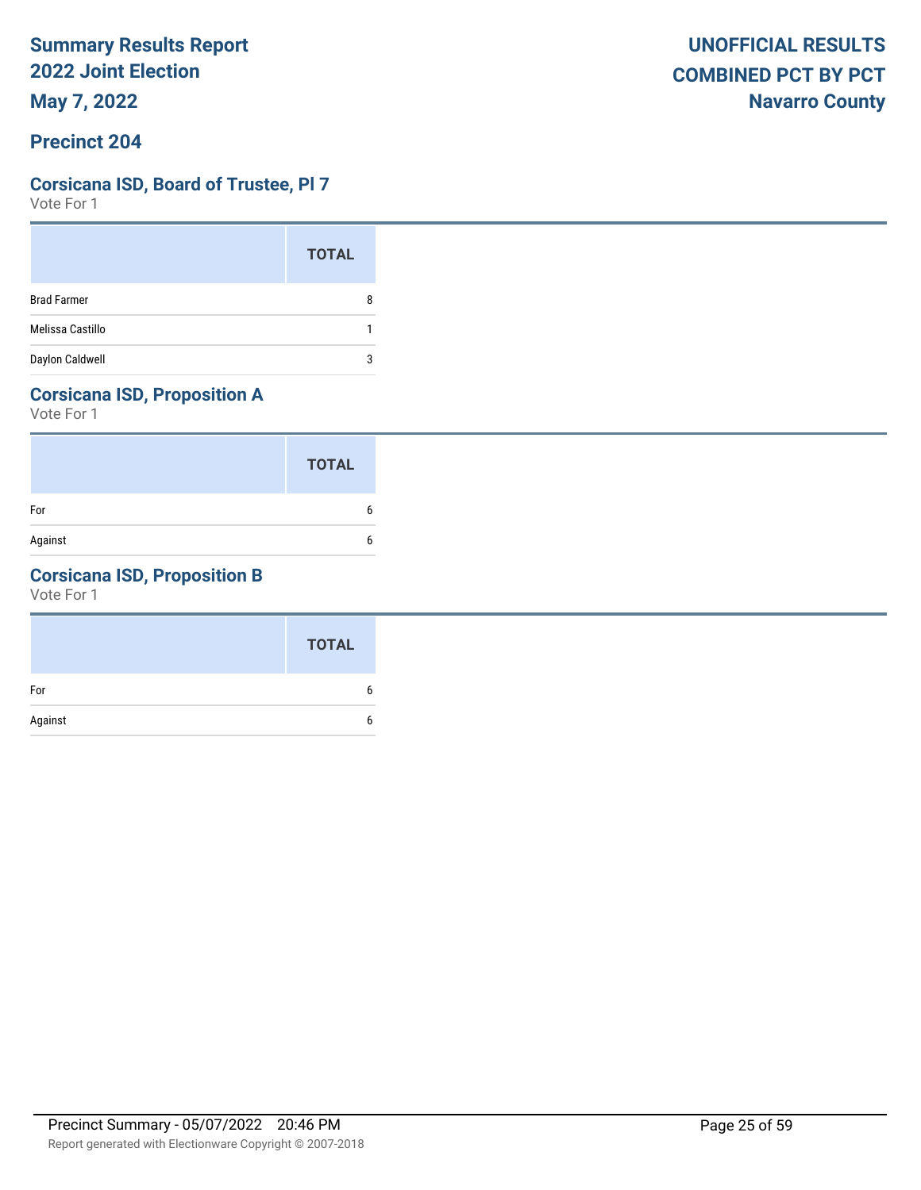# Summary Results Report
# 2022 Joint Election
# May 7, 2022

**UNOFFICIAL RESULTS**
**COMBINED PCT BY PCT**
**Navarro County**

## Precinct 204

### Corsicana ISD, Board of Trustee, Pl 7

Vote For 1

| | TOTAL |
|---|---|
| Brad Farmer | 8 |
| Melissa Castillo | 1 |
| Daylon Caldwell | 3 |

### Corsicana ISD, Proposition A

Vote For 1

| | TOTAL |
|---|---|
| For | 6 |
| Against | 6 |

### Corsicana ISD, Proposition B

Vote For 1

| | TOTAL |
|---|---|
| For | 6 |
| Against | 6 |

Precinct Summary - 05/07/2022 20:46 PM

Report generated with Electionware Copyright © 2007-2018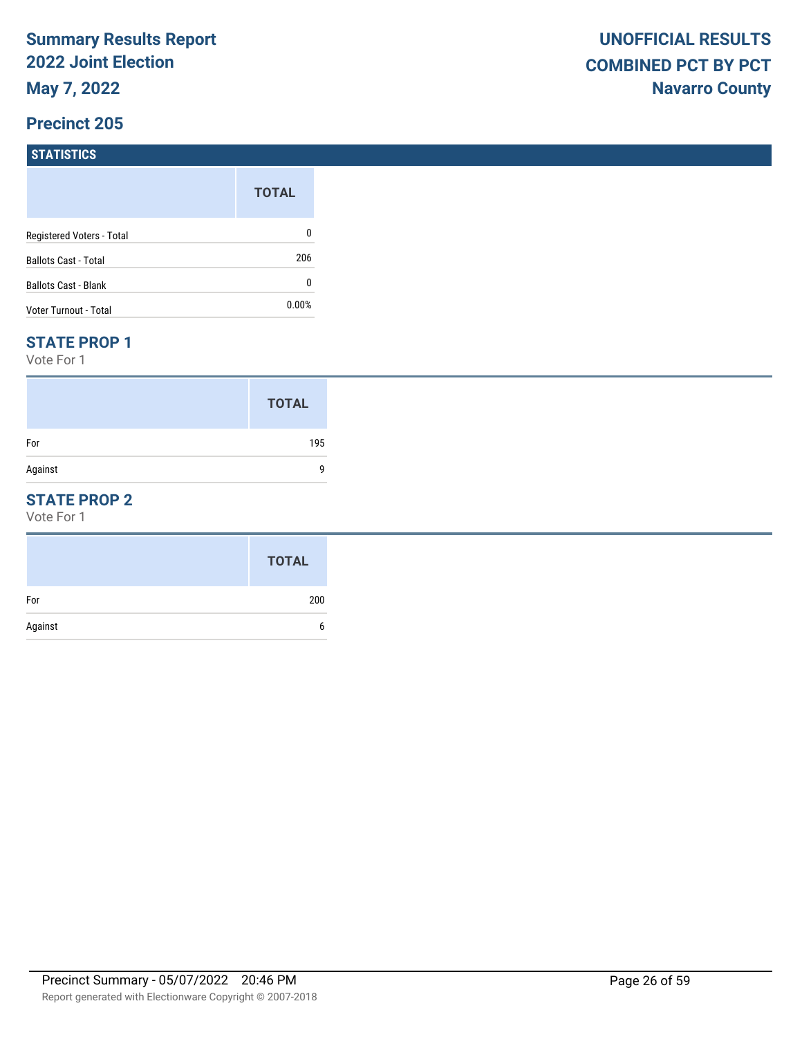# Summary Results Report
## 2022 Joint Election
### May 7, 2022

**UNOFFICIAL RESULTS**
**COMBINED PCT BY PCT**
**Navarro County**

## Precinct 205

### STATISTICS

| | TOTAL |
|---|---|
| Registered Voters - Total | 0 |
| Ballots Cast - Total | 206 |
| Ballots Cast - Blank | 0 |
| Voter Turnout - Total | 0.00% |

### STATE PROP 1

Vote For 1

| | TOTAL |
|---|---|
| For | 195 |
| Against | 9 |

### STATE PROP 2

Vote For 1

| | TOTAL |
|---|---|
| For | 200 |
| Against | 6 |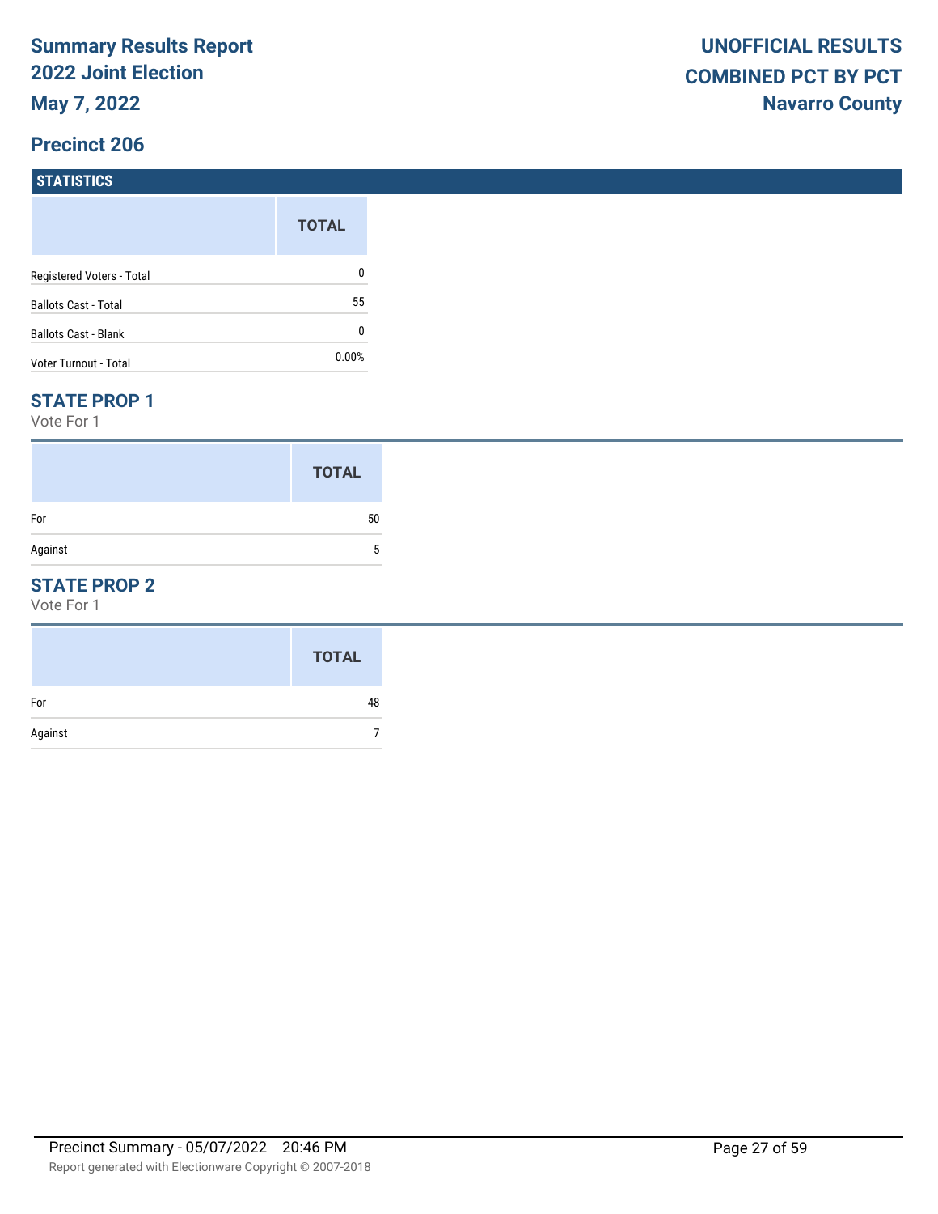# Summary Results Report
# 2022 Joint Election
# May 7, 2022

**UNOFFICIAL RESULTS**
**COMBINED PCT BY PCT**
**Navarro County**

## Precinct 206

### STATISTICS

| | TOTAL |
|---|---|
| Registered Voters - Total | 0 |
| Ballots Cast - Total | 55 |
| Ballots Cast - Blank | 0 |
| Voter Turnout - Total | 0.00% |

### STATE PROP 1

Vote For 1

| | TOTAL |
|---|---|
| For | 50 |
| Against | 5 |

### STATE PROP 2

Vote For 1

| | TOTAL |
|---|---|
| For | 48 |
| Against | 7 |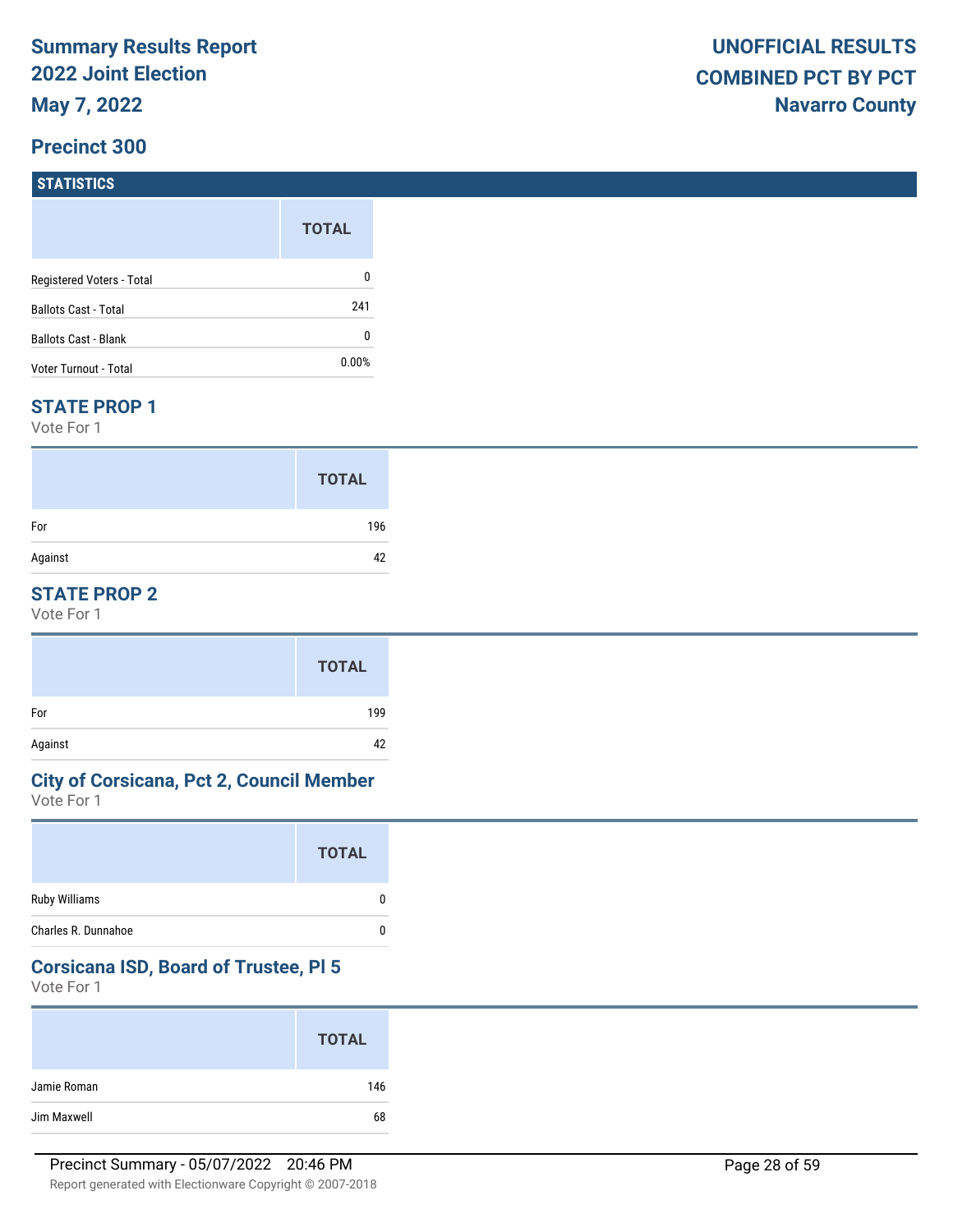**Summary Results Report**
**2022 Joint Election**
**May 7, 2022**

**UNOFFICIAL RESULTS**
**COMBINED PCT BY PCT**
**Navarro County**

## Precinct 300

### STATISTICS

| | TOTAL |
|---|---|
| Registered Voters - Total | 0 |
| Ballots Cast - Total | 241 |
| Ballots Cast - Blank | 0 |
| Voter Turnout - Total | 0.00% |

### STATE PROP 1

Vote For 1

| | TOTAL |
|---|---|
| For | 196 |
| Against | 42 |

### STATE PROP 2

Vote For 1

| | TOTAL |
|---|---|
| For | 199 |
| Against | 42 |

### City of Corsicana, Pct 2, Council Member

Vote For 1

| | TOTAL |
|---|---|
| Ruby Williams | 0 |
| Charles R. Dunnahoe | 0 |

### Corsicana ISD, Board of Trustee, Pl 5

Vote For 1

| | TOTAL |
|---|---|
| Jamie Roman | 146 |
| Jim Maxwell | 68 |

Precinct Summary - 05/07/2022 20:46 PM

Report generated with Electionware Copyright © 2007-2018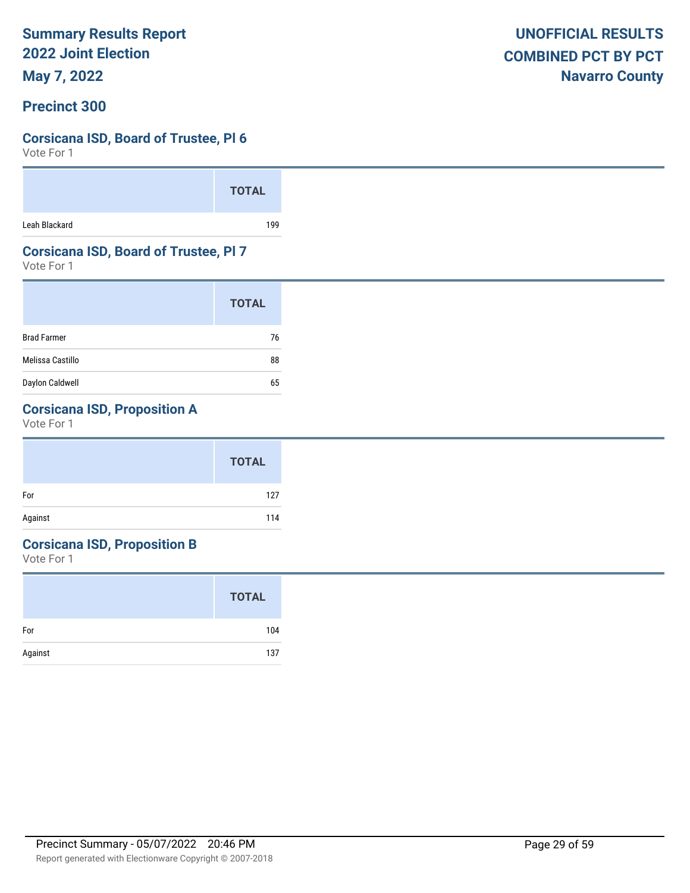**Summary Results Report**
**2022 Joint Election**
**May 7, 2022**

**UNOFFICIAL RESULTS**
**COMBINED PCT BY PCT**
**Navarro County**

## Precinct 300

### Corsicana ISD, Board of Trustee, Pl 6

Vote For 1

| | TOTAL |
|---|---|
| Leah Blackard | 199 |

### Corsicana ISD, Board of Trustee, Pl 7

Vote For 1

| | TOTAL |
|---|---|
| Brad Farmer | 76 |
| Melissa Castillo | 88 |
| Daylon Caldwell | 65 |

### Corsicana ISD, Proposition A

Vote For 1

| | TOTAL |
|---|---|
| For | 127 |
| Against | 114 |

### Corsicana ISD, Proposition B

Vote For 1

| | TOTAL |
|---|---|
| For | 104 |
| Against | 137 |

Precinct Summary - 05/07/2022 20:46 PM

Report generated with Electionware Copyright © 2007-2018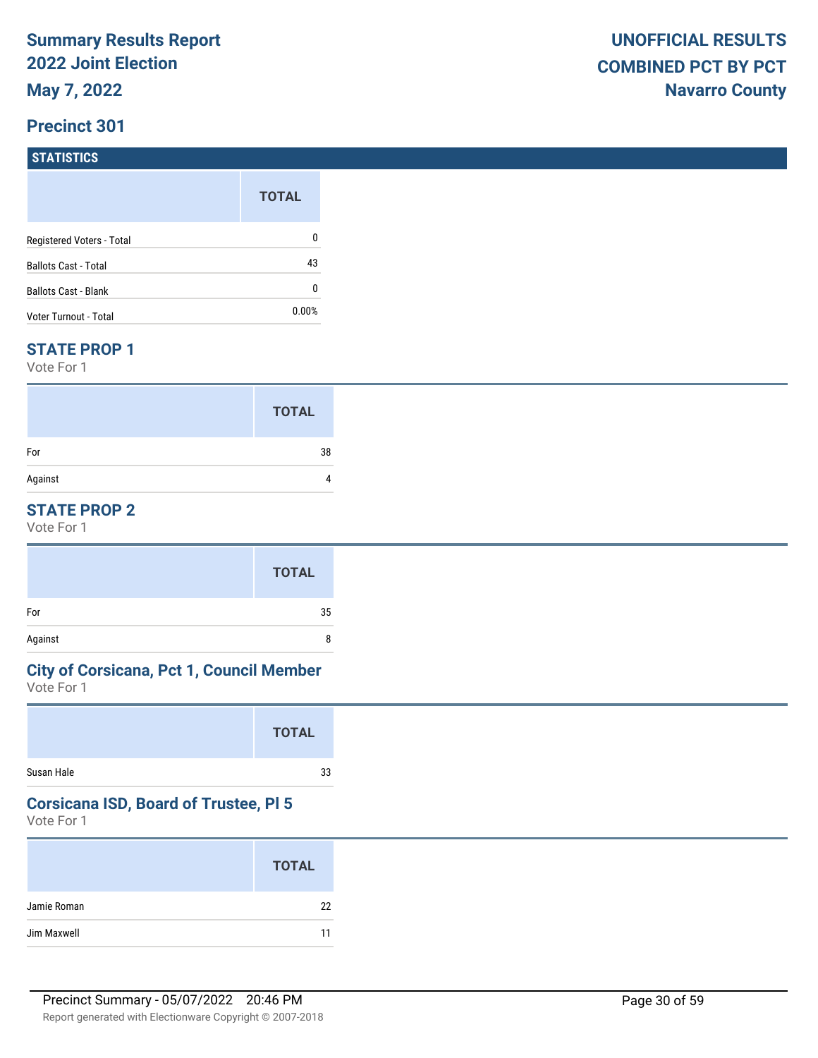# Summary Results Report
## 2022 Joint Election
## May 7, 2022

**UNOFFICIAL RESULTS**
**COMBINED PCT BY PCT**
**Navarro County**

## Precinct 301

### STATISTICS

| | TOTAL |
|---|---|
| Registered Voters - Total | 0 |
| Ballots Cast - Total | 43 |
| Ballots Cast - Blank | 0 |
| Voter Turnout - Total | 0.00% |

### STATE PROP 1

Vote For 1

| | TOTAL |
|---|---|
| For | 38 |
| Against | 4 |

### STATE PROP 2

Vote For 1

| | TOTAL |
|---|---|
| For | 35 |
| Against | 8 |

### City of Corsicana, Pct 1, Council Member

Vote For 1

| | TOTAL |
|---|---|
| Susan Hale | 33 |

### Corsicana ISD, Board of Trustee, Pl 5

Vote For 1

| | TOTAL |
|---|---|
| Jamie Roman | 22 |
| Jim Maxwell | 11 |

Precinct Summary - 05/07/2022 20:46 PM

Report generated with Electionware Copyright © 2007-2018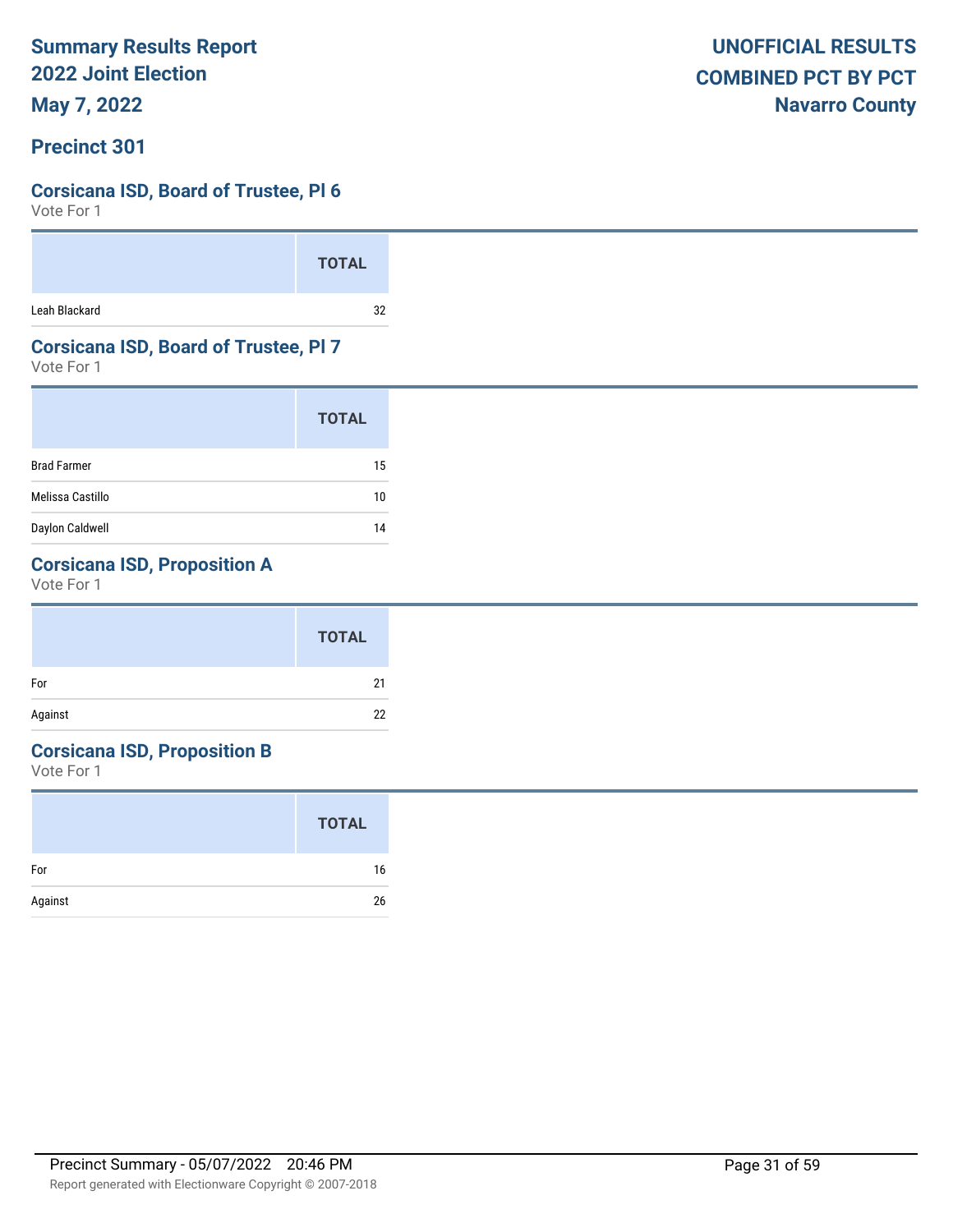**Summary Results Report**
**2022 Joint Election**
**May 7, 2022**

**UNOFFICIAL RESULTS**
**COMBINED PCT BY PCT**
**Navarro County**

## Precinct 301

### Corsicana ISD, Board of Trustee, Pl 6

Vote For 1

| | TOTAL |
|---|---|
| Leah Blackard | 32 |

### Corsicana ISD, Board of Trustee, Pl 7

Vote For 1

| | TOTAL |
|---|---|
| Brad Farmer | 15 |
| Melissa Castillo | 10 |
| Daylon Caldwell | 14 |

### Corsicana ISD, Proposition A

Vote For 1

| | TOTAL |
|---|---|
| For | 21 |
| Against | 22 |

### Corsicana ISD, Proposition B

Vote For 1

| | TOTAL |
|---|---|
| For | 16 |
| Against | 26 |

Precinct Summary - 05/07/2022 20:46 PM

Report generated with Electionware Copyright © 2007-2018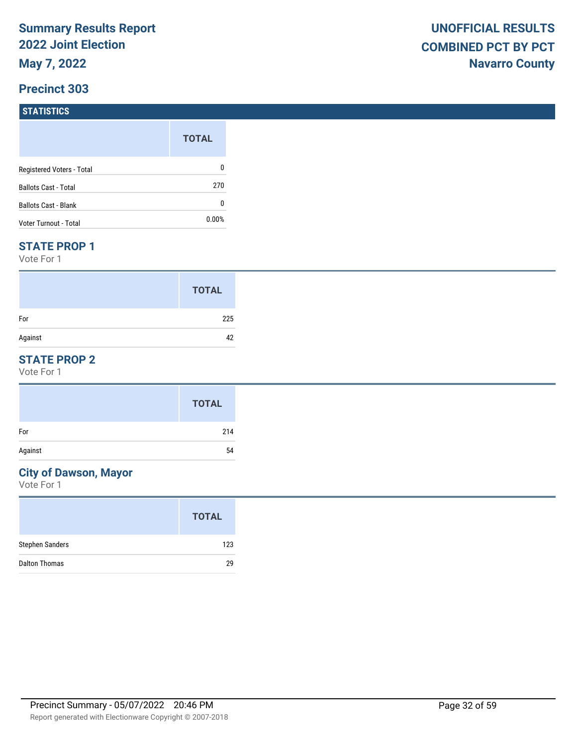**Summary Results Report**
**2022 Joint Election**
**May 7, 2022**

**UNOFFICIAL RESULTS**
**COMBINED PCT BY PCT**
**Navarro County**

## Precinct 303

### STATISTICS

| | TOTAL |
|---|---|
| Registered Voters - Total | 0 |
| Ballots Cast - Total | 270 |
| Ballots Cast - Blank | 0 |
| Voter Turnout - Total | 0.00% |

### STATE PROP 1

Vote For 1

| | TOTAL |
|---|---|
| For | 225 |
| Against | 42 |

### STATE PROP 2

Vote For 1

| | TOTAL |
|---|---|
| For | 214 |
| Against | 54 |

### City of Dawson, Mayor

Vote For 1

| | TOTAL |
|---|---|
| Stephen Sanders | 123 |
| Dalton Thomas | 29 |

Precinct Summary - 05/07/2022 20:46 PM

Report generated with Electionware Copyright © 2007-2018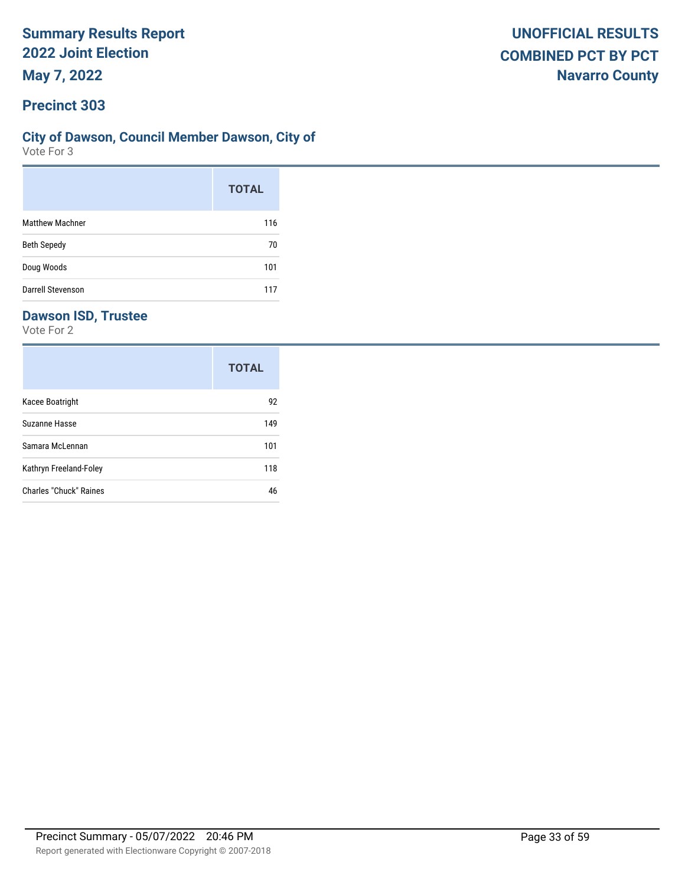# Summary Results Report
## 2022 Joint Election
## May 7, 2022

**UNOFFICIAL RESULTS**
**COMBINED PCT BY PCT**
**Navarro County**

## Precinct 303

### City of Dawson, Council Member Dawson, City of

Vote For 3

| | TOTAL |
|---|---|
| Matthew Machner | 116 |
| Beth Sepedy | 70 |
| Doug Woods | 101 |
| Darrell Stevenson | 117 |

### Dawson ISD, Trustee

Vote For 2

| | TOTAL |
|---|---|
| Kacee Boatright | 92 |
| Suzanne Hasse | 149 |
| Samara McLennan | 101 |
| Kathryn Freeland-Foley | 118 |
| Charles "Chuck" Raines | 46 |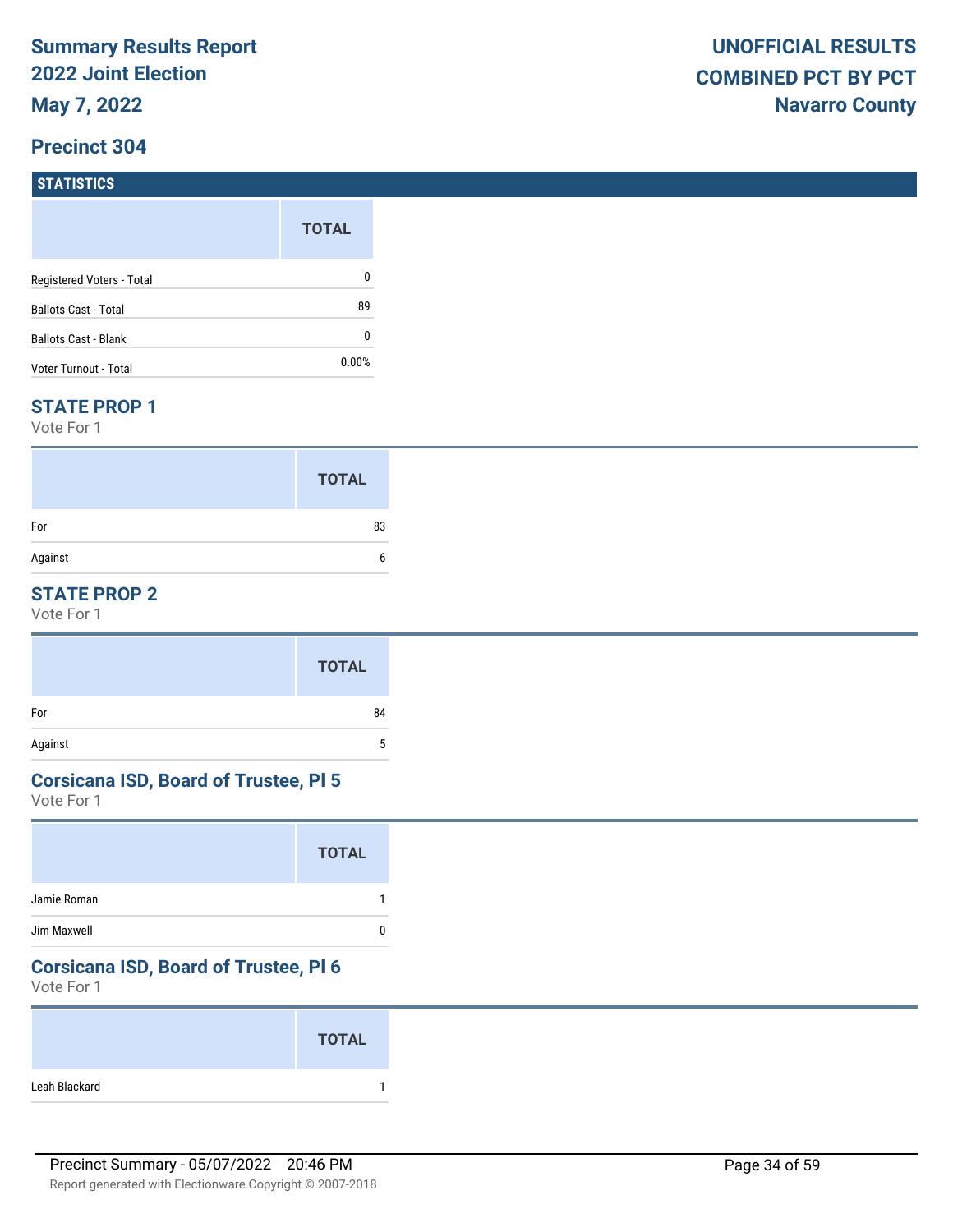Summary Results Report
2022 Joint Election
May 7, 2022

UNOFFICIAL RESULTS
COMBINED PCT BY PCT
Navarro County

## Precinct 304

### STATISTICS

| | TOTAL |
|---|---|
| Registered Voters - Total | 0 |
| Ballots Cast - Total | 89 |
| Ballots Cast - Blank | 0 |
| Voter Turnout - Total | 0.00% |

### STATE PROP 1

Vote For 1

| | TOTAL |
|---|---|
| For | 83 |
| Against | 6 |

### STATE PROP 2

Vote For 1

| | TOTAL |
|---|---|
| For | 84 |
| Against | 5 |

### Corsicana ISD, Board of Trustee, Pl 5

Vote For 1

| | TOTAL |
|---|---|
| Jamie Roman | 1 |
| Jim Maxwell | 0 |

### Corsicana ISD, Board of Trustee, Pl 6

Vote For 1

| | TOTAL |
|---|---|
| Leah Blackard | 1 |

Precinct Summary - 05/07/2022 20:46 PM

Report generated with Electionware Copyright © 2007-2018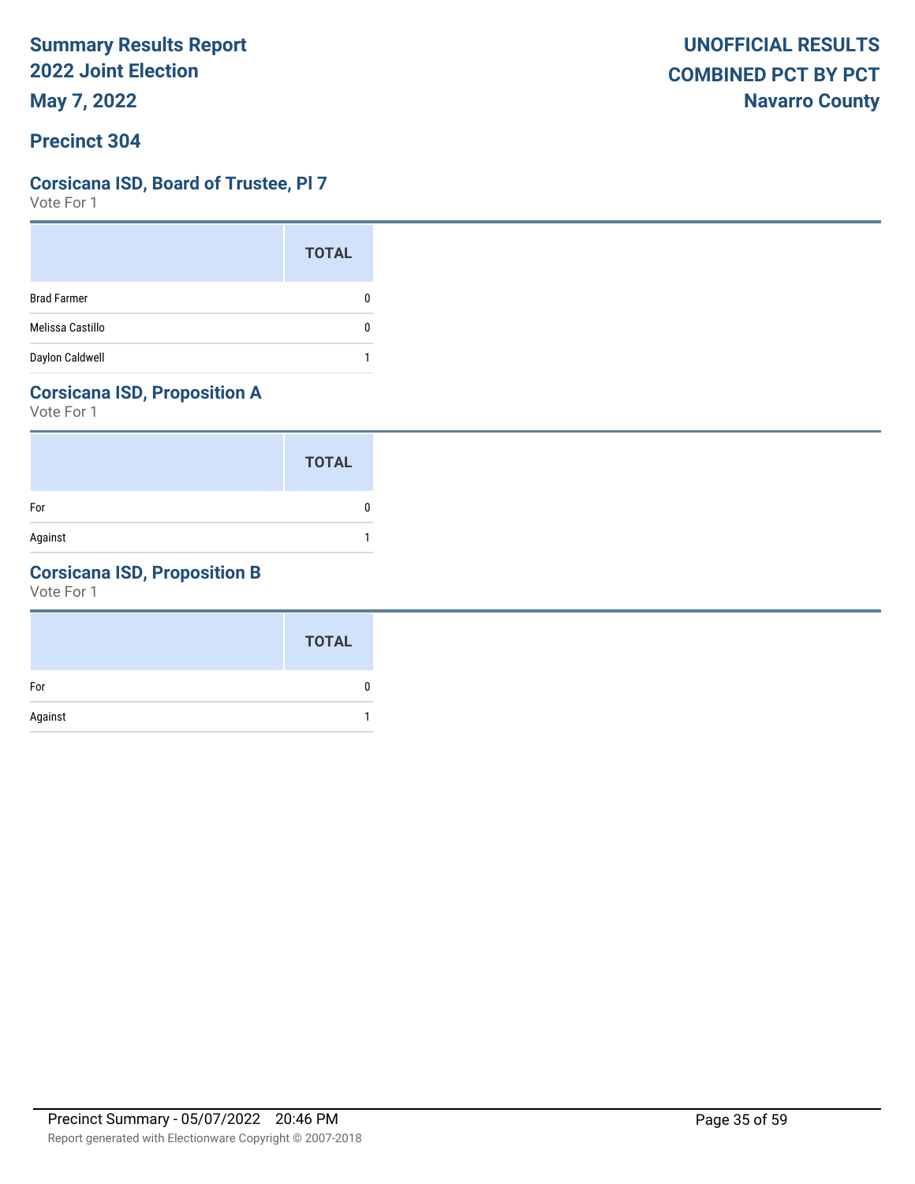# Summary Results Report
# 2022 Joint Election
# May 7, 2022

**UNOFFICIAL RESULTS**
**COMBINED PCT BY PCT**
**Navarro County**

## Precinct 304

### Corsicana ISD, Board of Trustee, Pl 7

Vote For 1

| | TOTAL |
|---|---|
| Brad Farmer | 0 |
| Melissa Castillo | 0 |
| Daylon Caldwell | 1 |

### Corsicana ISD, Proposition A

Vote For 1

| | TOTAL |
|---|---|
| For | 0 |
| Against | 1 |

### Corsicana ISD, Proposition B

Vote For 1

| | TOTAL |
|---|---|
| For | 0 |
| Against | 1 |

Precinct Summary - 05/07/2022 20:46 PM

Report generated with Electionware Copyright © 2007-2018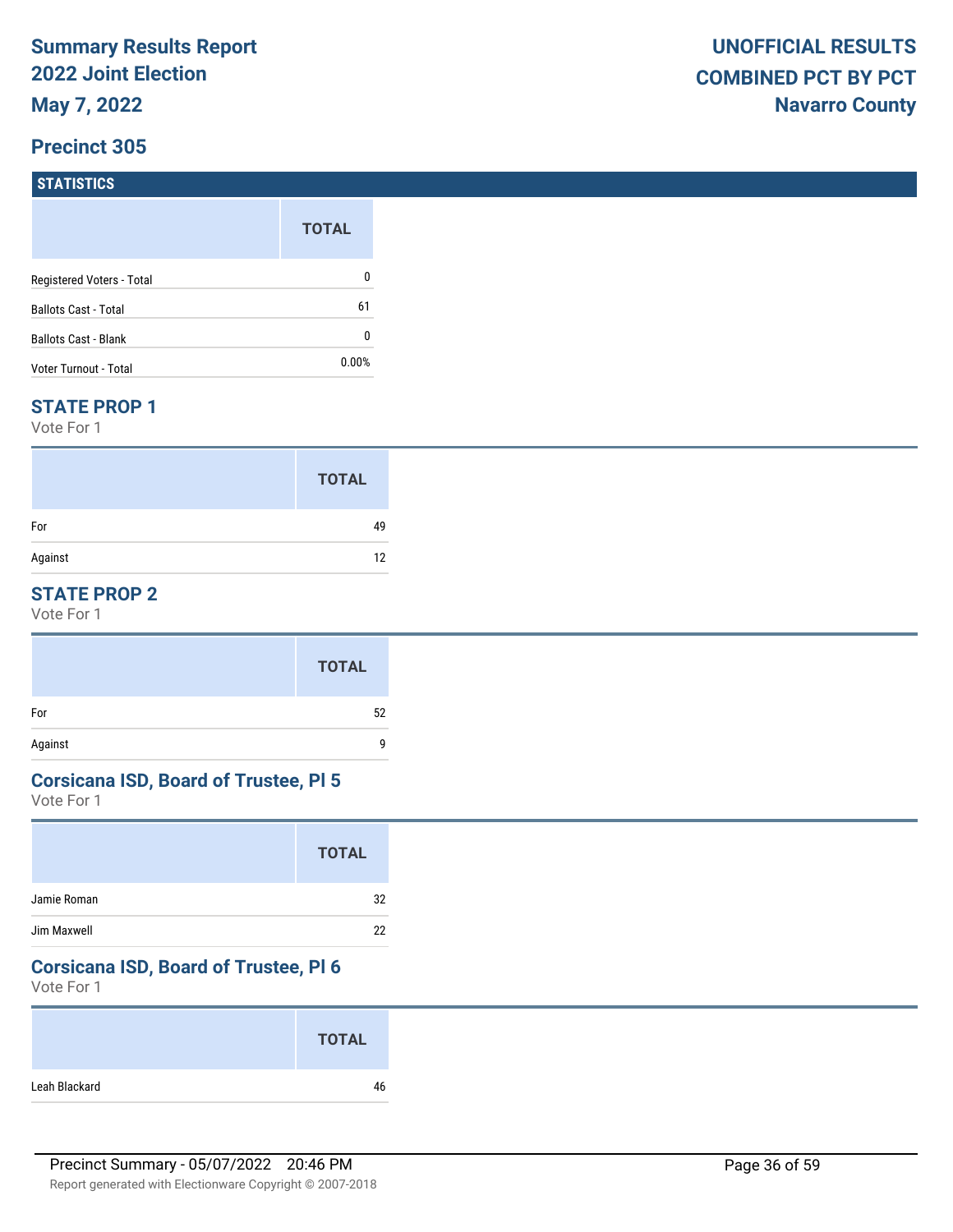**Summary Results Report**
**2022 Joint Election**
**May 7, 2022**

**UNOFFICIAL RESULTS**
**COMBINED PCT BY PCT**
**Navarro County**

## Precinct 305

### STATISTICS

| | TOTAL |
|---|---|
| Registered Voters - Total | 0 |
| Ballots Cast - Total | 61 |
| Ballots Cast - Blank | 0 |
| Voter Turnout - Total | 0.00% |

### STATE PROP 1

Vote For 1

| | TOTAL |
|---|---|
| For | 49 |
| Against | 12 |

### STATE PROP 2

Vote For 1

| | TOTAL |
|---|---|
| For | 52 |
| Against | 9 |

### Corsicana ISD, Board of Trustee, Pl 5

Vote For 1

| | TOTAL |
|---|---|
| Jamie Roman | 32 |
| Jim Maxwell | 22 |

### Corsicana ISD, Board of Trustee, Pl 6

Vote For 1

| | TOTAL |
|---|---|
| Leah Blackard | 46 |

Precinct Summary - 05/07/2022 20:46 PM

Report generated with Electionware Copyright © 2007-2018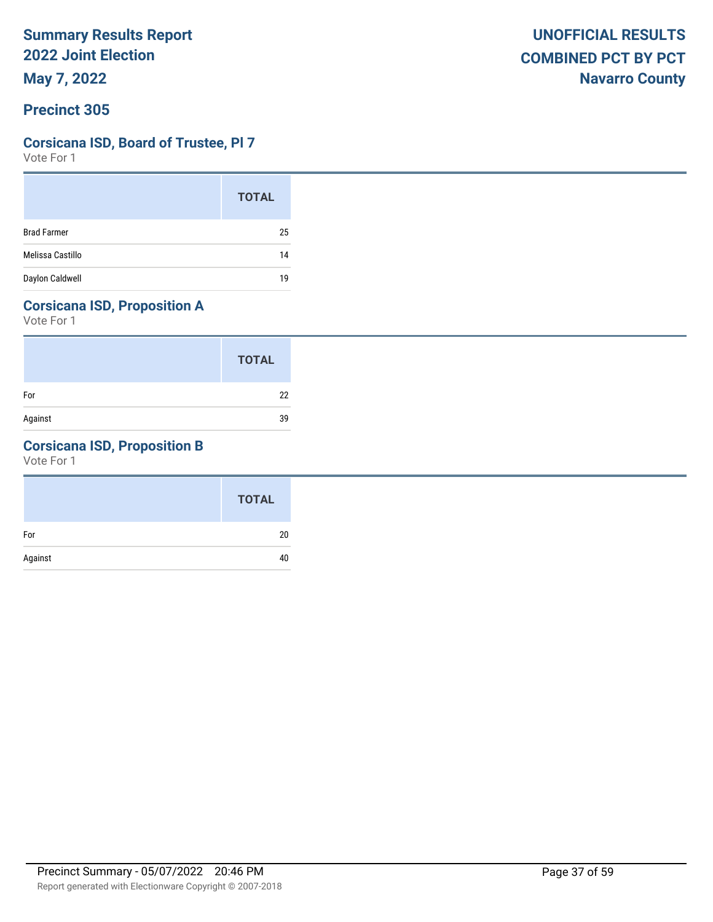# Summary Results Report
## 2022 Joint Election
## May 7, 2022

**UNOFFICIAL RESULTS**
**COMBINED PCT BY PCT**
**Navarro County**

## Precinct 305

### Corsicana ISD, Board of Trustee, Pl 7
Vote For 1

| | TOTAL |
|---|---|
| Brad Farmer | 25 |
| Melissa Castillo | 14 |
| Daylon Caldwell | 19 |

### Corsicana ISD, Proposition A
Vote For 1

| | TOTAL |
|---|---|
| For | 22 |
| Against | 39 |

### Corsicana ISD, Proposition B
Vote For 1

| | TOTAL |
|---|---|
| For | 20 |
| Against | 40 |

Precinct Summary - 05/07/2022 20:46 PM

Report generated with Electionware Copyright © 2007-2018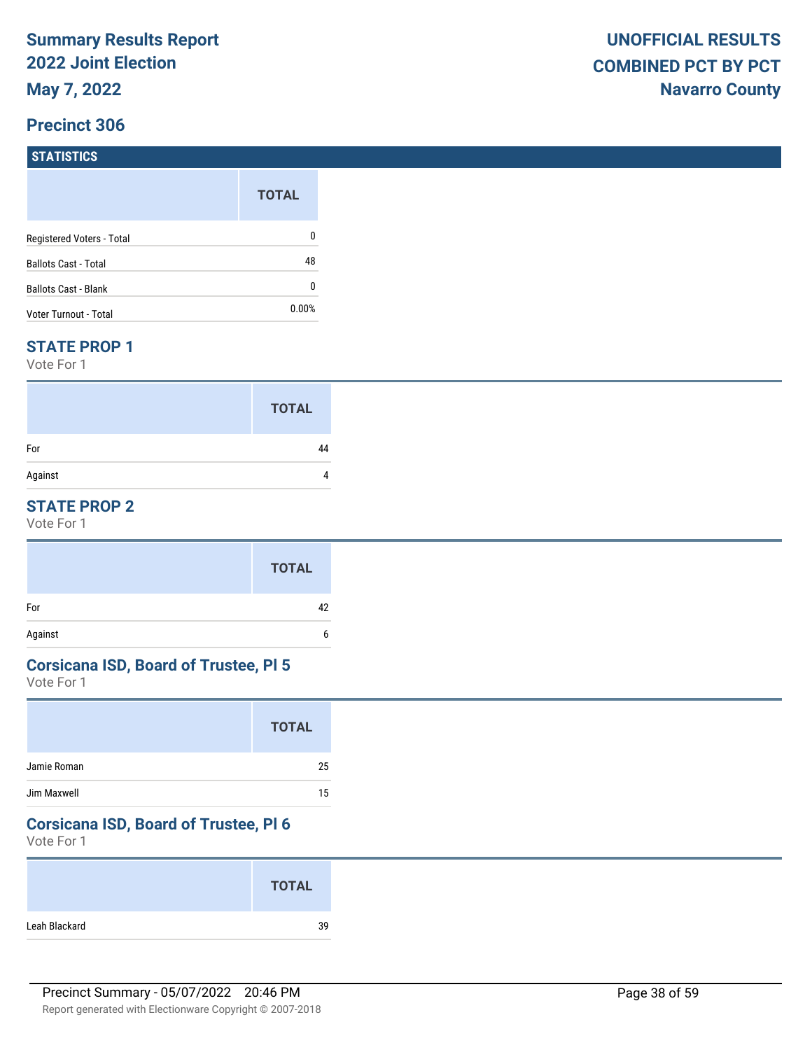**Summary Results Report**
**2022 Joint Election**
**May 7, 2022**

**UNOFFICIAL RESULTS**
**COMBINED PCT BY PCT**
**Navarro County**

## Precinct 306

### STATISTICS

| | TOTAL |
|---|---|
| Registered Voters - Total | 0 |
| Ballots Cast - Total | 48 |
| Ballots Cast - Blank | 0 |
| Voter Turnout - Total | 0.00% |

### STATE PROP 1

Vote For 1

| | TOTAL |
|---|---|
| For | 44 |
| Against | 4 |

### STATE PROP 2

Vote For 1

| | TOTAL |
|---|---|
| For | 42 |
| Against | 6 |

### Corsicana ISD, Board of Trustee, Pl 5

Vote For 1

| | TOTAL |
|---|---|
| Jamie Roman | 25 |
| Jim Maxwell | 15 |

### Corsicana ISD, Board of Trustee, Pl 6

Vote For 1

| | TOTAL |
|---|---|
| Leah Blackard | 39 |

Precinct Summary - 05/07/2022 20:46 PM

Report generated with Electionware Copyright © 2007-2018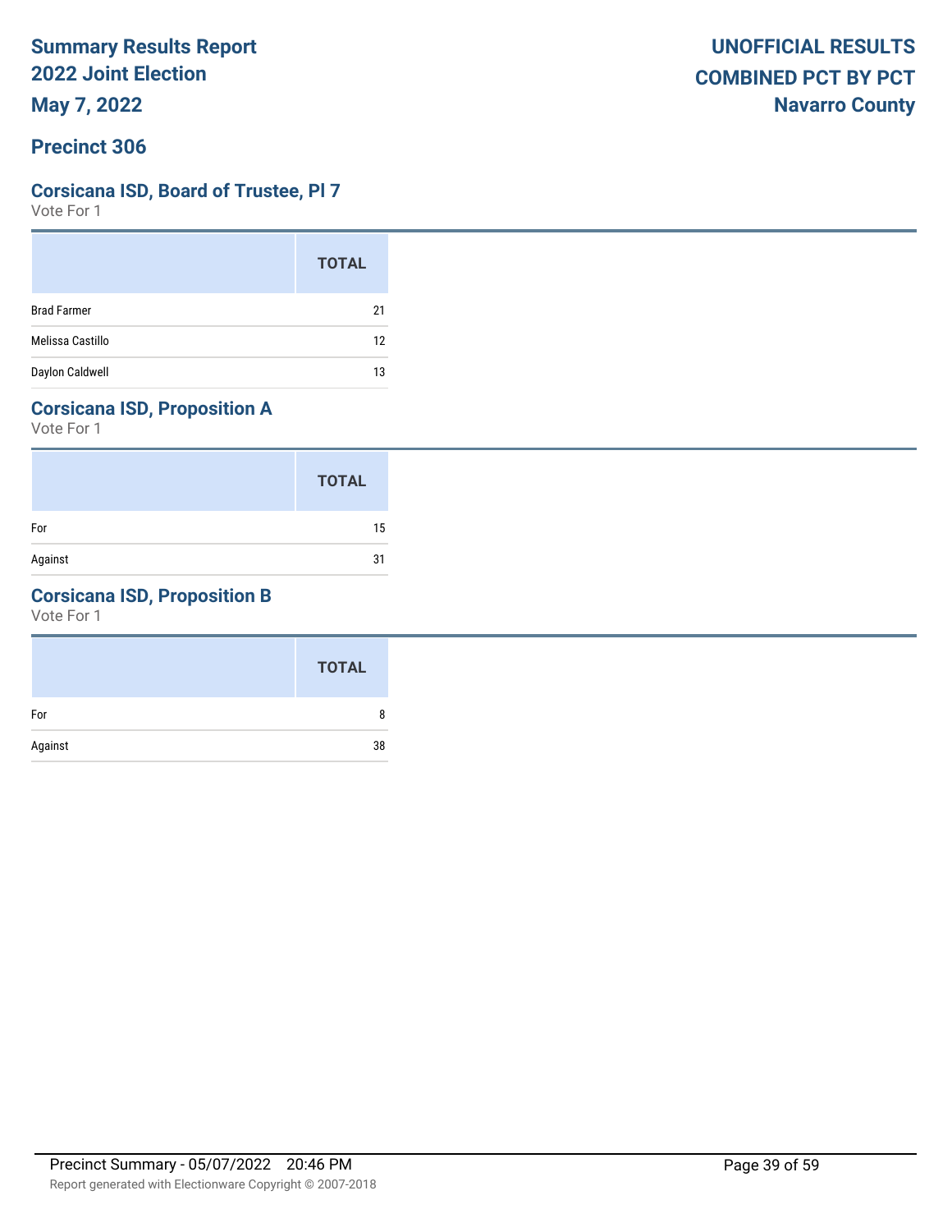# Summary Results Report
## 2022 Joint Election
## May 7, 2022

## UNOFFICIAL RESULTS
## COMBINED PCT BY PCT
## Navarro County

## Precinct 306

### Corsicana ISD, Board of Trustee, Pl 7

Vote For 1

| | TOTAL |
|---|---|
| Brad Farmer | 21 |
| Melissa Castillo | 12 |
| Daylon Caldwell | 13 |

### Corsicana ISD, Proposition A

Vote For 1

| | TOTAL |
|---|---|
| For | 15 |
| Against | 31 |

### Corsicana ISD, Proposition B

Vote For 1

| | TOTAL |
|---|---|
| For | 8 |
| Against | 38 |

Precinct Summary - 05/07/2022 20:46 PM

Report generated with Electionware Copyright © 2007-2018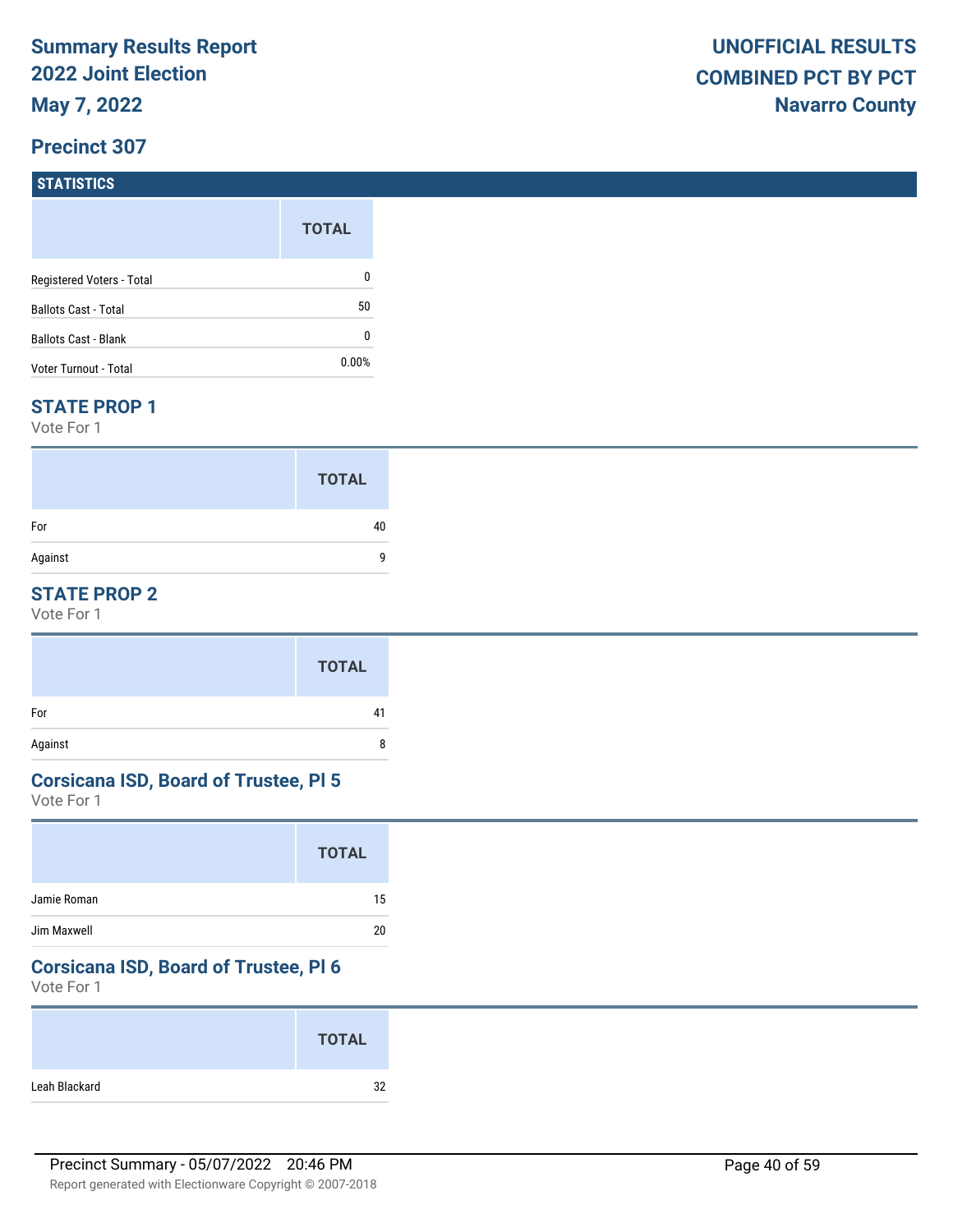**Summary Results Report**
**2022 Joint Election**
**May 7, 2022**

**UNOFFICIAL RESULTS**
**COMBINED PCT BY PCT**
**Navarro County**

## Precinct 307

### STATISTICS

| | TOTAL |
|---|---|
| Registered Voters - Total | 0 |
| Ballots Cast - Total | 50 |
| Ballots Cast - Blank | 0 |
| Voter Turnout - Total | 0.00% |

### STATE PROP 1

Vote For 1

| | TOTAL |
|---|---|
| For | 40 |
| Against | 9 |

### STATE PROP 2

Vote For 1

| | TOTAL |
|---|---|
| For | 41 |
| Against | 8 |

### Corsicana ISD, Board of Trustee, Pl 5

Vote For 1

| | TOTAL |
|---|---|
| Jamie Roman | 15 |
| Jim Maxwell | 20 |

### Corsicana ISD, Board of Trustee, Pl 6

Vote For 1

| | TOTAL |
|---|---|
| Leah Blackard | 32 |

Precinct Summary - 05/07/2022 20:46 PM

Report generated with Electionware Copyright © 2007-2018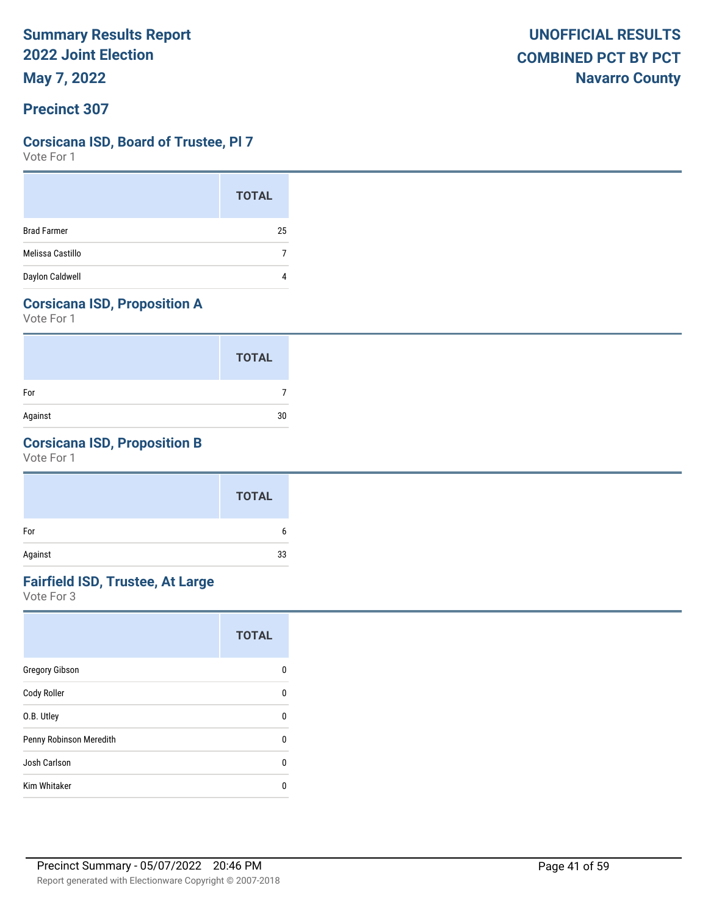# Summary Results Report
## 2022 Joint Election
## May 7, 2022

**UNOFFICIAL RESULTS**
**COMBINED PCT BY PCT**
**Navarro County**

## Precinct 307

### Corsicana ISD, Board of Trustee, Pl 7

Vote For 1

| | TOTAL |
|---|---|
| Brad Farmer | 25 |
| Melissa Castillo | 7 |
| Daylon Caldwell | 4 |

### Corsicana ISD, Proposition A

Vote For 1

| | TOTAL |
|---|---|
| For | 7 |
| Against | 30 |

### Corsicana ISD, Proposition B

Vote For 1

| | TOTAL |
|---|---|
| For | 6 |
| Against | 33 |

### Fairfield ISD, Trustee, At Large

Vote For 3

| | TOTAL |
|---|---|
| Gregory Gibson | 0 |
| Cody Roller | 0 |
| O.B. Utley | 0 |
| Penny Robinson Meredith | 0 |
| Josh Carlson | 0 |
| Kim Whitaker | 0 |

Precinct Summary - 05/07/2022 20:46 PM

Report generated with Electionware Copyright © 2007-2018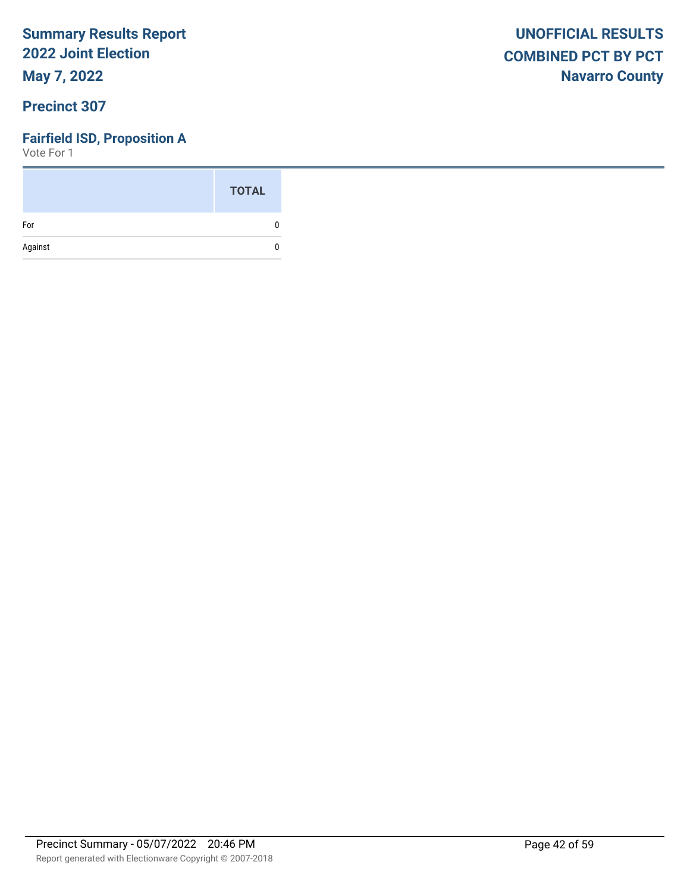## Precinct 307

### Fairfield ISD, Proposition A

Vote For 1

| | TOTAL |
|---|---|
| For | 0 |
| Against | 0 |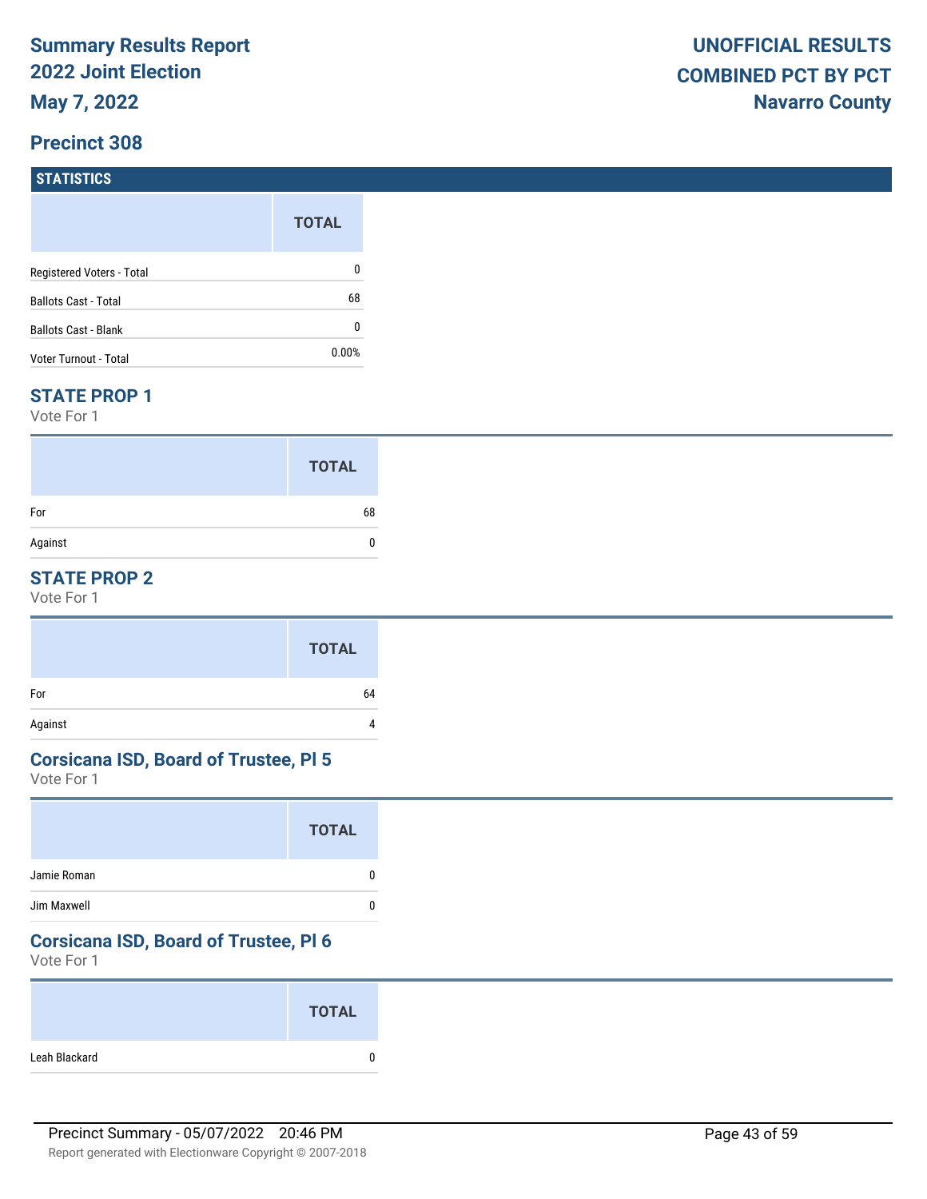**Summary Results Report**
**2022 Joint Election**
**May 7, 2022**

**UNOFFICIAL RESULTS**
**COMBINED PCT BY PCT**
**Navarro County**

## Precinct 308

### STATISTICS

| | TOTAL |
|---|---|
| Registered Voters - Total | 0 |
| Ballots Cast - Total | 68 |
| Ballots Cast - Blank | 0 |
| Voter Turnout - Total | 0.00% |

### STATE PROP 1

Vote For 1

| | TOTAL |
|---|---|
| For | 68 |
| Against | 0 |

### STATE PROP 2

Vote For 1

| | TOTAL |
|---|---|
| For | 64 |
| Against | 4 |

### Corsicana ISD, Board of Trustee, Pl 5

Vote For 1

| | TOTAL |
|---|---|
| Jamie Roman | 0 |
| Jim Maxwell | 0 |

### Corsicana ISD, Board of Trustee, Pl 6

Vote For 1

| | TOTAL |
|---|---|
| Leah Blackard | 0 |

Precinct Summary - 05/07/2022 20:46 PM

Report generated with Electionware Copyright © 2007-2018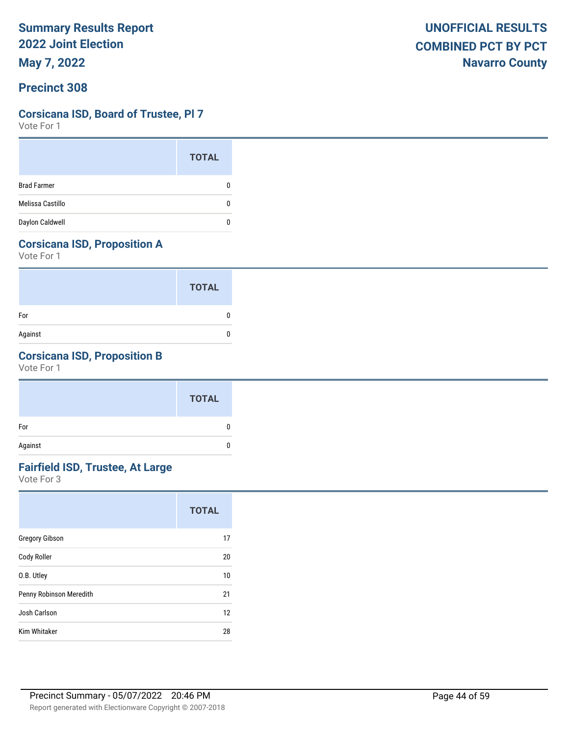# Summary Results Report
# 2022 Joint Election
# May 7, 2022

**UNOFFICIAL RESULTS**
**COMBINED PCT BY PCT**
**Navarro County**

## Precinct 308

### Corsicana ISD, Board of Trustee, Pl 7
Vote For 1

| | TOTAL |
|---|---|
| Brad Farmer | 0 |
| Melissa Castillo | 0 |
| Daylon Caldwell | 0 |

### Corsicana ISD, Proposition A
Vote For 1

| | TOTAL |
|---|---|
| For | 0 |
| Against | 0 |

### Corsicana ISD, Proposition B
Vote For 1

| | TOTAL |
|---|---|
| For | 0 |
| Against | 0 |

### Fairfield ISD, Trustee, At Large
Vote For 3

| | TOTAL |
|---|---|
| Gregory Gibson | 17 |
| Cody Roller | 20 |
| O.B. Utley | 10 |
| Penny Robinson Meredith | 21 |
| Josh Carlson | 12 |
| Kim Whitaker | 28 |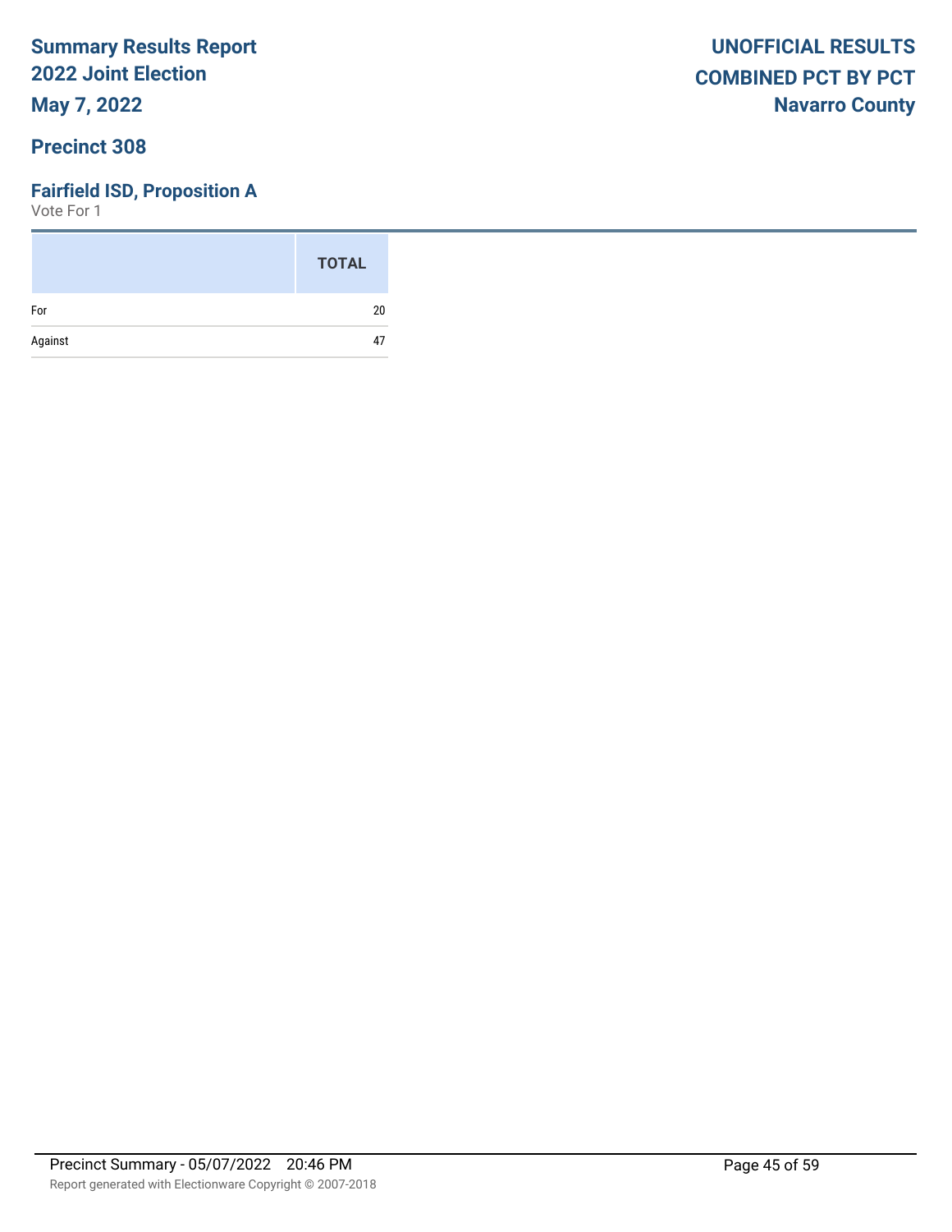# Summary Results Report
# 2022 Joint Election
# May 7, 2022

**UNOFFICIAL RESULTS**
**COMBINED PCT BY PCT**
**Navarro County**

## Precinct 308

### Fairfield ISD, Proposition A

Vote For 1

| | TOTAL |
|---|---|
| For | 20 |
| Against | 47 |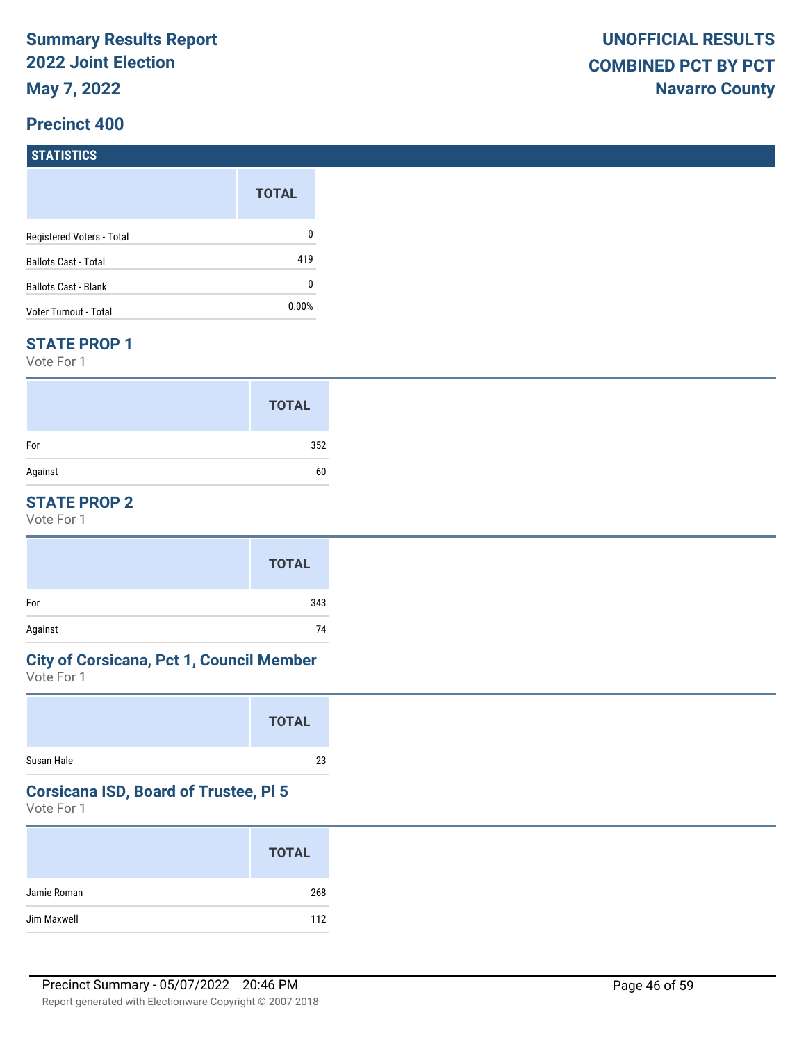**Summary Results Report**
**2022 Joint Election**
**May 7, 2022**

**UNOFFICIAL RESULTS**
**COMBINED PCT BY PCT**
**Navarro County**

## Precinct 400

### STATISTICS

| | TOTAL |
|---|---|
| Registered Voters - Total | 0 |
| Ballots Cast - Total | 419 |
| Ballots Cast - Blank | 0 |
| Voter Turnout - Total | 0.00% |

### STATE PROP 1

Vote For 1

| | TOTAL |
|---|---|
| For | 352 |
| Against | 60 |

### STATE PROP 2

Vote For 1

| | TOTAL |
|---|---|
| For | 343 |
| Against | 74 |

### City of Corsicana, Pct 1, Council Member

Vote For 1

| | TOTAL |
|---|---|
| Susan Hale | 23 |

### Corsicana ISD, Board of Trustee, Pl 5

Vote For 1

| | TOTAL |
|---|---|
| Jamie Roman | 268 |
| Jim Maxwell | 112 |

Precinct Summary - 05/07/2022 20:46 PM

Report generated with Electionware Copyright © 2007-2018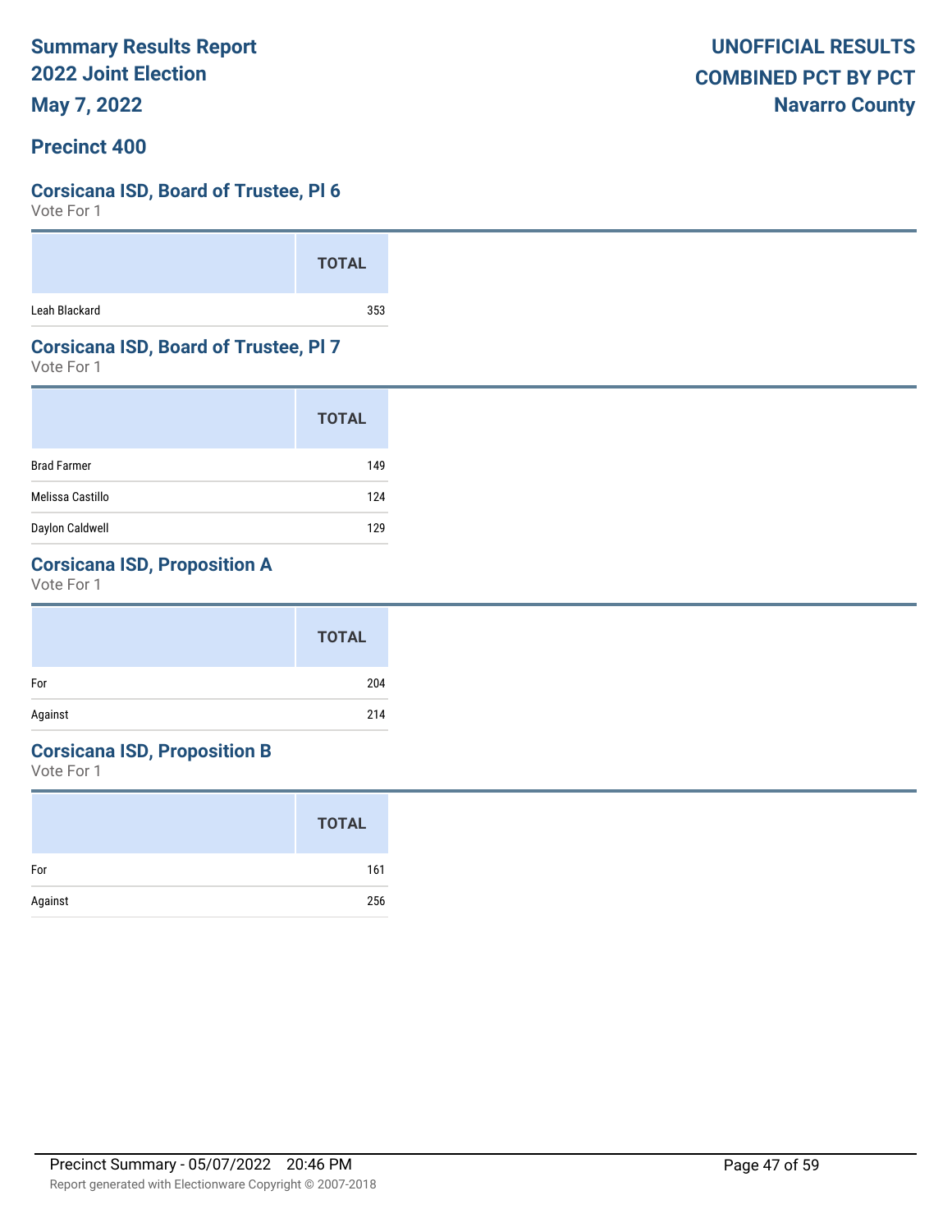# Summary Results Report
## 2022 Joint Election
## May 7, 2022

**UNOFFICIAL RESULTS**
**COMBINED PCT BY PCT**
**Navarro County**

## Precinct 400

### Corsicana ISD, Board of Trustee, Pl 6
Vote For 1

| | TOTAL |
|---|---|
| Leah Blackard | 353 |

### Corsicana ISD, Board of Trustee, Pl 7
Vote For 1

| | TOTAL |
|---|---|
| Brad Farmer | 149 |
| Melissa Castillo | 124 |
| Daylon Caldwell | 129 |

### Corsicana ISD, Proposition A
Vote For 1

| | TOTAL |
|---|---|
| For | 204 |
| Against | 214 |

### Corsicana ISD, Proposition B
Vote For 1

| | TOTAL |
|---|---|
| For | 161 |
| Against | 256 |

Precinct Summary - 05/07/2022 20:46 PM

Report generated with Electionware Copyright © 2007-2018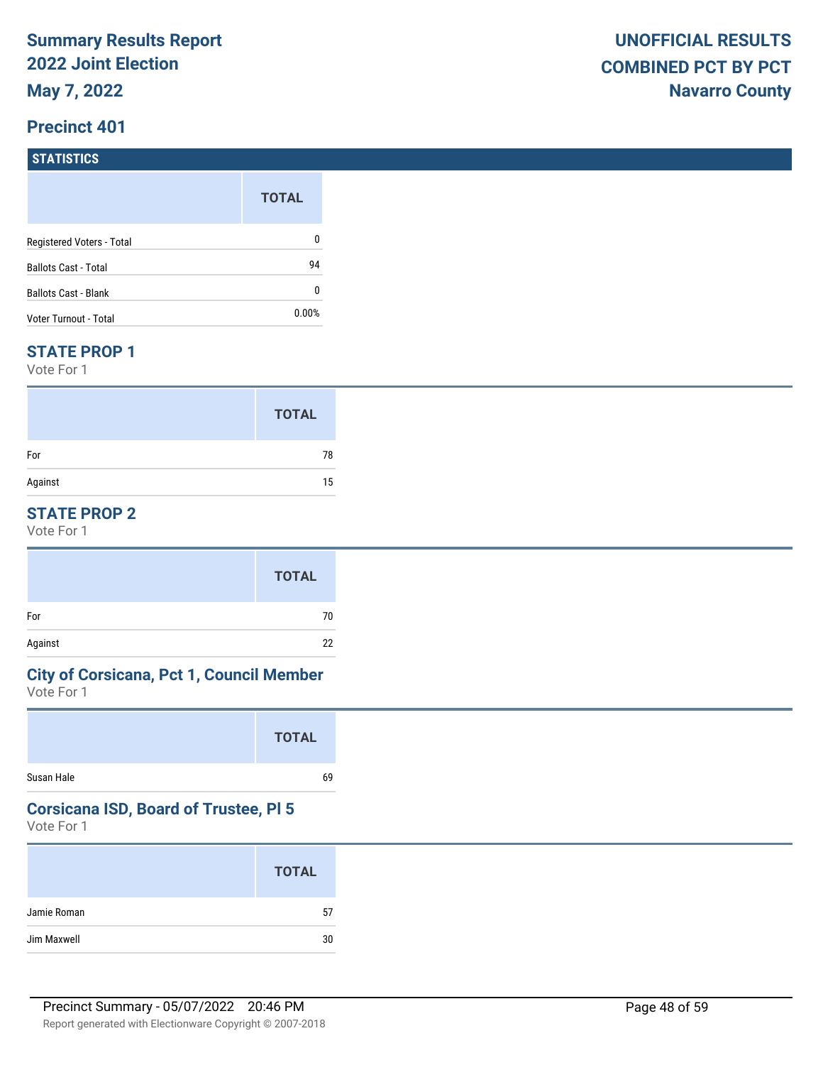# Summary Results Report
# 2022 Joint Election
# May 7, 2022

# UNOFFICIAL RESULTS
# COMBINED PCT BY PCT
# Navarro County

## Precinct 401

### STATISTICS

| | TOTAL |
|---|---|
| Registered Voters - Total | 0 |
| Ballots Cast - Total | 94 |
| Ballots Cast - Blank | 0 |
| Voter Turnout - Total | 0.00% |

### STATE PROP 1

Vote For 1

| | TOTAL |
|---|---|
| For | 78 |
| Against | 15 |

### STATE PROP 2

Vote For 1

| | TOTAL |
|---|---|
| For | 70 |
| Against | 22 |

### City of Corsicana, Pct 1, Council Member

Vote For 1

| | TOTAL |
|---|---|
| Susan Hale | 69 |

### Corsicana ISD, Board of Trustee, Pl 5

Vote For 1

| | TOTAL |
|---|---|
| Jamie Roman | 57 |
| Jim Maxwell | 30 |

Precinct Summary - 05/07/2022 20:46 PM

Report generated with Electionware Copyright © 2007-2018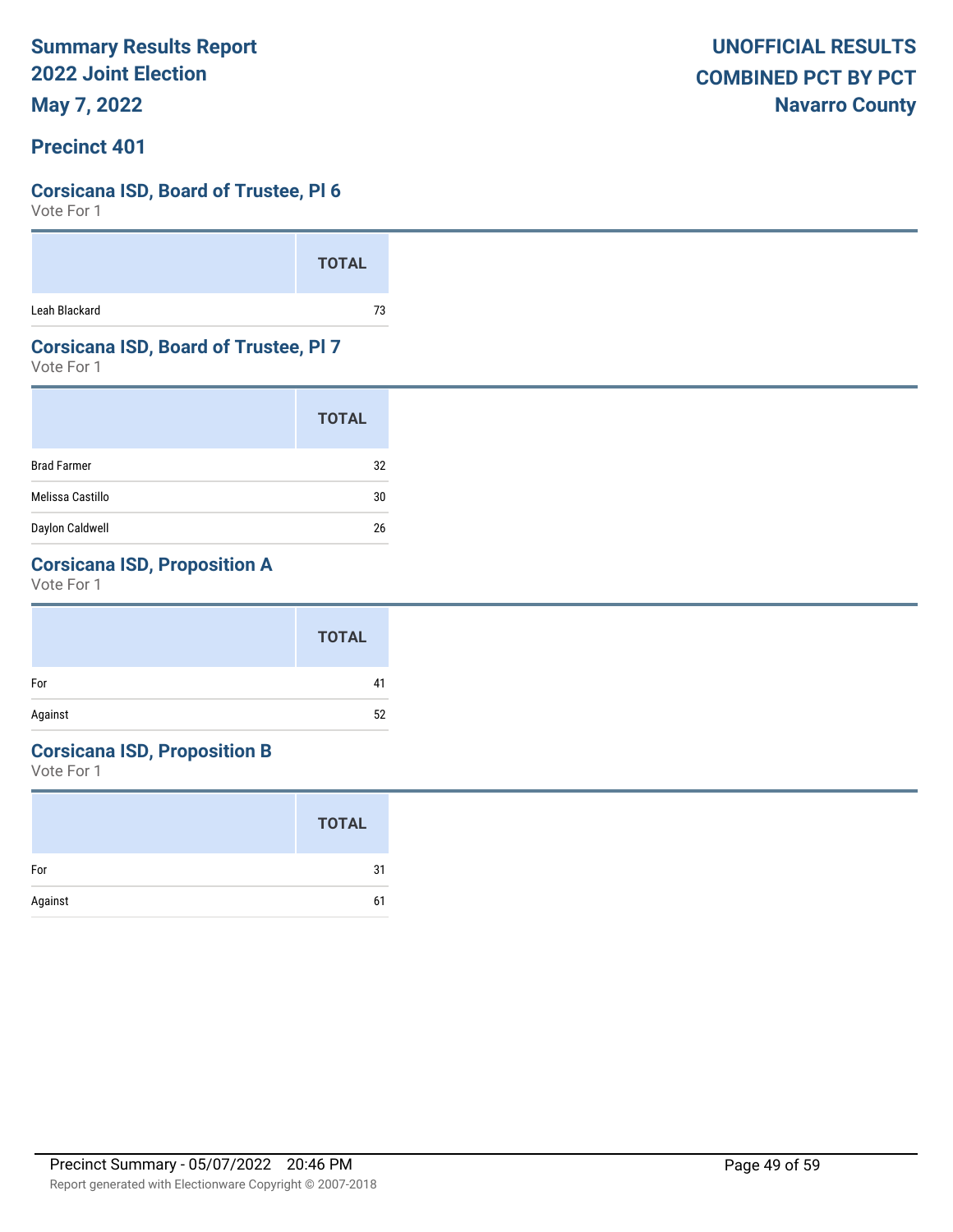**Summary Results Report**
**2022 Joint Election**
**May 7, 2022**

**UNOFFICIAL RESULTS**
**COMBINED PCT BY PCT**
**Navarro County**

## Precinct 401

### Corsicana ISD, Board of Trustee, Pl 6

Vote For 1

| | TOTAL |
|---|---|
| Leah Blackard | 73 |

### Corsicana ISD, Board of Trustee, Pl 7

Vote For 1

| | TOTAL |
|---|---|
| Brad Farmer | 32 |
| Melissa Castillo | 30 |
| Daylon Caldwell | 26 |

### Corsicana ISD, Proposition A

Vote For 1

| | TOTAL |
|---|---|
| For | 41 |
| Against | 52 |

### Corsicana ISD, Proposition B

Vote For 1

| | TOTAL |
|---|---|
| For | 31 |
| Against | 61 |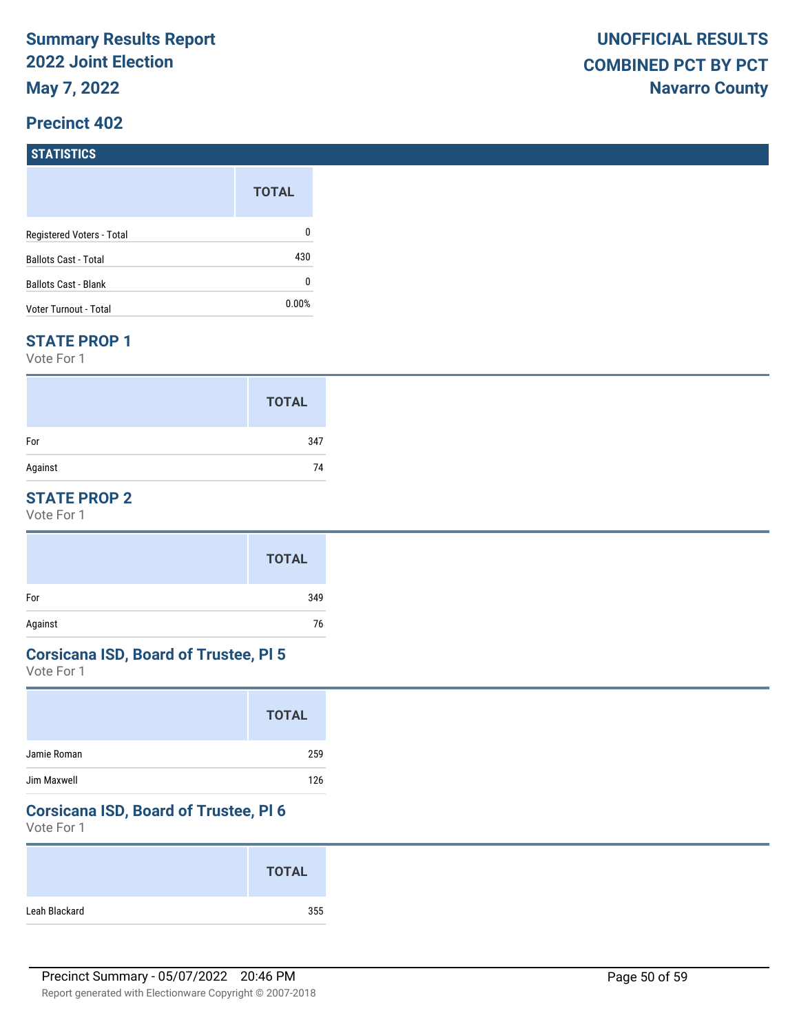# Summary Results Report
# 2022 Joint Election
# May 7, 2022

**UNOFFICIAL RESULTS**
**COMBINED PCT BY PCT**
**Navarro County**

## Precinct 402

### STATISTICS

| | TOTAL |
|---|---|
| Registered Voters - Total | 0 |
| Ballots Cast - Total | 430 |
| Ballots Cast - Blank | 0 |
| Voter Turnout - Total | 0.00% |

### STATE PROP 1

Vote For 1

| | TOTAL |
|---|---|
| For | 347 |
| Against | 74 |

### STATE PROP 2

Vote For 1

| | TOTAL |
|---|---|
| For | 349 |
| Against | 76 |

### Corsicana ISD, Board of Trustee, Pl 5

Vote For 1

| | TOTAL |
|---|---|
| Jamie Roman | 259 |
| Jim Maxwell | 126 |

### Corsicana ISD, Board of Trustee, Pl 6

Vote For 1

| | TOTAL |
|---|---|
| Leah Blackard | 355 |

Precinct Summary - 05/07/2022 20:46 PM

Report generated with Electionware Copyright © 2007-2018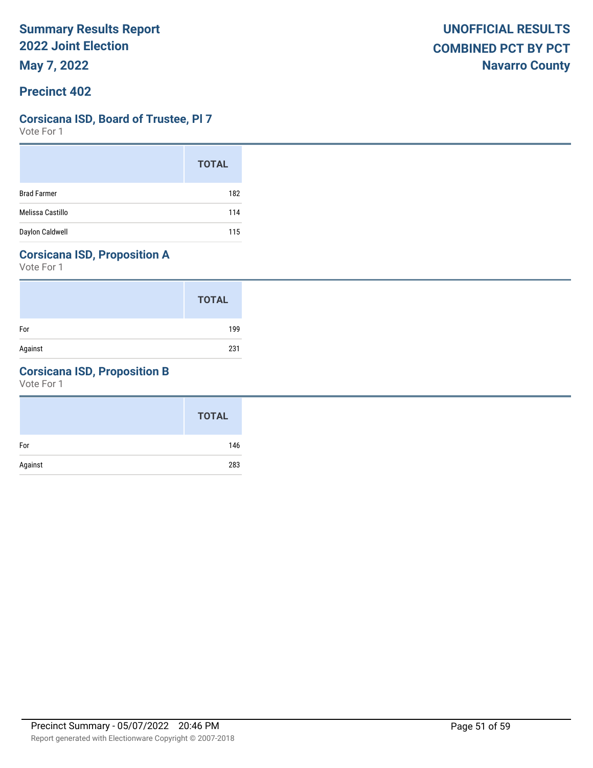**Summary Results Report**
**2022 Joint Election**
**May 7, 2022**

**UNOFFICIAL RESULTS**
**COMBINED PCT BY PCT**
**Navarro County**

## Precinct 402

### Corsicana ISD, Board of Trustee, Pl 7

Vote For 1

| | TOTAL |
|---|---|
| Brad Farmer | 182 |
| Melissa Castillo | 114 |
| Daylon Caldwell | 115 |

### Corsicana ISD, Proposition A

Vote For 1

| | TOTAL |
|---|---|
| For | 199 |
| Against | 231 |

### Corsicana ISD, Proposition B

Vote For 1

| | TOTAL |
|---|---|
| For | 146 |
| Against | 283 |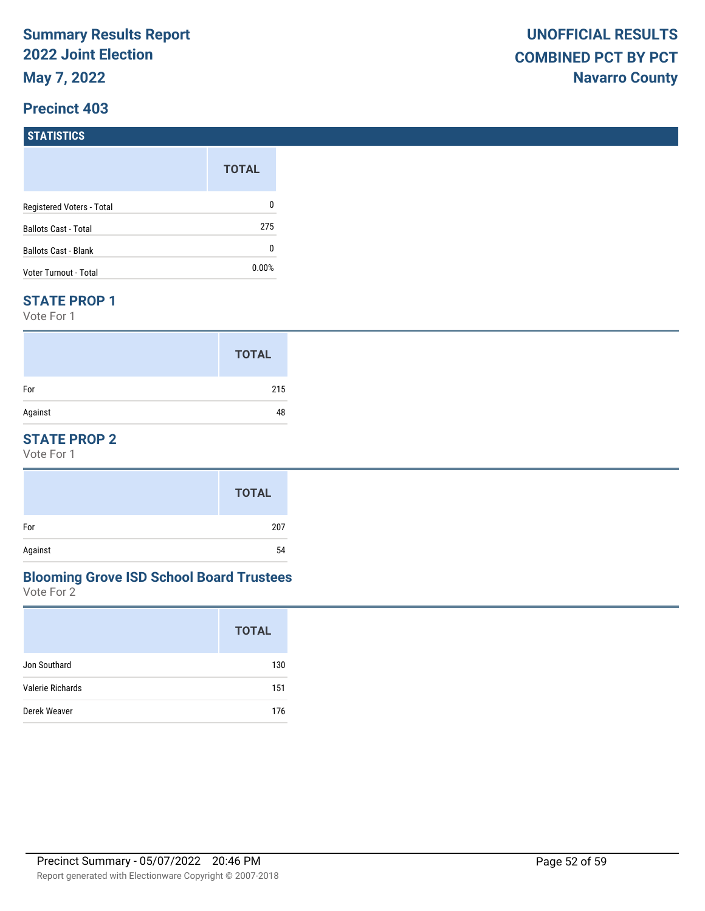# Summary Results Report
## 2022 Joint Election
## May 7, 2022

**UNOFFICIAL RESULTS**
**COMBINED PCT BY PCT**
**Navarro County**

## Precinct 403

### STATISTICS

| | TOTAL |
|---|---|
| Registered Voters - Total | 0 |
| Ballots Cast - Total | 275 |
| Ballots Cast - Blank | 0 |
| Voter Turnout - Total | 0.00% |

### STATE PROP 1

Vote For 1

| | TOTAL |
|---|---|
| For | 215 |
| Against | 48 |

### STATE PROP 2

Vote For 1

| | TOTAL |
|---|---|
| For | 207 |
| Against | 54 |

### Blooming Grove ISD School Board Trustees

Vote For 2

| | TOTAL |
|---|---|
| Jon Southard | 130 |
| Valerie Richards | 151 |
| Derek Weaver | 176 |

Precinct Summary - 05/07/2022 20:46 PM

Report generated with Electionware Copyright © 2007-2018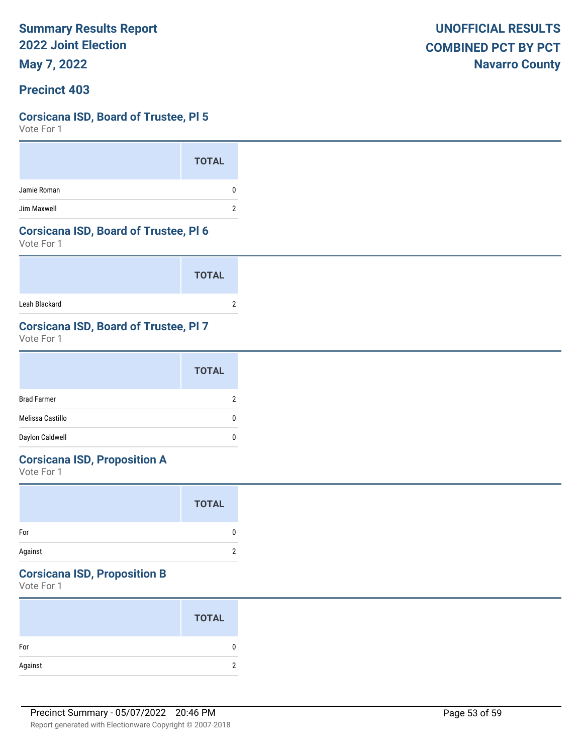# Summary Results Report
## 2022 Joint Election
## May 7, 2022

**UNOFFICIAL RESULTS**
**COMBINED PCT BY PCT**
**Navarro County**

## Precinct 403

### Corsicana ISD, Board of Trustee, Pl 5
Vote For 1

| | TOTAL |
|---|---|
| Jamie Roman | 0 |
| Jim Maxwell | 2 |

### Corsicana ISD, Board of Trustee, Pl 6
Vote For 1

| | TOTAL |
|---|---|
| Leah Blackard | 2 |

### Corsicana ISD, Board of Trustee, Pl 7
Vote For 1

| | TOTAL |
|---|---|
| Brad Farmer | 2 |
| Melissa Castillo | 0 |
| Daylon Caldwell | 0 |

### Corsicana ISD, Proposition A
Vote For 1

| | TOTAL |
|---|---|
| For | 0 |
| Against | 2 |

### Corsicana ISD, Proposition B
Vote For 1

| | TOTAL |
|---|---|
| For | 0 |
| Against | 2 |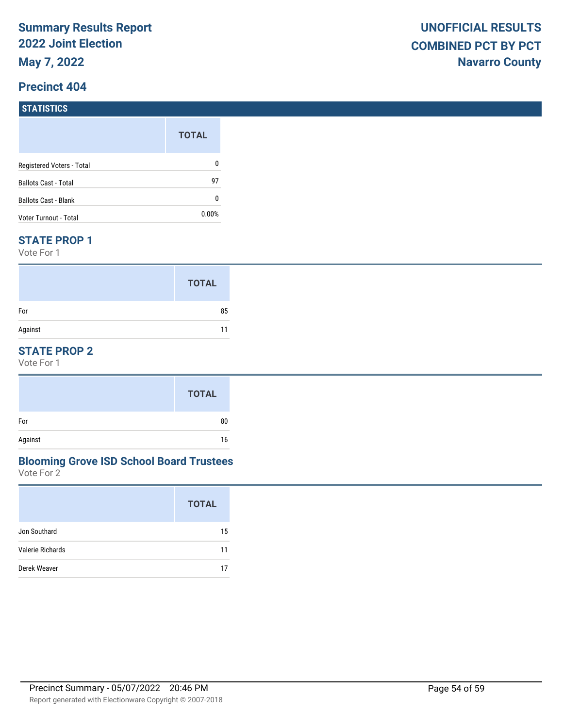**Summary Results Report**
**2022 Joint Election**
**May 7, 2022**

**UNOFFICIAL RESULTS**
**COMBINED PCT BY PCT**
**Navarro County**

## Precinct 404

### STATISTICS

| | TOTAL |
|---|---|
| Registered Voters - Total | 0 |
| Ballots Cast - Total | 97 |
| Ballots Cast - Blank | 0 |
| Voter Turnout - Total | 0.00% |

### STATE PROP 1

Vote For 1

| | TOTAL |
|---|---|
| For | 85 |
| Against | 11 |

### STATE PROP 2

Vote For 1

| | TOTAL |
|---|---|
| For | 80 |
| Against | 16 |

### Blooming Grove ISD School Board Trustees

Vote For 2

| | TOTAL |
|---|---|
| Jon Southard | 15 |
| Valerie Richards | 11 |
| Derek Weaver | 17 |

Precinct Summary - 05/07/2022 20:46 PM

Report generated with Electionware Copyright © 2007-2018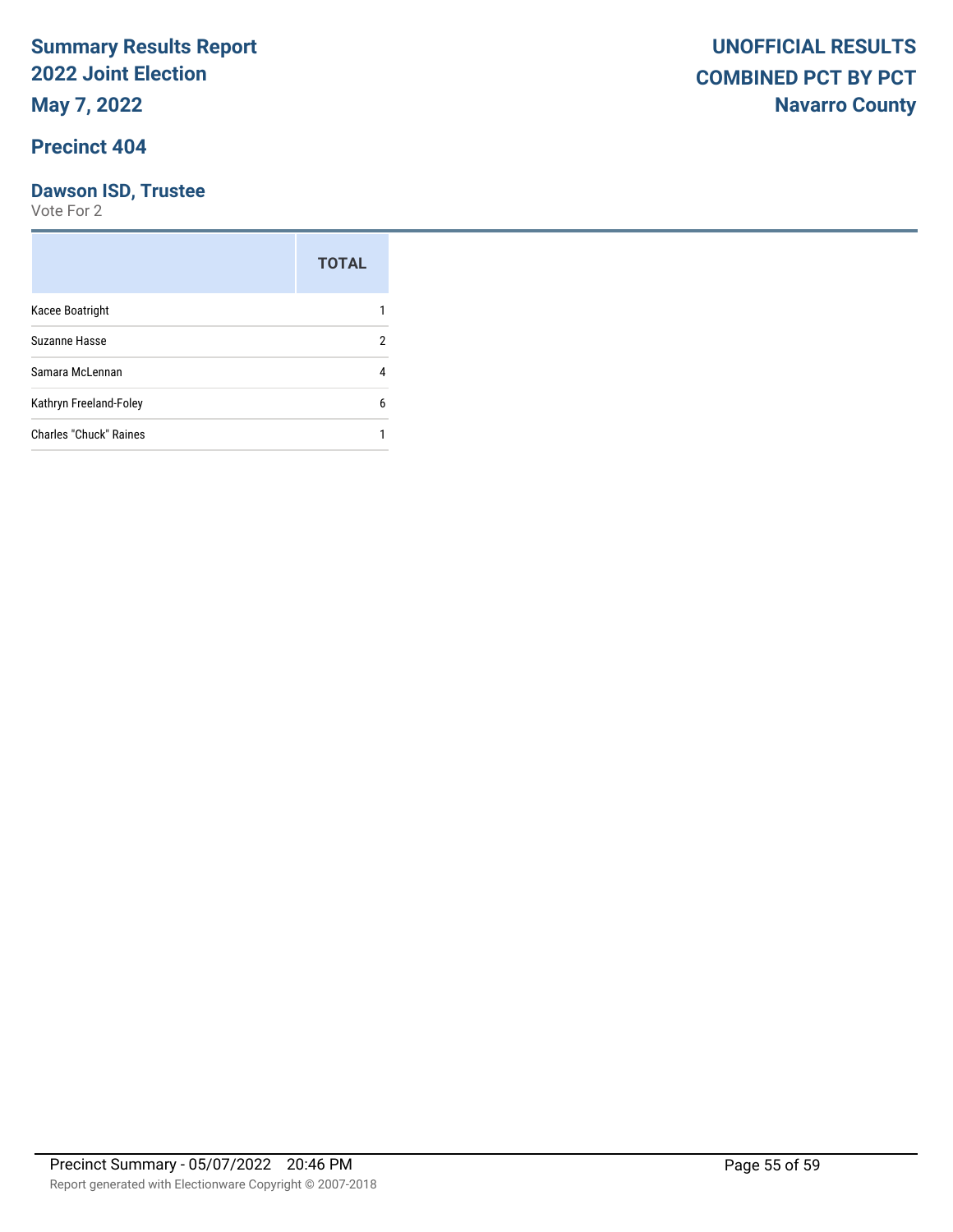# Summary Results Report
## 2022 Joint Election
## May 7, 2022

**UNOFFICIAL RESULTS**
**COMBINED PCT BY PCT**
**Navarro County**

## Precinct 404

### Dawson ISD, Trustee

Vote For 2

| | TOTAL |
|---|---|
| Kacee Boatright | 1 |
| Suzanne Hasse | 2 |
| Samara McLennan | 4 |
| Kathryn Freeland-Foley | 6 |
| Charles "Chuck" Raines | 1 |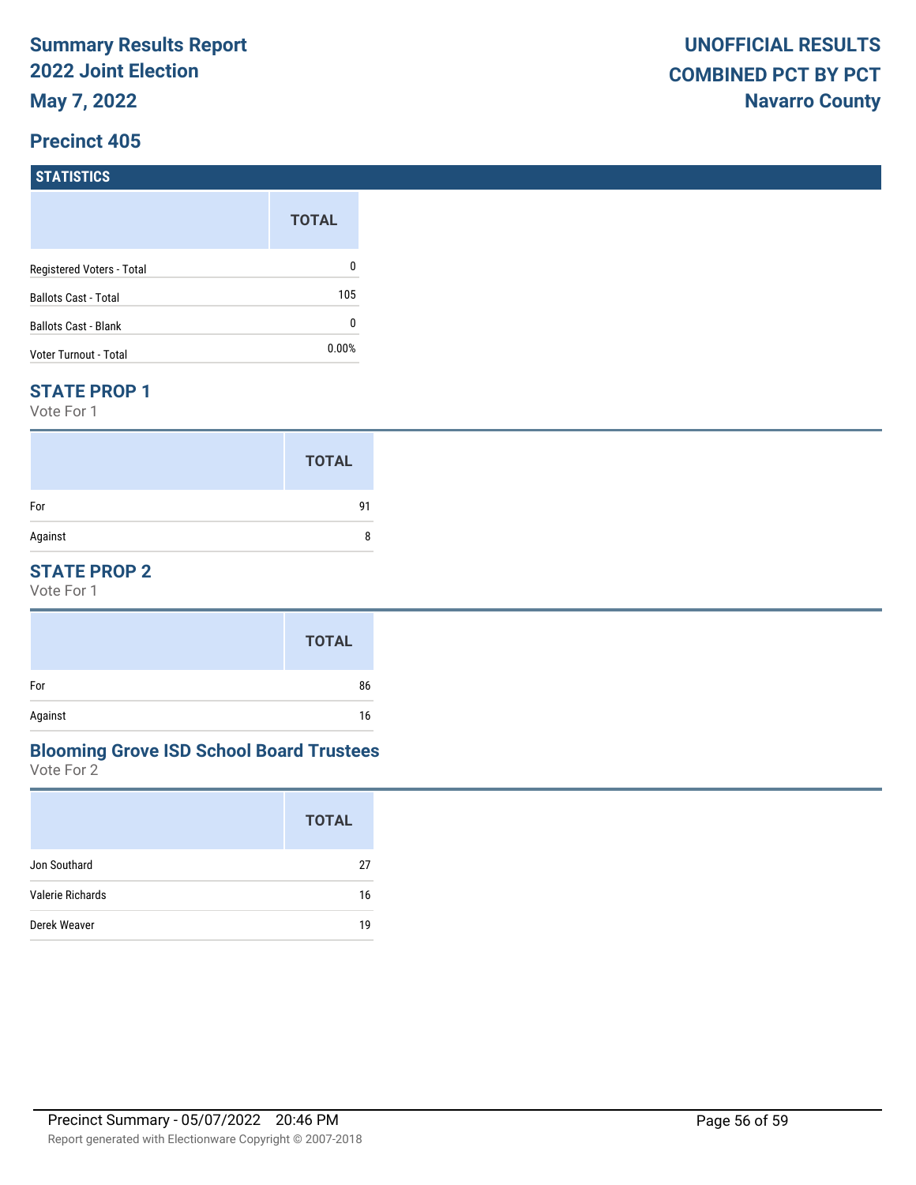# Summary Results Report
## 2022 Joint Election
## May 7, 2022

## UNOFFICIAL RESULTS
## COMBINED PCT BY PCT
## Navarro County

## Precinct 405

### STATISTICS

| | TOTAL |
|---|---|
| Registered Voters - Total | 0 |
| Ballots Cast - Total | 105 |
| Ballots Cast - Blank | 0 |
| Voter Turnout - Total | 0.00% |

### STATE PROP 1

Vote For 1

| | TOTAL |
|---|---|
| For | 91 |
| Against | 8 |

### STATE PROP 2

Vote For 1

| | TOTAL |
|---|---|
| For | 86 |
| Against | 16 |

### Blooming Grove ISD School Board Trustees

Vote For 2

| | TOTAL |
|---|---|
| Jon Southard | 27 |
| Valerie Richards | 16 |
| Derek Weaver | 19 |

Precinct Summary - 05/07/2022 20:46 PM

Report generated with Electionware Copyright © 2007-2018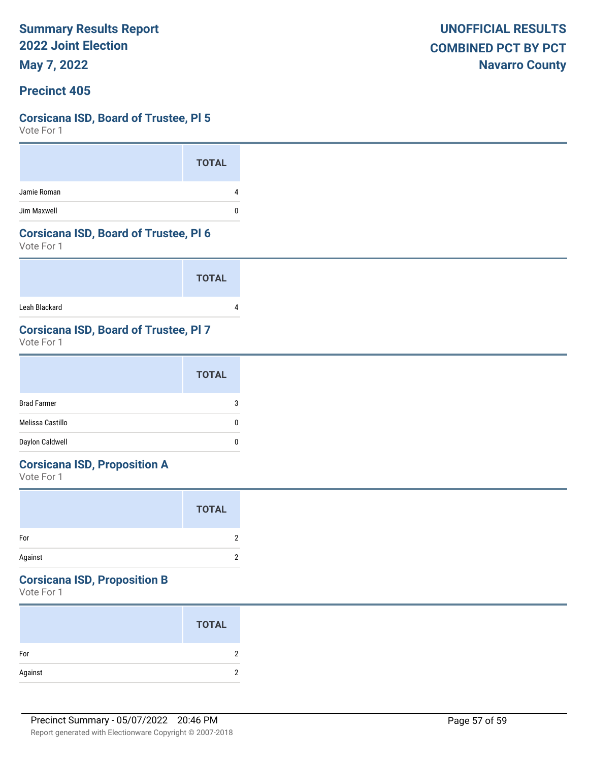# Summary Results Report
## 2022 Joint Election
## May 7, 2022

**UNOFFICIAL RESULTS**
**COMBINED PCT BY PCT**
**Navarro County**

## Precinct 405

### Corsicana ISD, Board of Trustee, Pl 5
Vote For 1

| | TOTAL |
|---|---|
| Jamie Roman | 4 |
| Jim Maxwell | 0 |

### Corsicana ISD, Board of Trustee, Pl 6
Vote For 1

| | TOTAL |
|---|---|
| Leah Blackard | 4 |

### Corsicana ISD, Board of Trustee, Pl 7
Vote For 1

| | TOTAL |
|---|---|
| Brad Farmer | 3 |
| Melissa Castillo | 0 |
| Daylon Caldwell | 0 |

### Corsicana ISD, Proposition A
Vote For 1

| | TOTAL |
|---|---|
| For | 2 |
| Against | 2 |

### Corsicana ISD, Proposition B
Vote For 1

| | TOTAL |
|---|---|
| For | 2 |
| Against | 2 |

Precinct Summary - 05/07/2022 20:46 PM

Report generated with Electionware Copyright © 2007-2018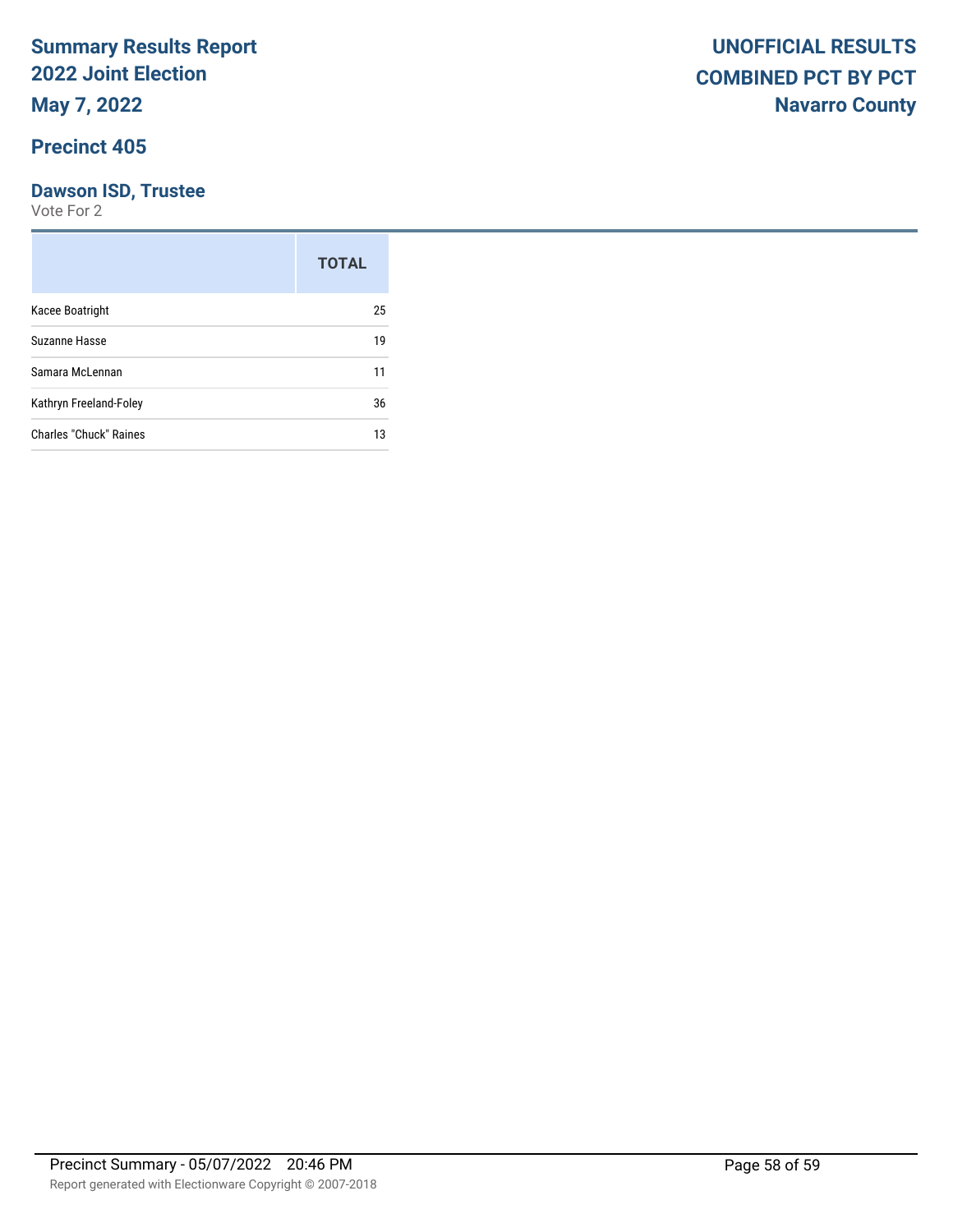# Summary Results Report
# 2022 Joint Election
# May 7, 2022

## UNOFFICIAL RESULTS
## COMBINED PCT BY PCT
## Navarro County

## Precinct 405

### Dawson ISD, Trustee

Vote For 2

| | TOTAL |
|---|---|
| Kacee Boatright | 25 |
| Suzanne Hasse | 19 |
| Samara McLennan | 11 |
| Kathryn Freeland-Foley | 36 |
| Charles "Chuck" Raines | 13 |

Precinct Summary - 05/07/2022 20:46 PM

Report generated with Electionware Copyright © 2007-2018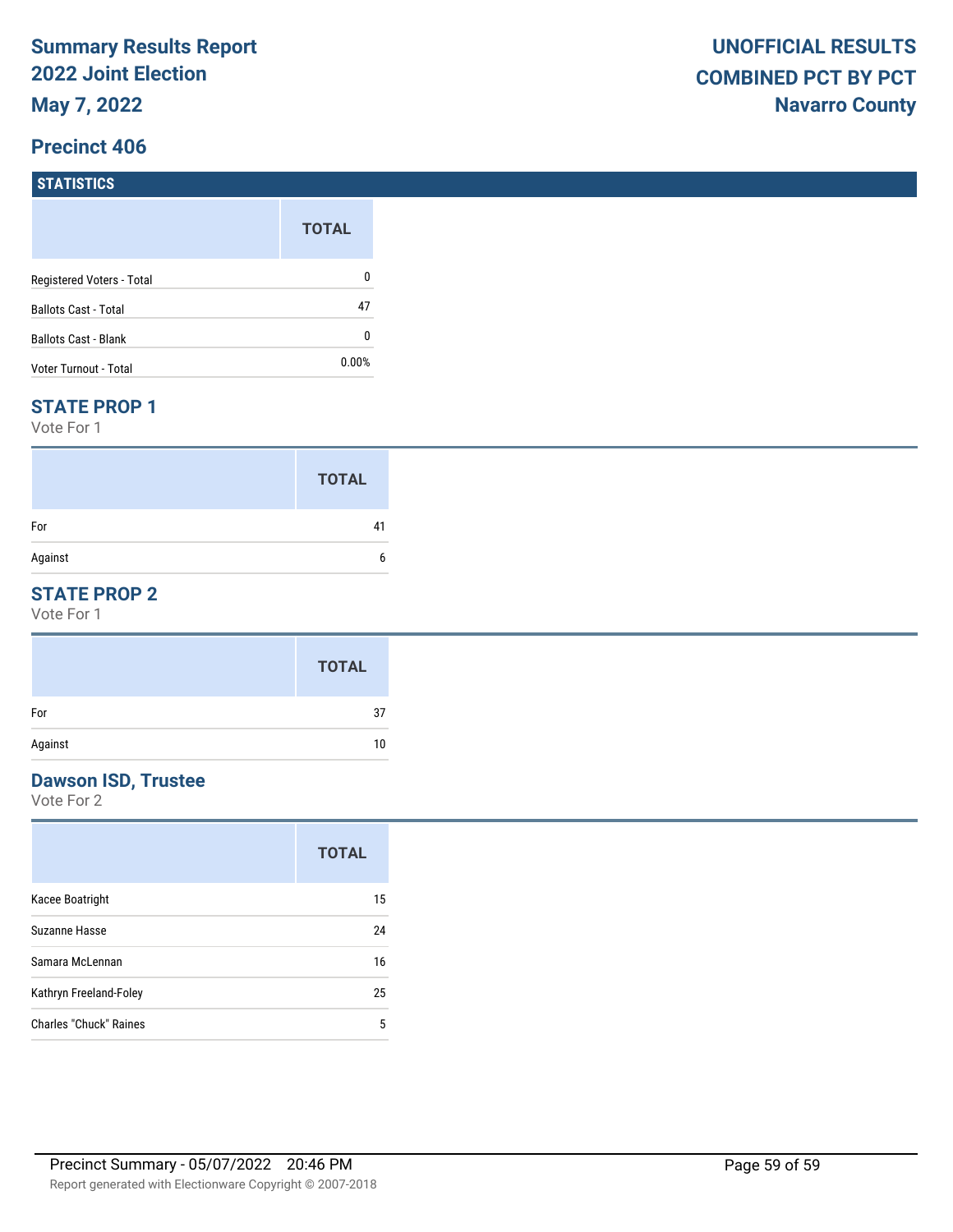# Summary Results Report
# 2022 Joint Election
# May 7, 2022

# UNOFFICIAL RESULTS
# COMBINED PCT BY PCT
# Navarro County

## Precinct 406

### STATISTICS

| | TOTAL |
|---|---|
| Registered Voters - Total | 0 |
| Ballots Cast - Total | 47 |
| Ballots Cast - Blank | 0 |
| Voter Turnout - Total | 0.00% |

### STATE PROP 1

Vote For 1

| | TOTAL |
|---|---|
| For | 41 |
| Against | 6 |

### STATE PROP 2

Vote For 1

| | TOTAL |
|---|---|
| For | 37 |
| Against | 10 |

### Dawson ISD, Trustee

Vote For 2

| | TOTAL |
|---|---|
| Kacee Boatright | 15 |
| Suzanne Hasse | 24 |
| Samara McLennan | 16 |
| Kathryn Freeland-Foley | 25 |
| Charles "Chuck" Raines | 5 |

Precinct Summary - 05/07/2022 20:46 PM

Report generated with Electionware Copyright © 2007-2018